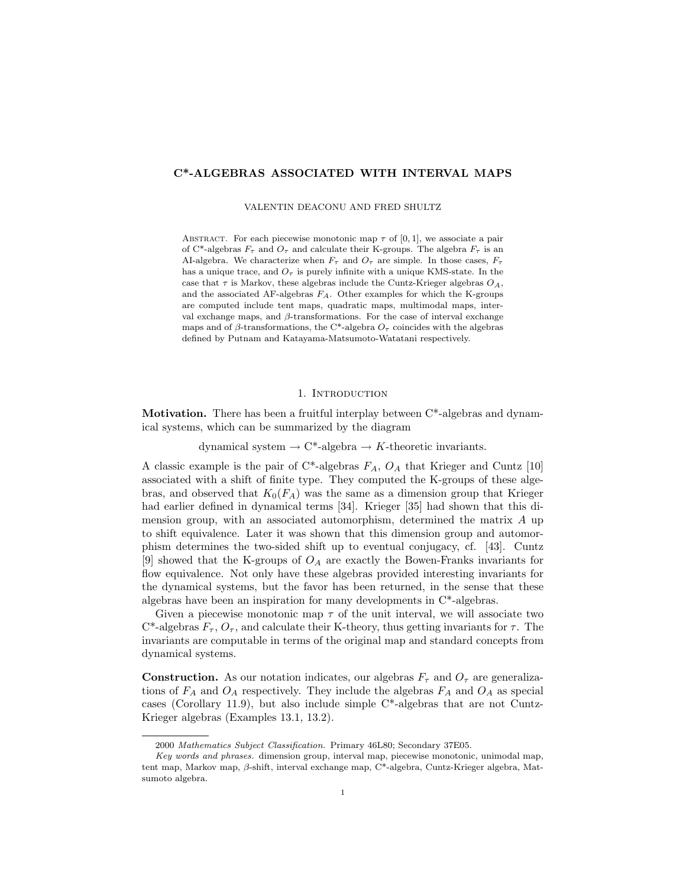# C*-ALGEBRAS ASSOCIATED WITH INTERVAL MAPS

VALENTIN DEACONU AND FRED SHULTZ

Abstract. For each piecewise monotonic map $\tau$ of $[0,1]$, we associate a pair of C*-algebras $F_\tau$ and $O_\tau$ and calculate their K-groups. The algebra $F_\tau$ is an AI-algebra. We characterize when $F_\tau$ and $O_\tau$ are simple. In those cases, $F_\tau$ has a unique trace, and $O_\tau$ is purely infinite with a unique KMS-state. In the case that $\tau$ is Markov, these algebras include the Cuntz-Krieger algebras $O_A$, and the associated AF-algebras $F_A$. Other examples for which the K-groups are computed include tent maps, quadratic maps, multimodal maps, interval exchange maps, and $\beta$-transformations. For the case of interval exchange maps and of $\beta$-transformations, the C*-algebra $O_\tau$ coincides with the algebras defined by Putnam and Katayama-Matsumoto-Watatani respectively.

## 1. Introduction

**Motivation.** There has been a fruitful interplay between C*-algebras and dynamical systems, which can be summarized by the diagram

$$\text{dynamical system} \to \text{C*-algebra} \to K\text{-theoretic invariants.}$$

A classic example is the pair of C*-algebras $F_A$, $O_A$ that Krieger and Cuntz [10] associated with a shift of finite type. They computed the K-groups of these algebras, and observed that $K_0(F_A)$ was the same as a dimension group that Krieger had earlier defined in dynamical terms [34]. Krieger [35] had shown that this dimension group, with an associated automorphism, determined the matrix $A$ up to shift equivalence. Later it was shown that this dimension group and automorphism determines the two-sided shift up to eventual conjugacy, cf. [43]. Cuntz [9] showed that the K-groups of $O_A$ are exactly the Bowen-Franks invariants for flow equivalence. Not only have these algebras provided interesting invariants for the dynamical systems, but the favor has been returned, in the sense that these algebras have been an inspiration for many developments in C*-algebras.

Given a piecewise monotonic map $\tau$ of the unit interval, we will associate two C*-algebras $F_\tau$, $O_\tau$, and calculate their K-theory, thus getting invariants for $\tau$. The invariants are computable in terms of the original map and standard concepts from dynamical systems.

**Construction.** As our notation indicates, our algebras $F_\tau$ and $O_\tau$ are generalizations of $F_A$ and $O_A$ respectively. They include the algebras $F_A$ and $O_A$ as special cases (Corollary 11.9), but also include simple C*-algebras that are not Cuntz-Krieger algebras (Examples 13.1, 13.2).

---

2000 *Mathematics Subject Classification.* Primary 46L80; Secondary 37E05.

*Key words and phrases.* dimension group, interval map, piecewise monotonic, unimodal map, tent map, Markov map, $\beta$-shift, interval exchange map, C*-algebra, Cuntz-Krieger algebra, Matsumoto algebra.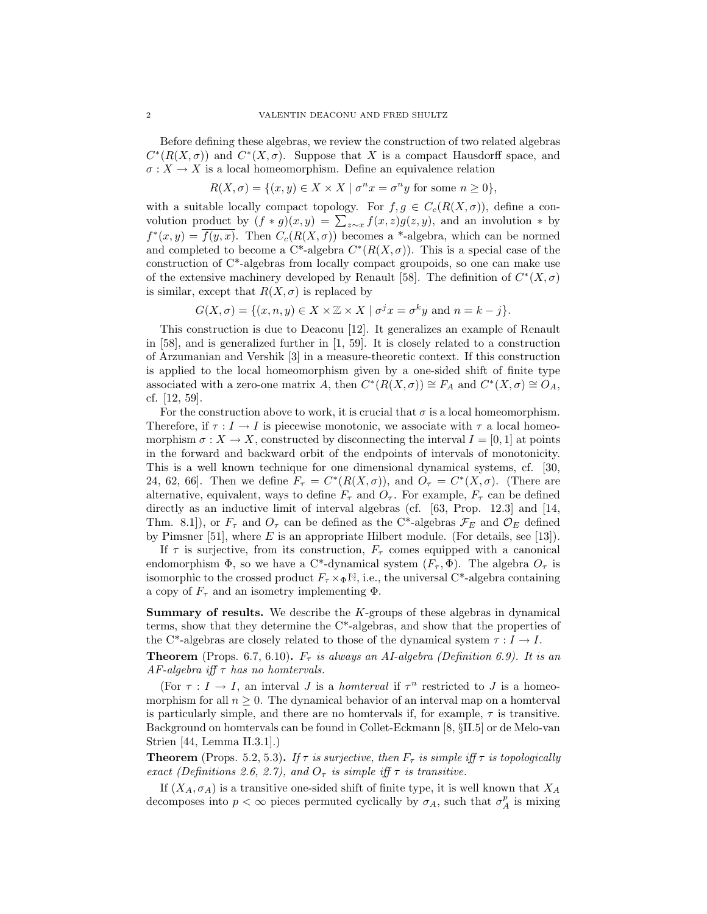Before defining these algebras, we review the construction of two related algebras $C^*(R(X,\sigma))$ and $C^*(X,\sigma)$. Suppose that $X$ is a compact Hausdorff space, and $\sigma : X \to X$ is a local homeomorphism. Define an equivalence relation

$$R(X,\sigma) = \{(x,y) \in X \times X \mid \sigma^n x = \sigma^n y \text{ for some } n \geq 0\},$$

with a suitable locally compact topology. For $f, g \in C_c(R(X,\sigma))$, define a convolution product by $(f * g)(x,y) = \sum_{z \sim x} f(x,z)g(z,y)$, and an involution $*$ by $f^*(x,y) = \overline{f(y,x)}$. Then $C_c(R(X,\sigma))$ becomes a *-algebra, which can be normed and completed to become a C*-algebra $C^*(R(X,\sigma))$. This is a special case of the construction of C*-algebras from locally compact groupoids, so one can make use of the extensive machinery developed by Renault [58]. The definition of $C^*(X,\sigma)$ is similar, except that $R(X,\sigma)$ is replaced by

$$G(X,\sigma) = \{(x,n,y) \in X \times \mathbb{Z} \times X \mid \sigma^j x = \sigma^k y \text{ and } n = k - j\}.$$

This construction is due to Deaconu [12]. It generalizes an example of Renault in [58], and is generalized further in [1, 59]. It is closely related to a construction of Arzumanian and Vershik [3] in a measure-theoretic context. If this construction is applied to the local homeomorphism given by a one-sided shift of finite type associated with a zero-one matrix $A$, then $C^*(R(X,\sigma)) \cong F_A$ and $C^*(X,\sigma) \cong O_A$, cf. [12, 59].

For the construction above to work, it is crucial that $\sigma$ is a local homeomorphism. Therefore, if $\tau : I \to I$ is piecewise monotonic, we associate with $\tau$ a local homeomorphism $\sigma : X \to X$, constructed by disconnecting the interval $I = [0,1]$ at points in the forward and backward orbit of the endpoints of intervals of monotonicity. This is a well known technique for one dimensional dynamical systems, cf. [30, 24, 62, 66]. Then we define $F_\tau = C^*(R(X,\sigma))$, and $O_\tau = C^*(X,\sigma)$. (There are alternative, equivalent, ways to define $F_\tau$ and $O_\tau$. For example, $F_\tau$ can be defined directly as an inductive limit of interval algebras (cf. [63, Prop. 12.3] and [14, Thm. 8.1]), or $F_\tau$ and $O_\tau$ can be defined as the C*-algebras $\mathcal{F}_E$ and $\mathcal{O}_E$ defined by Pimsner [51], where $E$ is an appropriate Hilbert module. (For details, see [13]).

If $\tau$ is surjective, from its construction, $F_\tau$ comes equipped with a canonical endomorphism $\Phi$, so we have a C*-dynamical system $(F_\tau, \Phi)$. The algebra $O_\tau$ is isomorphic to the crossed product $F_\tau \times_\Phi \mathbb{N}$, i.e., the universal C*-algebra containing a copy of $F_\tau$ and an isometry implementing $\Phi$.

**Summary of results.** We describe the $K$-groups of these algebras in dynamical terms, show that they determine the C*-algebras, and show that the properties of the C*-algebras are closely related to those of the dynamical system $\tau : I \to I$.

**Theorem** (Props. 6.7, 6.10)**.** *$F_\tau$ is always an AI-algebra (Definition 6.9). It is an AF-algebra iff $\tau$ has no homtervals.*

(For $\tau : I \to I$, an interval $J$ is a *homterval* if $\tau^n$ restricted to $J$ is a homeomorphism for all $n \geq 0$. The dynamical behavior of an interval map on a homterval is particularly simple, and there are no homtervals if, for example, $\tau$ is transitive. Background on homtervals can be found in Collet-Eckmann [8, §II.5] or de Melo-van Strien [44, Lemma II.3.1].)

**Theorem** (Props. 5.2, 5.3)**.** *If $\tau$ is surjective, then $F_\tau$ is simple iff $\tau$ is topologically exact (Definitions 2.6, 2.7), and $O_\tau$ is simple iff $\tau$ is transitive.*

If $(X_A, \sigma_A)$ is a transitive one-sided shift of finite type, it is well known that $X_A$ decomposes into $p < \infty$ pieces permuted cyclically by $\sigma_A$, such that $\sigma_A^p$ is mixing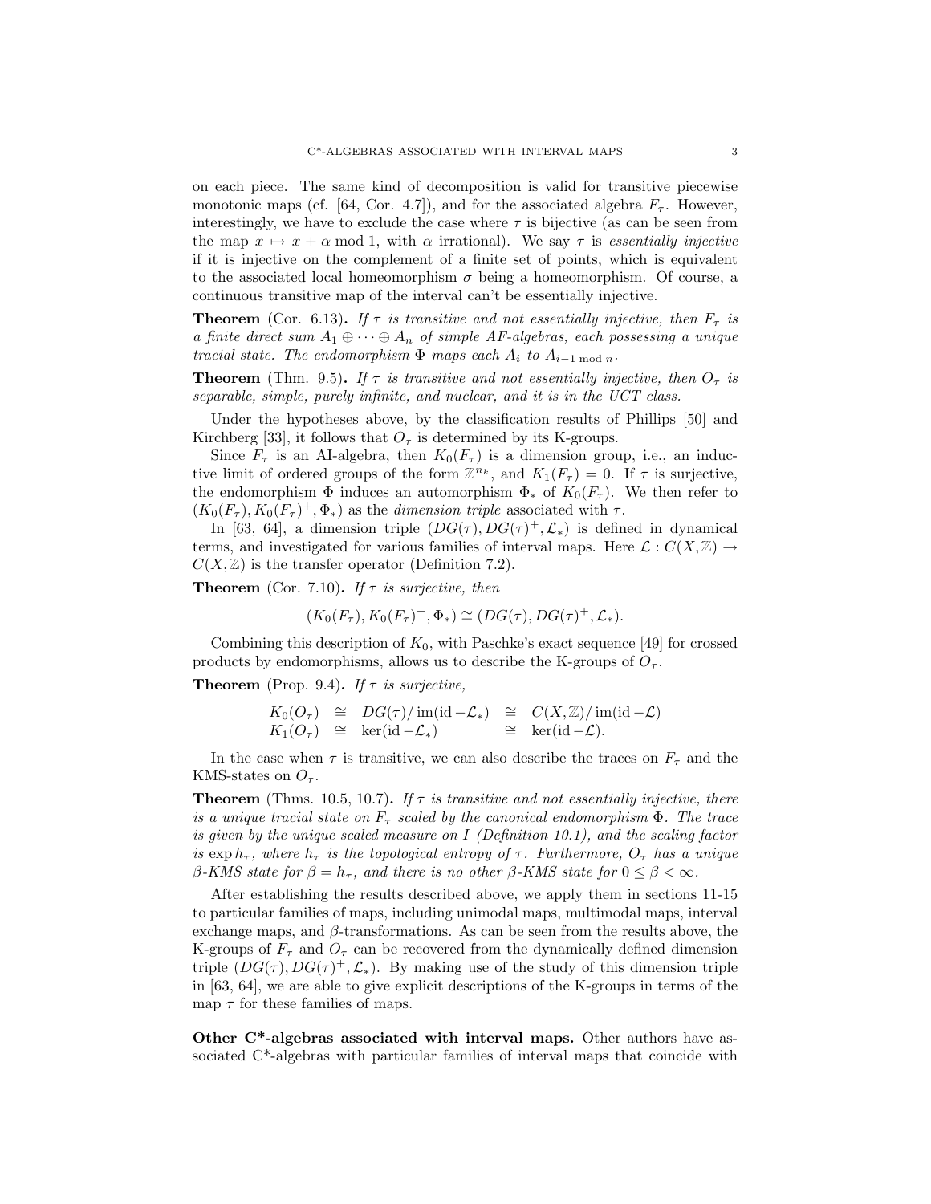on each piece. The same kind of decomposition is valid for transitive piecewise monotonic maps (cf. [64, Cor. 4.7]), and for the associated algebra $F_\tau$. However, interestingly, we have to exclude the case where $\tau$ is bijective (as can be seen from the map $x \mapsto x + \alpha \bmod 1$, with $\alpha$ irrational). We say $\tau$ is *essentially injective* if it is injective on the complement of a finite set of points, which is equivalent to the associated local homeomorphism $\sigma$ being a homeomorphism. Of course, a continuous transitive map of the interval can't be essentially injective.

**Theorem** (Cor. 6.13)**.** *If $\tau$ is transitive and not essentially injective, then $F_\tau$ is a finite direct sum $A_1 \oplus \cdots \oplus A_n$ of simple AF-algebras, each possessing a unique tracial state. The endomorphism $\Phi$ maps each $A_i$ to $A_{i-1 \bmod n}$.*

**Theorem** (Thm. 9.5)**.** *If $\tau$ is transitive and not essentially injective, then $O_\tau$ is separable, simple, purely infinite, and nuclear, and it is in the UCT class.*

Under the hypotheses above, by the classification results of Phillips [50] and Kirchberg [33], it follows that $O_\tau$ is determined by its K-groups.

Since $F_\tau$ is an AI-algebra, then $K_0(F_\tau)$ is a dimension group, i.e., an inductive limit of ordered groups of the form $\mathbb{Z}^{n_k}$, and $K_1(F_\tau) = 0$. If $\tau$ is surjective, the endomorphism $\Phi$ induces an automorphism $\Phi_*$ of $K_0(F_\tau)$. We then refer to $(K_0(F_\tau), K_0(F_\tau)^+, \Phi_*)$ as the *dimension triple* associated with $\tau$.

In [63, 64], a dimension triple $(DG(\tau), DG(\tau)^+, \mathcal{L}_*)$ is defined in dynamical terms, and investigated for various families of interval maps. Here $\mathcal{L} : C(X, \mathbb{Z}) \to C(X, \mathbb{Z})$ is the transfer operator (Definition 7.2).

**Theorem** (Cor. 7.10)**.** *If $\tau$ is surjective, then*

$$(K_0(F_\tau), K_0(F_\tau)^+, \Phi_*) \cong (DG(\tau), DG(\tau)^+, \mathcal{L}_*).$$

Combining this description of $K_0$, with Paschke's exact sequence [49] for crossed products by endomorphisms, allows us to describe the K-groups of $O_\tau$.

**Theorem** (Prop. 9.4)**.** *If $\tau$ is surjective,*

$$\begin{array}{lclcl} K_0(O_\tau) & \cong & DG(\tau)/\operatorname{im}(\operatorname{id} - \mathcal{L}_*) & \cong & C(X, \mathbb{Z})/\operatorname{im}(\operatorname{id} - \mathcal{L}) \\ K_1(O_\tau) & \cong & \ker(\operatorname{id} - \mathcal{L}_*) & \cong & \ker(\operatorname{id} - \mathcal{L}). \end{array}$$

In the case when $\tau$ is transitive, we can also describe the traces on $F_\tau$ and the KMS-states on $O_\tau$.

**Theorem** (Thms. 10.5, 10.7)**.** *If $\tau$ is transitive and not essentially injective, there is a unique tracial state on $F_\tau$ scaled by the canonical endomorphism $\Phi$. The trace is given by the unique scaled measure on $I$ (Definition 10.1), and the scaling factor is $\exp h_\tau$, where $h_\tau$ is the topological entropy of $\tau$. Furthermore, $O_\tau$ has a unique $\beta$-KMS state for $\beta = h_\tau$, and there is no other $\beta$-KMS state for $0 \leq \beta < \infty$.*

After establishing the results described above, we apply them in sections 11-15 to particular families of maps, including unimodal maps, multimodal maps, interval exchange maps, and $\beta$-transformations. As can be seen from the results above, the K-groups of $F_\tau$ and $O_\tau$ can be recovered from the dynamically defined dimension triple $(DG(\tau), DG(\tau)^+, \mathcal{L}_*)$. By making use of the study of this dimension triple in [63, 64], we are able to give explicit descriptions of the K-groups in terms of the map $\tau$ for these families of maps.

**Other C\*-algebras associated with interval maps.** Other authors have associated C\*-algebras with particular families of interval maps that coincide with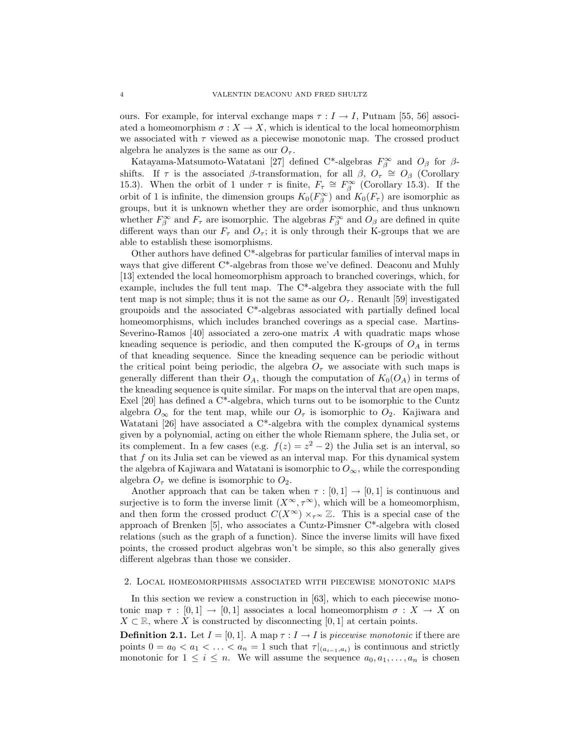ours. For example, for interval exchange maps $\tau : I \to I$, Putnam [55, 56] associated a homeomorphism $\sigma : X \to X$, which is identical to the local homeomorphism we associated with $\tau$ viewed as a piecewise monotonic map. The crossed product algebra he analyzes is the same as our $O_\tau$.

Katayama-Matsumoto-Watatani [27] defined C*-algebras $F_\beta^\infty$ and $O_\beta$ for $\beta$-shifts. If $\tau$ is the associated $\beta$-transformation, for all $\beta$, $O_\tau \cong O_\beta$ (Corollary 15.3). When the orbit of 1 under $\tau$ is finite, $F_\tau \cong F_\beta^\infty$ (Corollary 15.3). If the orbit of 1 is infinite, the dimension groups $K_0(F_\beta^\infty)$ and $K_0(F_\tau)$ are isomorphic as groups, but it is unknown whether they are order isomorphic, and thus unknown whether $F_\beta^\infty$ and $F_\tau$ are isomorphic. The algebras $F_\beta^\infty$ and $O_\beta$ are defined in quite different ways than our $F_\tau$ and $O_\tau$; it is only through their K-groups that we are able to establish these isomorphisms.

Other authors have defined C*-algebras for particular families of interval maps in ways that give different C*-algebras from those we've defined. Deaconu and Muhly [13] extended the local homeomorphism approach to branched coverings, which, for example, includes the full tent map. The C*-algebra they associate with the full tent map is not simple; thus it is not the same as our $O_\tau$. Renault [59] investigated groupoids and the associated C*-algebras associated with partially defined local homeomorphisms, which includes branched coverings as a special case. Martins-Severino-Ramos [40] associated a zero-one matrix $A$ with quadratic maps whose kneading sequence is periodic, and then computed the K-groups of $O_A$ in terms of that kneading sequence. Since the kneading sequence can be periodic without the critical point being periodic, the algebra $O_\tau$ we associate with such maps is generally different than their $O_A$, though the computation of $K_0(O_A)$ in terms of the kneading sequence is quite similar. For maps on the interval that are open maps, Exel [20] has defined a C*-algebra, which turns out to be isomorphic to the Cuntz algebra $O_\infty$ for the tent map, while our $O_\tau$ is isomorphic to $O_2$. Kajiwara and Watatani [26] have associated a C*-algebra with the complex dynamical systems given by a polynomial, acting on either the whole Riemann sphere, the Julia set, or its complement. In a few cases (e.g. $f(z) = z^2 - 2$) the Julia set is an interval, so that $f$ on its Julia set can be viewed as an interval map. For this dynamical system the algebra of Kajiwara and Watatani is isomorphic to $O_\infty$, while the corresponding algebra $O_\tau$ we define is isomorphic to $O_2$.

Another approach that can be taken when $\tau : [0, 1] \to [0, 1]$ is continuous and surjective is to form the inverse limit $(X^\infty, \tau^\infty)$, which will be a homeomorphism, and then form the crossed product $C(X^\infty) \times_{\tau^\infty} \mathbb{Z}$. This is a special case of the approach of Brenken [5], who associates a Cuntz-Pimsner C*-algebra with closed relations (such as the graph of a function). Since the inverse limits will have fixed points, the crossed product algebras won't be simple, so this also generally gives different algebras than those we consider.

## 2. Local homeomorphisms associated with piecewise monotonic maps

In this section we review a construction in [63], which to each piecewise monotonic map $\tau : [0, 1] \to [0, 1]$ associates a local homeomorphism $\sigma : X \to X$ on $X \subset \mathbb{R}$, where $X$ is constructed by disconnecting $[0, 1]$ at certain points.

**Definition 2.1.** Let $I = [0, 1]$. A map $\tau : I \to I$ is *piecewise monotonic* if there are points $0 = a_0 < a_1 < \ldots < a_n = 1$ such that $\tau|_{(a_{i-1}, a_i)}$ is continuous and strictly monotonic for $1 \le i \le n$. We will assume the sequence $a_0, a_1, \ldots, a_n$ is chosen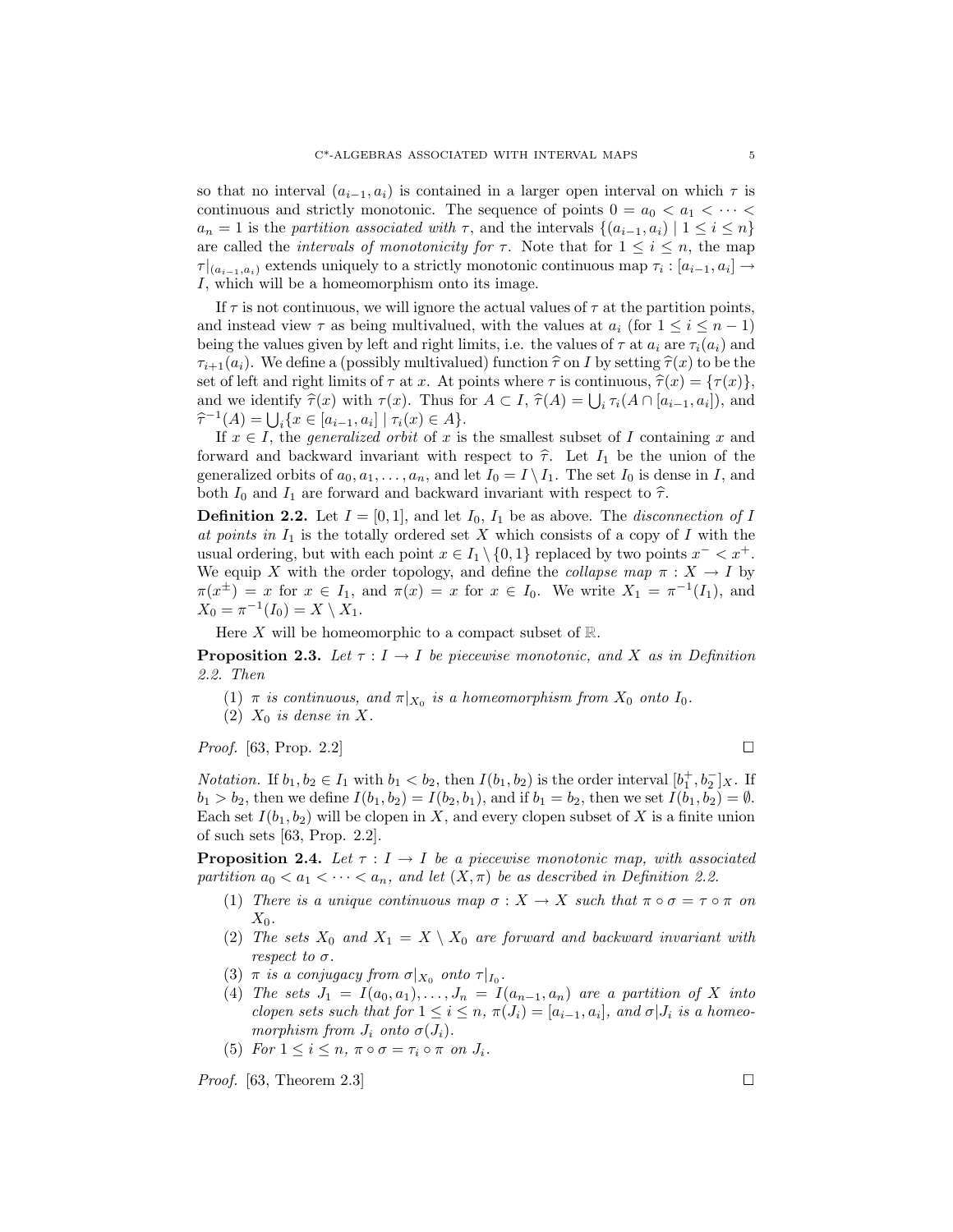so that no interval $(a_{i-1}, a_i)$ is contained in a larger open interval on which $\tau$ is continuous and strictly monotonic. The sequence of points $0 = a_0 < a_1 < \cdots < a_n = 1$ is the *partition associated with* $\tau$, and the intervals $\{(a_{i-1}, a_i) \mid 1 \le i \le n\}$ are called the *intervals of monotonicity for* $\tau$. Note that for $1 \le i \le n$, the map $\tau|_{(a_{i-1},a_i)}$ extends uniquely to a strictly monotonic continuous map $\tau_i : [a_{i-1}, a_i] \to I$, which will be a homeomorphism onto its image.

If $\tau$ is not continuous, we will ignore the actual values of $\tau$ at the partition points, and instead view $\tau$ as being multivalued, with the values at $a_i$ (for $1 \le i \le n-1$) being the values given by left and right limits, i.e. the values of $\tau$ at $a_i$ are $\tau_i(a_i)$ and $\tau_{i+1}(a_i)$. We define a (possibly multivalued) function $\widehat{\tau}$ on $I$ by setting $\widehat{\tau}(x)$ to be the set of left and right limits of $\tau$ at $x$. At points where $\tau$ is continuous, $\widehat{\tau}(x) = \{\tau(x)\}$, and we identify $\widehat{\tau}(x)$ with $\tau(x)$. Thus for $A \subset I$, $\widehat{\tau}(A) = \bigcup_i \tau_i(A \cap [a_{i-1}, a_i])$, and $\widehat{\tau}^{-1}(A) = \bigcup_i \{x \in [a_{i-1}, a_i] \mid \tau_i(x) \in A\}$.

If $x \in I$, the *generalized orbit* of $x$ is the smallest subset of $I$ containing $x$ and forward and backward invariant with respect to $\widehat{\tau}$. Let $I_1$ be the union of the generalized orbits of $a_0, a_1, \ldots, a_n$, and let $I_0 = I \setminus I_1$. The set $I_0$ is dense in $I$, and both $I_0$ and $I_1$ are forward and backward invariant with respect to $\widehat{\tau}$.

**Definition 2.2.** Let $I = [0, 1]$, and let $I_0$, $I_1$ be as above. The *disconnection of $I$ at points in* $I_1$ is the totally ordered set $X$ which consists of a copy of $I$ with the usual ordering, but with each point $x \in I_1 \setminus \{0, 1\}$ replaced by two points $x^- < x^+$. We equip $X$ with the order topology, and define the *collapse map* $\pi : X \to I$ by $\pi(x^\pm) = x$ for $x \in I_1$, and $\pi(x) = x$ for $x \in I_0$. We write $X_1 = \pi^{-1}(I_1)$, and $X_0 = \pi^{-1}(I_0) = X \setminus X_1$.

Here $X$ will be homeomorphic to a compact subset of $\mathbb{R}$.

**Proposition 2.3.** *Let $\tau : I \to I$ be piecewise monotonic, and $X$ as in Definition 2.2. Then*

1. *$\pi$ is continuous, and $\pi|_{X_0}$ is a homeomorphism from $X_0$ onto $I_0$.*
2. *$X_0$ is dense in $X$.*

*Proof.* [63, Prop. 2.2] □

*Notation.* If $b_1, b_2 \in I_1$ with $b_1 < b_2$, then $I(b_1, b_2)$ is the order interval $[b_1^+, b_2^-]_X$. If $b_1 > b_2$, then we define $I(b_1, b_2) = I(b_2, b_1)$, and if $b_1 = b_2$, then we set $I(b_1, b_2) = \emptyset$. Each set $I(b_1, b_2)$ will be clopen in $X$, and every clopen subset of $X$ is a finite union of such sets [63, Prop. 2.2].

**Proposition 2.4.** *Let $\tau : I \to I$ be a piecewise monotonic map, with associated partition $a_0 < a_1 < \cdots < a_n$, and let $(X, \pi)$ be as described in Definition 2.2.*

1. *There is a unique continuous map $\sigma : X \to X$ such that $\pi \circ \sigma = \tau \circ \pi$ on $X_0$.*
2. *The sets $X_0$ and $X_1 = X \setminus X_0$ are forward and backward invariant with respect to $\sigma$.*
3. *$\pi$ is a conjugacy from $\sigma|_{X_0}$ onto $\tau|_{I_0}$.*
4. *The sets $J_1 = I(a_0, a_1), \ldots, J_n = I(a_{n-1}, a_n)$ are a partition of $X$ into clopen sets such that for $1 \le i \le n$, $\pi(J_i) = [a_{i-1}, a_i]$, and $\sigma|J_i$ is a homeomorphism from $J_i$ onto $\sigma(J_i)$.*
5. *For $1 \le i \le n$, $\pi \circ \sigma = \tau_i \circ \pi$ on $J_i$.*

*Proof.* [63, Theorem 2.3] □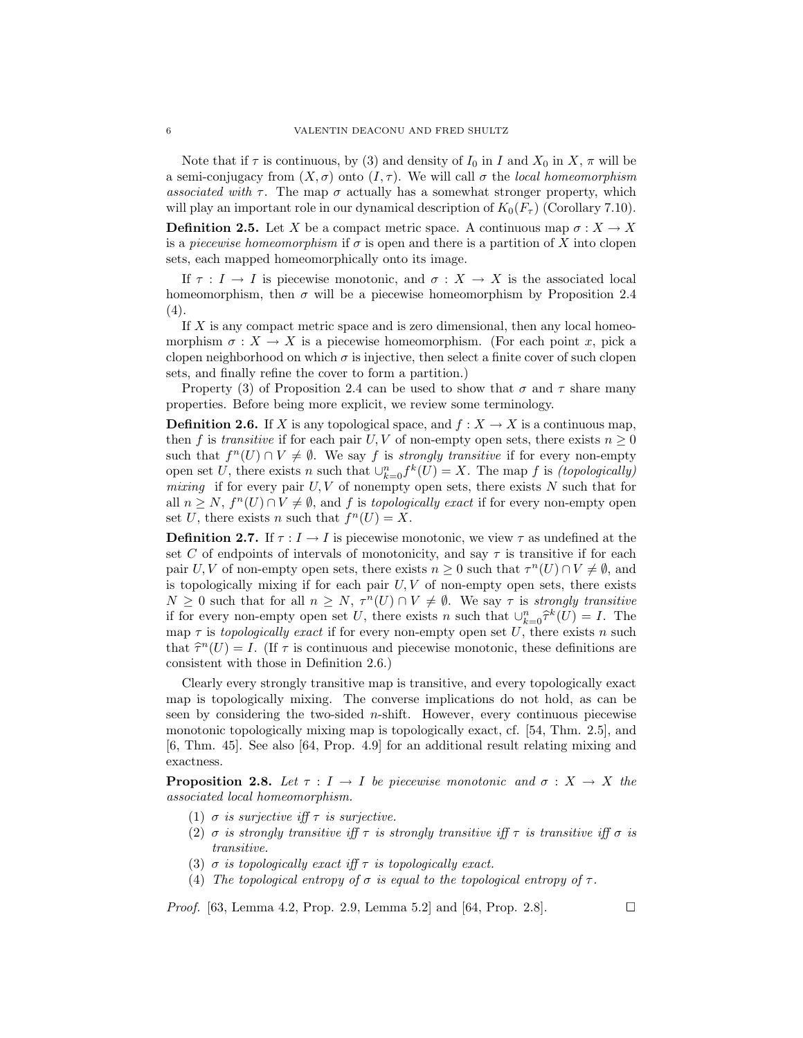Note that if $\tau$ is continuous, by (3) and density of $I_0$ in $I$ and $X_0$ in $X$, $\pi$ will be a semi-conjugacy from $(X, \sigma)$ onto $(I, \tau)$. We will call $\sigma$ the *local homeomorphism associated with* $\tau$. The map $\sigma$ actually has a somewhat stronger property, which will play an important role in our dynamical description of $K_0(F_\tau)$ (Corollary 7.10).

**Definition 2.5.** Let $X$ be a compact metric space. A continuous map $\sigma : X \to X$ is a *piecewise homeomorphism* if $\sigma$ is open and there is a partition of $X$ into clopen sets, each mapped homeomorphically onto its image.

If $\tau : I \to I$ is piecewise monotonic, and $\sigma : X \to X$ is the associated local homeomorphism, then $\sigma$ will be a piecewise homeomorphism by Proposition 2.4 (4).

If $X$ is any compact metric space and is zero dimensional, then any local homeomorphism $\sigma : X \to X$ is a piecewise homeomorphism. (For each point $x$, pick a clopen neighborhood on which $\sigma$ is injective, then select a finite cover of such clopen sets, and finally refine the cover to form a partition.)

Property (3) of Proposition 2.4 can be used to show that $\sigma$ and $\tau$ share many properties. Before being more explicit, we review some terminology.

**Definition 2.6.** If $X$ is any topological space, and $f : X \to X$ is a continuous map, then $f$ is *transitive* if for each pair $U, V$ of non-empty open sets, there exists $n \geq 0$ such that $f^n(U) \cap V \neq \emptyset$. We say $f$ is *strongly transitive* if for every non-empty open set $U$, there exists $n$ such that $\cup_{k=0}^{n} f^k(U) = X$. The map $f$ is *(topologically) mixing* if for every pair $U, V$ of nonempty open sets, there exists $N$ such that for all $n \geq N$, $f^n(U) \cap V \neq \emptyset$, and $f$ is *topologically exact* if for every non-empty open set $U$, there exists $n$ such that $f^n(U) = X$.

**Definition 2.7.** If $\tau : I \to I$ is piecewise monotonic, we view $\tau$ as undefined at the set $C$ of endpoints of intervals of monotonicity, and say $\tau$ is transitive if for each pair $U, V$ of non-empty open sets, there exists $n \geq 0$ such that $\tau^n(U) \cap V \neq \emptyset$, and is topologically mixing if for each pair $U, V$ of non-empty open sets, there exists $N \geq 0$ such that for all $n \geq N$, $\tau^n(U) \cap V \neq \emptyset$. We say $\tau$ is *strongly transitive* if for every non-empty open set $U$, there exists $n$ such that $\cup_{k=0}^{n} \widehat{\tau}^k(U) = I$. The map $\tau$ is *topologically exact* if for every non-empty open set $U$, there exists $n$ such that $\widehat{\tau}^n(U) = I$. (If $\tau$ is continuous and piecewise monotonic, these definitions are consistent with those in Definition 2.6.)

Clearly every strongly transitive map is transitive, and every topologically exact map is topologically mixing. The converse implications do not hold, as can be seen by considering the two-sided $n$-shift. However, every continuous piecewise monotonic topologically mixing map is topologically exact, cf. [54, Thm. 2.5], and [6, Thm. 45]. See also [64, Prop. 4.9] for an additional result relating mixing and exactness.

**Proposition 2.8.** *Let $\tau : I \to I$ be piecewise monotonic and $\sigma : X \to X$ the associated local homeomorphism.*

1. *$\sigma$ is surjective iff $\tau$ is surjective.*
2. *$\sigma$ is strongly transitive iff $\tau$ is strongly transitive iff $\tau$ is transitive iff $\sigma$ is transitive.*
3. *$\sigma$ is topologically exact iff $\tau$ is topologically exact.*
4. *The topological entropy of $\sigma$ is equal to the topological entropy of $\tau$.*

*Proof.* [63, Lemma 4.2, Prop. 2.9, Lemma 5.2] and [64, Prop. 2.8]. $\square$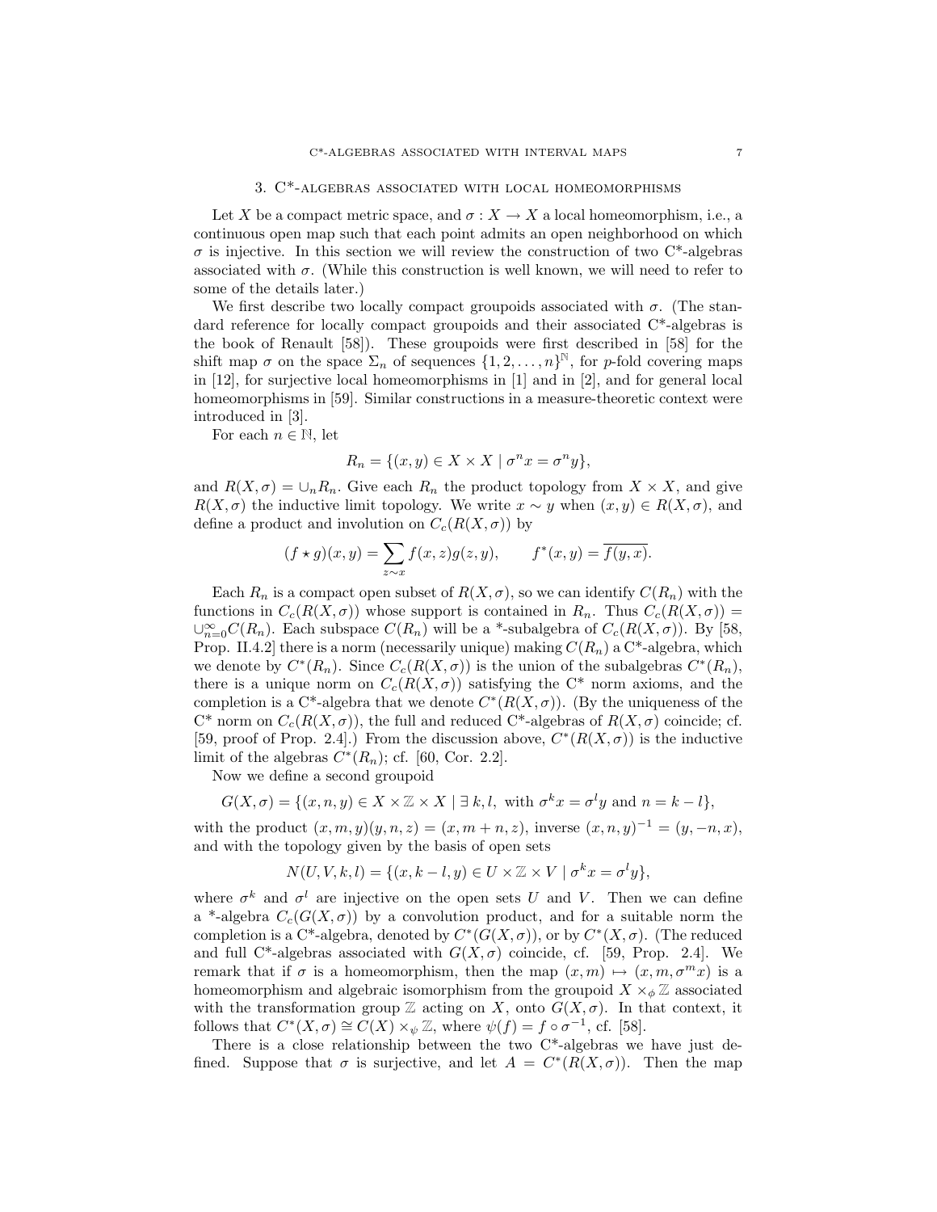## 3. C*-algebras associated with local homeomorphisms

Let $X$ be a compact metric space, and $\sigma : X \to X$ a local homeomorphism, i.e., a continuous open map such that each point admits an open neighborhood on which $\sigma$ is injective. In this section we will review the construction of two C*-algebras associated with $\sigma$. (While this construction is well known, we will need to refer to some of the details later.)

We first describe two locally compact groupoids associated with $\sigma$. (The standard reference for locally compact groupoids and their associated C*-algebras is the book of Renault [58]). These groupoids were first described in [58] for the shift map $\sigma$ on the space $\Sigma_n$ of sequences $\{1, 2, \ldots, n\}^{\mathbb{N}}$, for $p$-fold covering maps in [12], for surjective local homeomorphisms in [1] and in [2], and for general local homeomorphisms in [59]. Similar constructions in a measure-theoretic context were introduced in [3].

For each $n \in \mathbb{N}$, let

$$R_n = \{(x, y) \in X \times X \mid \sigma^n x = \sigma^n y\},$$

and $R(X, \sigma) = \cup_n R_n$. Give each $R_n$ the product topology from $X \times X$, and give $R(X, \sigma)$ the inductive limit topology. We write $x \sim y$ when $(x, y) \in R(X, \sigma)$, and define a product and involution on $C_c(R(X, \sigma))$ by

$$(f \star g)(x, y) = \sum_{z \sim x} f(x, z) g(z, y), \qquad f^*(x, y) = \overline{f(y, x)}.$$

Each $R_n$ is a compact open subset of $R(X, \sigma)$, so we can identify $C(R_n)$ with the functions in $C_c(R(X, \sigma))$ whose support is contained in $R_n$. Thus $C_c(R(X, \sigma)) = \cup_{n=0}^{\infty} C(R_n)$. Each subspace $C(R_n)$ will be a *-subalgebra of $C_c(R(X, \sigma))$. By [58, Prop. II.4.2] there is a norm (necessarily unique) making $C(R_n)$ a C*-algebra, which we denote by $C^*(R_n)$. Since $C_c(R(X, \sigma))$ is the union of the subalgebras $C^*(R_n)$, there is a unique norm on $C_c(R(X, \sigma))$ satisfying the C* norm axioms, and the completion is a C*-algebra that we denote $C^*(R(X, \sigma))$. (By the uniqueness of the C* norm on $C_c(R(X, \sigma))$, the full and reduced C*-algebras of $R(X, \sigma)$ coincide; cf. [59, proof of Prop. 2.4].) From the discussion above, $C^*(R(X, \sigma))$ is the inductive limit of the algebras $C^*(R_n)$; cf. [60, Cor. 2.2].

Now we define a second groupoid

$$G(X, \sigma) = \{(x, n, y) \in X \times \mathbb{Z} \times X \mid \exists\, k, l, \text{ with } \sigma^k x = \sigma^l y \text{ and } n = k - l\},$$

with the product $(x, m, y)(y, n, z) = (x, m + n, z)$, inverse $(x, n, y)^{-1} = (y, -n, x)$, and with the topology given by the basis of open sets

$$N(U, V, k, l) = \{(x, k - l, y) \in U \times \mathbb{Z} \times V \mid \sigma^k x = \sigma^l y\},$$

where $\sigma^k$ and $\sigma^l$ are injective on the open sets $U$ and $V$. Then we can define a *-algebra $C_c(G(X, \sigma))$ by a convolution product, and for a suitable norm the completion is a C*-algebra, denoted by $C^*(G(X, \sigma))$, or by $C^*(X, \sigma)$. (The reduced and full C*-algebras associated with $G(X, \sigma)$ coincide, cf. [59, Prop. 2.4]. We remark that if $\sigma$ is a homeomorphism, then the map $(x, m) \mapsto (x, m, \sigma^m x)$ is a homeomorphism and algebraic isomorphism from the groupoid $X \times_{\phi} \mathbb{Z}$ associated with the transformation group $\mathbb{Z}$ acting on $X$, onto $G(X, \sigma)$. In that context, it follows that $C^*(X, \sigma) \cong C(X) \times_{\psi} \mathbb{Z}$, where $\psi(f) = f \circ \sigma^{-1}$, cf. [58].

There is a close relationship between the two C*-algebras we have just defined. Suppose that $\sigma$ is surjective, and let $A = C^*(R(X, \sigma))$. Then the map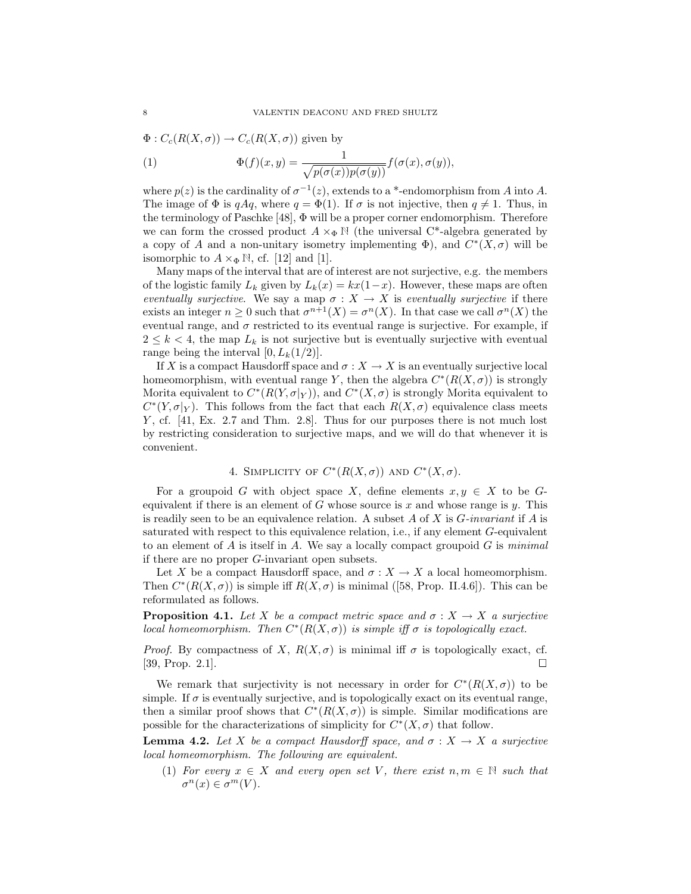$\Phi : C_c(R(X,\sigma)) \to C_c(R(X,\sigma))$ given by

$$\Phi(f)(x,y) = \frac{1}{\sqrt{p(\sigma(x))p(\sigma(y))}} f(\sigma(x),\sigma(y)), \tag{1}$$

where $p(z)$ is the cardinality of $\sigma^{-1}(z)$, extends to a *-endomorphism from $A$ into $A$. The image of $\Phi$ is $qAq$, where $q = \Phi(1)$. If $\sigma$ is not injective, then $q \neq 1$. Thus, in the terminology of Paschke [48], $\Phi$ will be a proper corner endomorphism. Therefore we can form the crossed product $A \times_\Phi \mathbb{N}$ (the universal C*-algebra generated by a copy of $A$ and a non-unitary isometry implementing $\Phi$), and $C^*(X,\sigma)$ will be isomorphic to $A \times_\Phi \mathbb{N}$, cf. [12] and [1].

Many maps of the interval that are of interest are not surjective, e.g. the members of the logistic family $L_k$ given by $L_k(x) = kx(1-x)$. However, these maps are often *eventually surjective*. We say a map $\sigma : X \to X$ is *eventually surjective* if there exists an integer $n \geq 0$ such that $\sigma^{n+1}(X) = \sigma^n(X)$. In that case we call $\sigma^n(X)$ the eventual range, and $\sigma$ restricted to its eventual range is surjective. For example, if $2 \leq k < 4$, the map $L_k$ is not surjective but is eventually surjective with eventual range being the interval $[0, L_k(1/2)]$.

If $X$ is a compact Hausdorff space and $\sigma : X \to X$ is an eventually surjective local homeomorphism, with eventual range $Y$, then the algebra $C^*(R(X,\sigma))$ is strongly Morita equivalent to $C^*(R(Y,\sigma|_Y))$, and $C^*(X,\sigma)$ is strongly Morita equivalent to $C^*(Y,\sigma|_Y)$. This follows from the fact that each $R(X,\sigma)$ equivalence class meets $Y$, cf. [41, Ex. 2.7 and Thm. 2.8]. Thus for our purposes there is not much lost by restricting consideration to surjective maps, and we will do that whenever it is convenient.

## 4. Simplicity of $C^*(R(X,\sigma))$ and $C^*(X,\sigma)$.

For a groupoid $G$ with object space $X$, define elements $x, y \in X$ to be $G$-equivalent if there is an element of $G$ whose source is $x$ and whose range is $y$. This is readily seen to be an equivalence relation. A subset $A$ of $X$ is *$G$-invariant* if $A$ is saturated with respect to this equivalence relation, i.e., if any element $G$-equivalent to an element of $A$ is itself in $A$. We say a locally compact groupoid $G$ is *minimal* if there are no proper $G$-invariant open subsets.

Let $X$ be a compact Hausdorff space, and $\sigma : X \to X$ a local homeomorphism. Then $C^*(R(X,\sigma))$ is simple iff $R(X,\sigma)$ is minimal ([58, Prop. II.4.6]). This can be reformulated as follows.

**Proposition 4.1.** *Let $X$ be a compact metric space and $\sigma : X \to X$ a surjective local homeomorphism. Then $C^*(R(X,\sigma))$ is simple iff $\sigma$ is topologically exact.*

*Proof.* By compactness of $X$, $R(X,\sigma)$ is minimal iff $\sigma$ is topologically exact, cf. [39, Prop. 2.1]. $\square$

We remark that surjectivity is not necessary in order for $C^*(R(X,\sigma))$ to be simple. If $\sigma$ is eventually surjective, and is topologically exact on its eventual range, then a similar proof shows that $C^*(R(X,\sigma))$ is simple. Similar modifications are possible for the characterizations of simplicity for $C^*(X,\sigma)$ that follow.

**Lemma 4.2.** *Let $X$ be a compact Hausdorff space, and $\sigma : X \to X$ a surjective local homeomorphism. The following are equivalent.*

1. *For every $x \in X$ and every open set $V$, there exist $n, m \in \mathbb{N}$ such that $\sigma^n(x) \in \sigma^m(V)$.*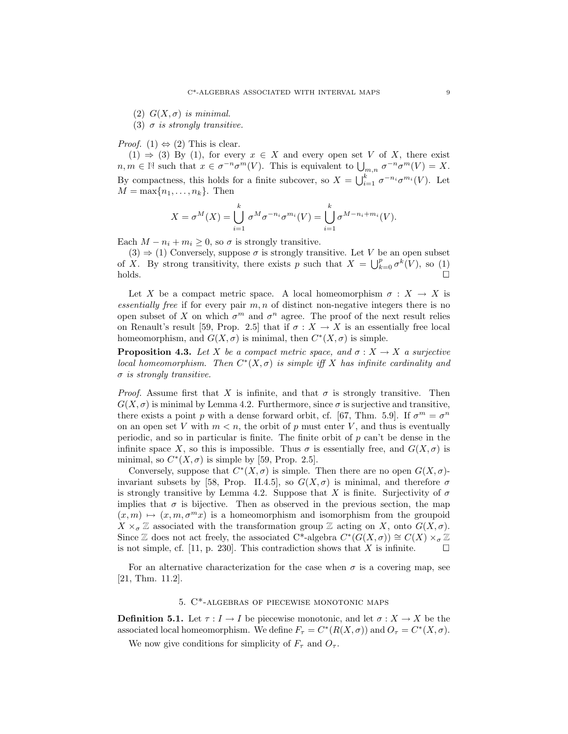(2) $G(X, \sigma)$ *is minimal.*
(3) $\sigma$ *is strongly transitive.*

*Proof.* (1) $\Leftrightarrow$ (2) This is clear.

(1) $\Rightarrow$ (3) By (1), for every $x \in X$ and every open set $V$ of $X$, there exist $n, m \in \mathbb{N}$ such that $x \in \sigma^{-n}\sigma^m(V)$. This is equivalent to $\bigcup_{m,n} \sigma^{-n}\sigma^m(V) = X$. By compactness, this holds for a finite subcover, so $X = \bigcup_{i=1}^k \sigma^{-n_i}\sigma^{m_i}(V)$. Let $M = \max\{n_1, \ldots, n_k\}$. Then

$$X = \sigma^M(X) = \bigcup_{i=1}^k \sigma^M \sigma^{-n_i}\sigma^{m_i}(V) = \bigcup_{i=1}^k \sigma^{M-n_i+m_i}(V).$$

Each $M - n_i + m_i \geq 0$, so $\sigma$ is strongly transitive.

(3) $\Rightarrow$ (1) Conversely, suppose $\sigma$ is strongly transitive. Let $V$ be an open subset of $X$. By strong transitivity, there exists $p$ such that $X = \bigcup_{k=0}^p \sigma^k(V)$, so (1) holds. $\square$

Let $X$ be a compact metric space. A local homeomorphism $\sigma : X \to X$ is *essentially free* if for every pair $m, n$ of distinct non-negative integers there is no open subset of $X$ on which $\sigma^m$ and $\sigma^n$ agree. The proof of the next result relies on Renault's result [59, Prop. 2.5] that if $\sigma : X \to X$ is an essentially free local homeomorphism, and $G(X, \sigma)$ is minimal, then $C^*(X, \sigma)$ is simple.

**Proposition 4.3.** *Let $X$ be a compact metric space, and $\sigma : X \to X$ a surjective local homeomorphism. Then $C^*(X, \sigma)$ is simple iff $X$ has infinite cardinality and $\sigma$ is strongly transitive.*

*Proof.* Assume first that $X$ is infinite, and that $\sigma$ is strongly transitive. Then $G(X, \sigma)$ is minimal by Lemma 4.2. Furthermore, since $\sigma$ is surjective and transitive, there exists a point $p$ with a dense forward orbit, cf. [67, Thm. 5.9]. If $\sigma^m = \sigma^n$ on an open set $V$ with $m < n$, the orbit of $p$ must enter $V$, and thus is eventually periodic, and so in particular is finite. The finite orbit of $p$ can't be dense in the infinite space $X$, so this is impossible. Thus $\sigma$ is essentially free, and $G(X, \sigma)$ is minimal, so $C^*(X, \sigma)$ is simple by [59, Prop. 2.5].

Conversely, suppose that $C^*(X, \sigma)$ is simple. Then there are no open $G(X, \sigma)$-invariant subsets by [58, Prop. II.4.5], so $G(X, \sigma)$ is minimal, and therefore $\sigma$ is strongly transitive by Lemma 4.2. Suppose that $X$ is finite. Surjectivity of $\sigma$ implies that $\sigma$ is bijective. Then as observed in the previous section, the map $(x, m) \mapsto (x, m, \sigma^m x)$ is a homeomorphism and isomorphism from the groupoid $X \times_\sigma \mathbb{Z}$ associated with the transformation group $\mathbb{Z}$ acting on $X$, onto $G(X, \sigma)$. Since $\mathbb{Z}$ does not act freely, the associated C*-algebra $C^*(G(X, \sigma)) \cong C(X) \times_\sigma \mathbb{Z}$ is not simple, cf. [11, p. 230]. This contradiction shows that $X$ is infinite. $\square$

For an alternative characterization for the case when $\sigma$ is a covering map, see [21, Thm. 11.2].

## 5. C*-algebras of piecewise monotonic maps

**Definition 5.1.** Let $\tau : I \to I$ be piecewise monotonic, and let $\sigma : X \to X$ be the associated local homeomorphism. We define $F_\tau = C^*(R(X, \sigma))$ and $O_\tau = C^*(X, \sigma)$.

We now give conditions for simplicity of $F_\tau$ and $O_\tau$.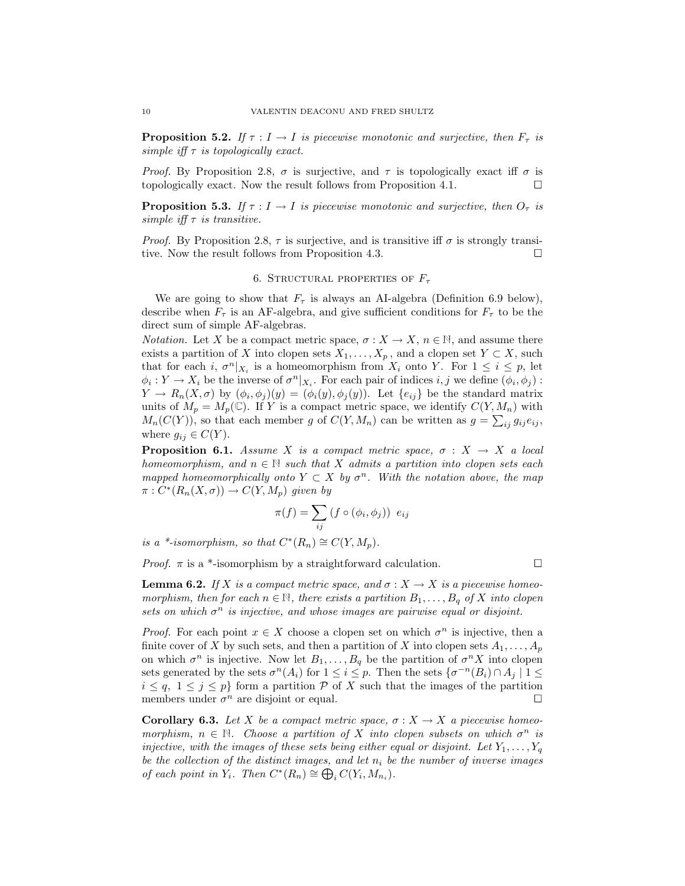**Proposition 5.2.** *If $\tau : I \to I$ is piecewise monotonic and surjective, then $F_\tau$ is simple iff $\tau$ is topologically exact.*

*Proof.* By Proposition 2.8, $\sigma$ is surjective, and $\tau$ is topologically exact iff $\sigma$ is topologically exact. Now the result follows from Proposition 4.1. $\square$

**Proposition 5.3.** *If $\tau : I \to I$ is piecewise monotonic and surjective, then $O_\tau$ is simple iff $\tau$ is transitive.*

*Proof.* By Proposition 2.8, $\tau$ is surjective, and is transitive iff $\sigma$ is strongly transitive. Now the result follows from Proposition 4.3. $\square$

## 6. Structural properties of $F_\tau$

We are going to show that $F_\tau$ is always an AI-algebra (Definition 6.9 below), describe when $F_\tau$ is an AF-algebra, and give sufficient conditions for $F_\tau$ to be the direct sum of simple AF-algebras.

*Notation.* Let $X$ be a compact metric space, $\sigma : X \to X$, $n \in \mathbb{N}$, and assume there exists a partition of $X$ into clopen sets $X_1, \ldots, X_p$, and a clopen set $Y \subset X$, such that for each $i$, $\sigma^n|_{X_i}$ is a homeomorphism from $X_i$ onto $Y$. For $1 \le i \le p$, let $\phi_i : Y \to X_i$ be the inverse of $\sigma^n|_{X_i}$. For each pair of indices $i, j$ we define $(\phi_i, \phi_j) : Y \to R_n(X, \sigma)$ by $(\phi_i, \phi_j)(y) = (\phi_i(y), \phi_j(y))$. Let $\{e_{ij}\}$ be the standard matrix units of $M_p = M_p(\mathbb{C})$. If $Y$ is a compact metric space, we identify $C(Y, M_n)$ with $M_n(C(Y))$, so that each member $g$ of $C(Y, M_n)$ can be written as $g = \sum_{ij} g_{ij} e_{ij}$, where $g_{ij} \in C(Y)$.

**Proposition 6.1.** *Assume $X$ is a compact metric space, $\sigma : X \to X$ a local homeomorphism, and $n \in \mathbb{N}$ such that $X$ admits a partition into clopen sets each mapped homeomorphically onto $Y \subset X$ by $\sigma^n$. With the notation above, the map $\pi : C^*(R_n(X, \sigma)) \to C(Y, M_p)$ given by*

$$\pi(f) = \sum_{ij} \left( f \circ (\phi_i, \phi_j) \right) \; e_{ij}$$

*is a \*-isomorphism, so that $C^*(R_n) \cong C(Y, M_p)$.*

*Proof.* $\pi$ is a \*-isomorphism by a straightforward calculation. $\square$

**Lemma 6.2.** *If $X$ is a compact metric space, and $\sigma : X \to X$ is a piecewise homeomorphism, then for each $n \in \mathbb{N}$, there exists a partition $B_1, \ldots, B_q$ of $X$ into clopen sets on which $\sigma^n$ is injective, and whose images are pairwise equal or disjoint.*

*Proof.* For each point $x \in X$ choose a clopen set on which $\sigma^n$ is injective, then a finite cover of $X$ by such sets, and then a partition of $X$ into clopen sets $A_1, \ldots, A_p$ on which $\sigma^n$ is injective. Now let $B_1, \ldots, B_q$ be the partition of $\sigma^n X$ into clopen sets generated by the sets $\sigma^n(A_i)$ for $1 \le i \le p$. Then the sets $\{\sigma^{-n}(B_i) \cap A_j \mid 1 \le i \le q,\ 1 \le j \le p\}$ form a partition $\mathcal{P}$ of $X$ such that the images of the partition members under $\sigma^n$ are disjoint or equal. $\square$

**Corollary 6.3.** *Let $X$ be a compact metric space, $\sigma : X \to X$ a piecewise homeomorphism, $n \in \mathbb{N}$. Choose a partition of $X$ into clopen subsets on which $\sigma^n$ is injective, with the images of these sets being either equal or disjoint. Let $Y_1, \ldots, Y_q$ be the collection of the distinct images, and let $n_i$ be the number of inverse images of each point in $Y_i$. Then $C^*(R_n) \cong \bigoplus_i C(Y_i, M_{n_i})$.*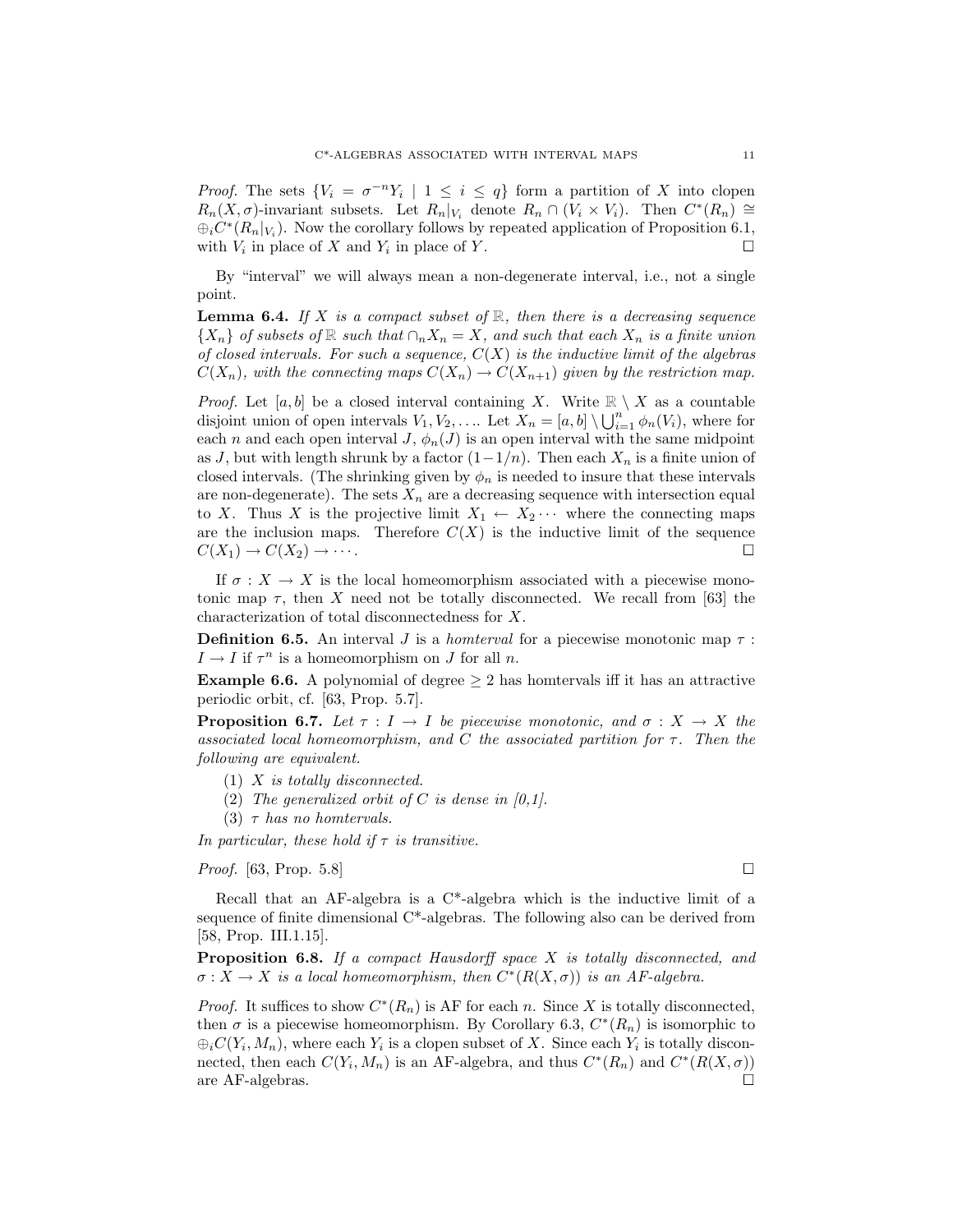*Proof.* The sets $\{V_i = \sigma^{-n}Y_i \mid 1 \le i \le q\}$ form a partition of $X$ into clopen $R_n(X,\sigma)$-invariant subsets. Let $R_n|_{V_i}$ denote $R_n \cap (V_i \times V_i)$. Then $C^*(R_n) \cong \oplus_i C^*(R_n|_{V_i})$. Now the corollary follows by repeated application of Proposition 6.1, with $V_i$ in place of $X$ and $Y_i$ in place of $Y$. $\square$

By "interval" we will always mean a non-degenerate interval, i.e., not a single point.

**Lemma 6.4.** *If $X$ is a compact subset of $\mathbb{R}$, then there is a decreasing sequence $\{X_n\}$ of subsets of $\mathbb{R}$ such that $\cap_n X_n = X$, and such that each $X_n$ is a finite union of closed intervals. For such a sequence, $C(X)$ is the inductive limit of the algebras $C(X_n)$, with the connecting maps $C(X_n) \to C(X_{n+1})$ given by the restriction map.*

*Proof.* Let $[a,b]$ be a closed interval containing $X$. Write $\mathbb{R} \setminus X$ as a countable disjoint union of open intervals $V_1, V_2, \ldots$. Let $X_n = [a,b] \setminus \bigcup_{i=1}^{n} \phi_n(V_i)$, where for each $n$ and each open interval $J$, $\phi_n(J)$ is an open interval with the same midpoint as $J$, but with length shrunk by a factor $(1-1/n)$. Then each $X_n$ is a finite union of closed intervals. (The shrinking given by $\phi_n$ is needed to insure that these intervals are non-degenerate). The sets $X_n$ are a decreasing sequence with intersection equal to $X$. Thus $X$ is the projective limit $X_1 \leftarrow X_2 \cdots$ where the connecting maps are the inclusion maps. Therefore $C(X)$ is the inductive limit of the sequence $C(X_1) \to C(X_2) \to \cdots$. $\square$

If $\sigma : X \to X$ is the local homeomorphism associated with a piecewise monotonic map $\tau$, then $X$ need not be totally disconnected. We recall from [63] the characterization of total disconnectedness for $X$.

**Definition 6.5.** An interval $J$ is a *homterval* for a piecewise monotonic map $\tau : I \to I$ if $\tau^n$ is a homeomorphism on $J$ for all $n$.

**Example 6.6.** A polynomial of degree $\ge 2$ has homtervals iff it has an attractive periodic orbit, cf. [63, Prop. 5.7].

**Proposition 6.7.** *Let $\tau : I \to I$ be piecewise monotonic, and $\sigma : X \to X$ the associated local homeomorphism, and $C$ the associated partition for $\tau$. Then the following are equivalent.*

1. *$X$ is totally disconnected.*
2. *The generalized orbit of $C$ is dense in [0,1].*
3. *$\tau$ has no homtervals.*

*In particular, these hold if $\tau$ is transitive.*

*Proof.* [63, Prop. 5.8] $\square$

Recall that an AF-algebra is a C*-algebra which is the inductive limit of a sequence of finite dimensional C*-algebras. The following also can be derived from [58, Prop. III.1.15].

**Proposition 6.8.** *If a compact Hausdorff space $X$ is totally disconnected, and $\sigma : X \to X$ is a local homeomorphism, then $C^*(R(X,\sigma))$ is an AF-algebra.*

*Proof.* It suffices to show $C^*(R_n)$ is AF for each $n$. Since $X$ is totally disconnected, then $\sigma$ is a piecewise homeomorphism. By Corollary 6.3, $C^*(R_n)$ is isomorphic to $\oplus_i C(Y_i, M_n)$, where each $Y_i$ is a clopen subset of $X$. Since each $Y_i$ is totally disconnected, then each $C(Y_i, M_n)$ is an AF-algebra, and thus $C^*(R_n)$ and $C^*(R(X,\sigma))$ are AF-algebras. $\square$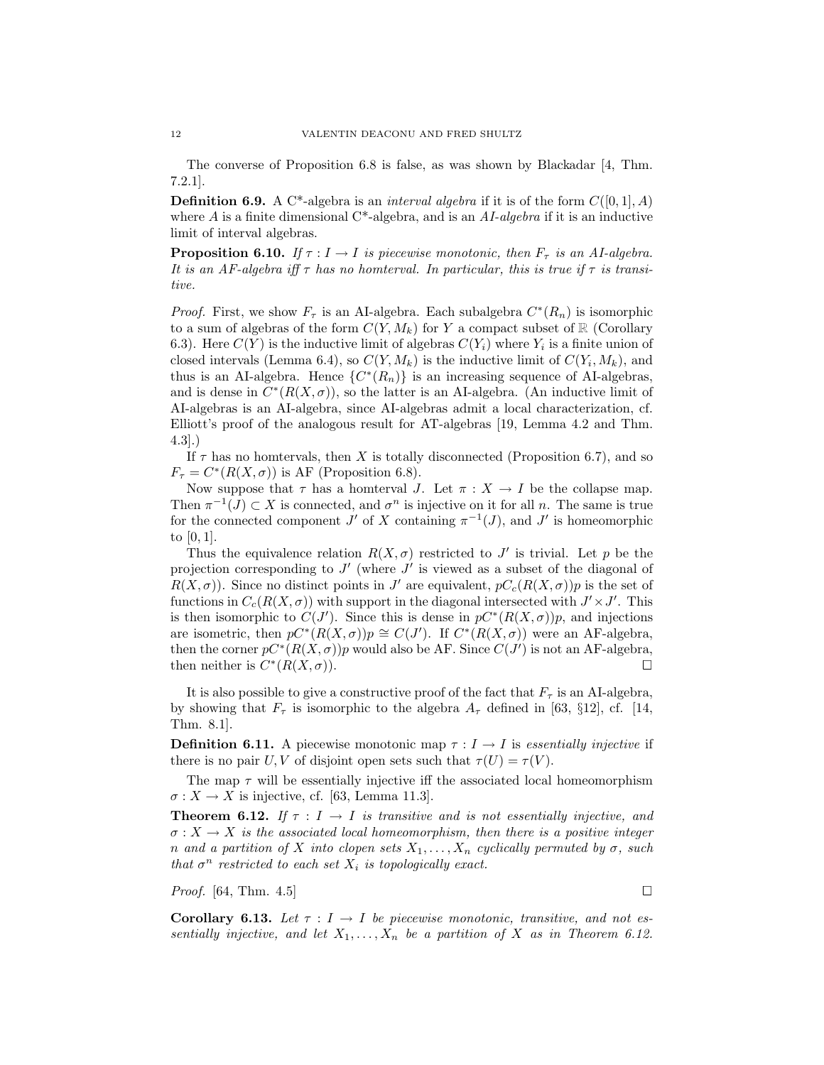The converse of Proposition 6.8 is false, as was shown by Blackadar [4, Thm. 7.2.1].

**Definition 6.9.** A C*-algebra is an *interval algebra* if it is of the form $C([0,1], A)$ where $A$ is a finite dimensional C*-algebra, and is an *AI-algebra* if it is an inductive limit of interval algebras.

**Proposition 6.10.** *If $\tau : I \to I$ is piecewise monotonic, then $F_\tau$ is an AI-algebra. It is an AF-algebra iff $\tau$ has no homterval. In particular, this is true if $\tau$ is transitive.*

*Proof.* First, we show $F_\tau$ is an AI-algebra. Each subalgebra $C^*(R_n)$ is isomorphic to a sum of algebras of the form $C(Y, M_k)$ for $Y$ a compact subset of $\mathbb{R}$ (Corollary 6.3). Here $C(Y)$ is the inductive limit of algebras $C(Y_i)$ where $Y_i$ is a finite union of closed intervals (Lemma 6.4), so $C(Y, M_k)$ is the inductive limit of $C(Y_i, M_k)$, and thus is an AI-algebra. Hence $\{C^*(R_n)\}$ is an increasing sequence of AI-algebras, and is dense in $C^*(R(X, \sigma))$, so the latter is an AI-algebra. (An inductive limit of AI-algebras is an AI-algebra, since AI-algebras admit a local characterization, cf. Elliott's proof of the analogous result for AT-algebras [19, Lemma 4.2 and Thm. 4.3].)

If $\tau$ has no homtervals, then $X$ is totally disconnected (Proposition 6.7), and so $F_\tau = C^*(R(X, \sigma))$ is AF (Proposition 6.8).

Now suppose that $\tau$ has a homterval $J$. Let $\pi : X \to I$ be the collapse map. Then $\pi^{-1}(J) \subset X$ is connected, and $\sigma^n$ is injective on it for all $n$. The same is true for the connected component $J'$ of $X$ containing $\pi^{-1}(J)$, and $J'$ is homeomorphic to $[0, 1]$.

Thus the equivalence relation $R(X, \sigma)$ restricted to $J'$ is trivial. Let $p$ be the projection corresponding to $J'$ (where $J'$ is viewed as a subset of the diagonal of $R(X, \sigma)$). Since no distinct points in $J'$ are equivalent, $pC_c(R(X, \sigma))p$ is the set of functions in $C_c(R(X, \sigma))$ with support in the diagonal intersected with $J' \times J'$. This is then isomorphic to $C(J')$. Since this is dense in $pC^*(R(X, \sigma))p$, and injections are isometric, then $pC^*(R(X, \sigma))p \cong C(J')$. If $C^*(R(X, \sigma))$ were an AF-algebra, then the corner $pC^*(R(X, \sigma))p$ would also be AF. Since $C(J')$ is not an AF-algebra, then neither is $C^*(R(X, \sigma))$. ∎

It is also possible to give a constructive proof of the fact that $F_\tau$ is an AI-algebra, by showing that $F_\tau$ is isomorphic to the algebra $A_\tau$ defined in [63, §12], cf. [14, Thm. 8.1].

**Definition 6.11.** A piecewise monotonic map $\tau : I \to I$ is *essentially injective* if there is no pair $U, V$ of disjoint open sets such that $\tau(U) = \tau(V)$.

The map $\tau$ will be essentially injective iff the associated local homeomorphism $\sigma : X \to X$ is injective, cf. [63, Lemma 11.3].

**Theorem 6.12.** *If $\tau : I \to I$ is transitive and is not essentially injective, and $\sigma : X \to X$ is the associated local homeomorphism, then there is a positive integer $n$ and a partition of $X$ into clopen sets $X_1, \ldots, X_n$ cyclically permuted by $\sigma$, such that $\sigma^n$ restricted to each set $X_i$ is topologically exact.*

*Proof.* [64, Thm. 4.5] ∎

**Corollary 6.13.** *Let $\tau : I \to I$ be piecewise monotonic, transitive, and not essentially injective, and let $X_1, \ldots, X_n$ be a partition of $X$ as in Theorem 6.12.*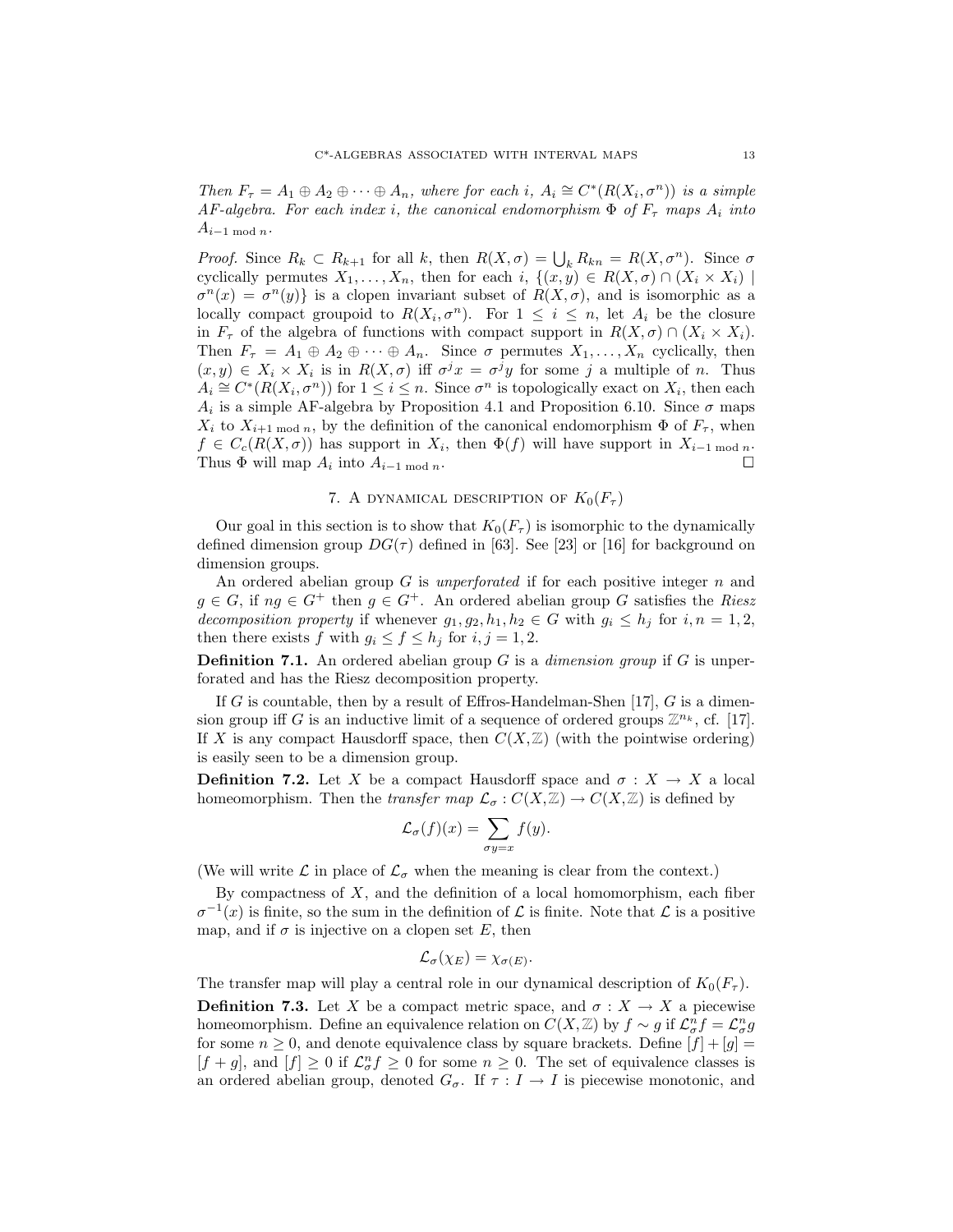*Then $F_\tau = A_1 \oplus A_2 \oplus \cdots \oplus A_n$, where for each $i$, $A_i \cong C^*(R(X_i, \sigma^n))$ is a simple AF-algebra. For each index $i$, the canonical endomorphism $\Phi$ of $F_\tau$ maps $A_i$ into $A_{i-1 \bmod n}$.*

*Proof.* Since $R_k \subset R_{k+1}$ for all $k$, then $R(X, \sigma) = \bigcup_k R_{kn} = R(X, \sigma^n)$. Since $\sigma$ cyclically permutes $X_1, \ldots, X_n$, then for each $i$, $\{(x, y) \in R(X, \sigma) \cap (X_i \times X_i) \mid \sigma^n(x) = \sigma^n(y)\}$ is a clopen invariant subset of $R(X, \sigma)$, and is isomorphic as a locally compact groupoid to $R(X_i, \sigma^n)$. For $1 \le i \le n$, let $A_i$ be the closure in $F_\tau$ of the algebra of functions with compact support in $R(X, \sigma) \cap (X_i \times X_i)$. Then $F_\tau = A_1 \oplus A_2 \oplus \cdots \oplus A_n$. Since $\sigma$ permutes $X_1, \ldots, X_n$ cyclically, then $(x, y) \in X_i \times X_i$ is in $R(X, \sigma)$ iff $\sigma^j x = \sigma^j y$ for some $j$ a multiple of $n$. Thus $A_i \cong C^*(R(X_i, \sigma^n))$ for $1 \le i \le n$. Since $\sigma^n$ is topologically exact on $X_i$, then each $A_i$ is a simple AF-algebra by Proposition 4.1 and Proposition 6.10. Since $\sigma$ maps $X_i$ to $X_{i+1 \bmod n}$, by the definition of the canonical endomorphism $\Phi$ of $F_\tau$, when $f \in C_c(R(X, \sigma))$ has support in $X_i$, then $\Phi(f)$ will have support in $X_{i-1 \bmod n}$. Thus $\Phi$ will map $A_i$ into $A_{i-1 \bmod n}$. ∎

## 7. A dynamical description of $K_0(F_\tau)$

Our goal in this section is to show that $K_0(F_\tau)$ is isomorphic to the dynamically defined dimension group $DG(\tau)$ defined in [63]. See [23] or [16] for background on dimension groups.

An ordered abelian group $G$ is *unperforated* if for each positive integer $n$ and $g \in G$, if $ng \in G^+$ then $g \in G^+$. An ordered abelian group $G$ satisfies the *Riesz decomposition property* if whenever $g_1, g_2, h_1, h_2 \in G$ with $g_i \le h_j$ for $i, n = 1, 2$, then there exists $f$ with $g_i \le f \le h_j$ for $i, j = 1, 2$.

**Definition 7.1.** An ordered abelian group $G$ is a *dimension group* if $G$ is unperforated and has the Riesz decomposition property.

If $G$ is countable, then by a result of Effros-Handelman-Shen [17], $G$ is a dimension group iff $G$ is an inductive limit of a sequence of ordered groups $\mathbb{Z}^{n_k}$, cf. [17]. If $X$ is any compact Hausdorff space, then $C(X, \mathbb{Z})$ (with the pointwise ordering) is easily seen to be a dimension group.

**Definition 7.2.** Let $X$ be a compact Hausdorff space and $\sigma : X \to X$ a local homeomorphism. Then the *transfer map* $\mathcal{L}_\sigma : C(X, \mathbb{Z}) \to C(X, \mathbb{Z})$ is defined by

$$\mathcal{L}_\sigma(f)(x) = \sum_{\sigma y = x} f(y).$$

(We will write $\mathcal{L}$ in place of $\mathcal{L}_\sigma$ when the meaning is clear from the context.)

By compactness of $X$, and the definition of a local homomorphism, each fiber $\sigma^{-1}(x)$ is finite, so the sum in the definition of $\mathcal{L}$ is finite. Note that $\mathcal{L}$ is a positive map, and if $\sigma$ is injective on a clopen set $E$, then

$$\mathcal{L}_\sigma(\chi_E) = \chi_{\sigma(E)}.$$

The transfer map will play a central role in our dynamical description of $K_0(F_\tau)$.

**Definition 7.3.** Let $X$ be a compact metric space, and $\sigma : X \to X$ a piecewise homeomorphism. Define an equivalence relation on $C(X, \mathbb{Z})$ by $f \sim g$ if $\mathcal{L}_\sigma^n f = \mathcal{L}_\sigma^n g$ for some $n \ge 0$, and denote equivalence class by square brackets. Define $[f] + [g] = [f + g]$, and $[f] \ge 0$ if $\mathcal{L}_\sigma^n f \ge 0$ for some $n \ge 0$. The set of equivalence classes is an ordered abelian group, denoted $G_\sigma$. If $\tau : I \to I$ is piecewise monotonic, and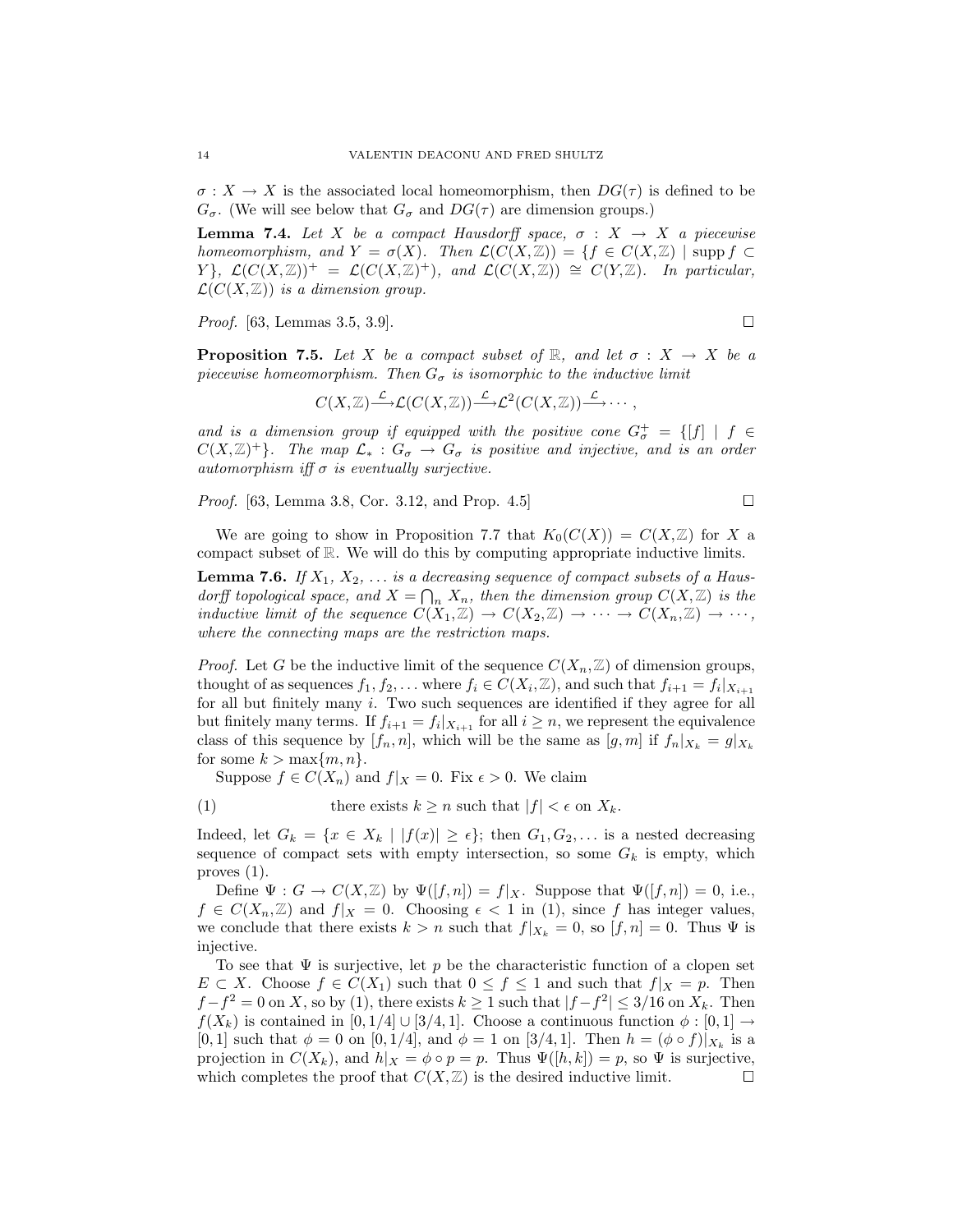$\sigma : X \to X$ is the associated local homeomorphism, then $DG(\tau)$ is defined to be $G_\sigma$. (We will see below that $G_\sigma$ and $DG(\tau)$ are dimension groups.)

**Lemma 7.4.** *Let $X$ be a compact Hausdorff space, $\sigma : X \to X$ a piecewise homeomorphism, and $Y = \sigma(X)$. Then $\mathcal{L}(C(X,\mathbb{Z})) = \{f \in C(X,\mathbb{Z}) \mid \operatorname{supp} f \subset Y\}$, $\mathcal{L}(C(X,\mathbb{Z}))^+ = \mathcal{L}(C(X,\mathbb{Z})^+)$, and $\mathcal{L}(C(X,\mathbb{Z})) \cong C(Y,\mathbb{Z})$. In particular, $\mathcal{L}(C(X,\mathbb{Z}))$ is a dimension group.*

*Proof.* [63, Lemmas 3.5, 3.9]. □

**Proposition 7.5.** *Let $X$ be a compact subset of $\mathbb{R}$, and let $\sigma : X \to X$ be a piecewise homeomorphism. Then $G_\sigma$ is isomorphic to the inductive limit*

$$C(X,\mathbb{Z}) \xrightarrow{\mathcal{L}} \mathcal{L}(C(X,\mathbb{Z})) \xrightarrow{\mathcal{L}} \mathcal{L}^2(C(X,\mathbb{Z})) \xrightarrow{\mathcal{L}} \cdots,$$

*and is a dimension group if equipped with the positive cone $G_\sigma^+ = \{[f] \mid f \in C(X,\mathbb{Z})^+\}$. The map $\mathcal{L}_* : G_\sigma \to G_\sigma$ is positive and injective, and is an order automorphism iff $\sigma$ is eventually surjective.*

*Proof.* [63, Lemma 3.8, Cor. 3.12, and Prop. 4.5] □

We are going to show in Proposition 7.7 that $K_0(C(X)) = C(X,\mathbb{Z})$ for $X$ a compact subset of $\mathbb{R}$. We will do this by computing appropriate inductive limits.

**Lemma 7.6.** *If $X_1, X_2, \ldots$ is a decreasing sequence of compact subsets of a Hausdorff topological space, and $X = \bigcap_n X_n$, then the dimension group $C(X,\mathbb{Z})$ is the inductive limit of the sequence $C(X_1,\mathbb{Z}) \to C(X_2,\mathbb{Z}) \to \cdots \to C(X_n,\mathbb{Z}) \to \cdots$, where the connecting maps are the restriction maps.*

*Proof.* Let $G$ be the inductive limit of the sequence $C(X_n,\mathbb{Z})$ of dimension groups, thought of as sequences $f_1, f_2, \ldots$ where $f_i \in C(X_i,\mathbb{Z})$, and such that $f_{i+1} = f_i|_{X_{i+1}}$ for all but finitely many $i$. Two such sequences are identified if they agree for all but finitely many terms. If $f_{i+1} = f_i|_{X_{i+1}}$ for all $i \geq n$, we represent the equivalence class of this sequence by $[f_n, n]$, which will be the same as $[g, m]$ if $f_n|_{X_k} = g|_{X_k}$ for some $k > \max\{m, n\}$.

Suppose $f \in C(X_n)$ and $f|_X = 0$. Fix $\epsilon > 0$. We claim

$$\text{there exists } k \geq n \text{ such that } |f| < \epsilon \text{ on } X_k. \tag{1}$$

Indeed, let $G_k = \{x \in X_k \mid |f(x)| \geq \epsilon\}$; then $G_1, G_2, \ldots$ is a nested decreasing sequence of compact sets with empty intersection, so some $G_k$ is empty, which proves (1).

Define $\Psi : G \to C(X,\mathbb{Z})$ by $\Psi([f,n]) = f|_X$. Suppose that $\Psi([f,n]) = 0$, i.e., $f \in C(X_n,\mathbb{Z})$ and $f|_X = 0$. Choosing $\epsilon < 1$ in (1), since $f$ has integer values, we conclude that there exists $k > n$ such that $f|_{X_k} = 0$, so $[f,n] = 0$. Thus $\Psi$ is injective.

To see that $\Psi$ is surjective, let $p$ be the characteristic function of a clopen set $E \subset X$. Choose $f \in C(X_1)$ such that $0 \leq f \leq 1$ and such that $f|_X = p$. Then $f - f^2 = 0$ on $X$, so by (1), there exists $k \geq 1$ such that $|f - f^2| \leq 3/16$ on $X_k$. Then $f(X_k)$ is contained in $[0,1/4] \cup [3/4,1]$. Choose a continuous function $\phi : [0,1] \to [0,1]$ such that $\phi = 0$ on $[0,1/4]$, and $\phi = 1$ on $[3/4,1]$. Then $h = (\phi \circ f)|_{X_k}$ is a projection in $C(X_k)$, and $h|_X = \phi \circ p = p$. Thus $\Psi([h,k]) = p$, so $\Psi$ is surjective, which completes the proof that $C(X,\mathbb{Z})$ is the desired inductive limit. □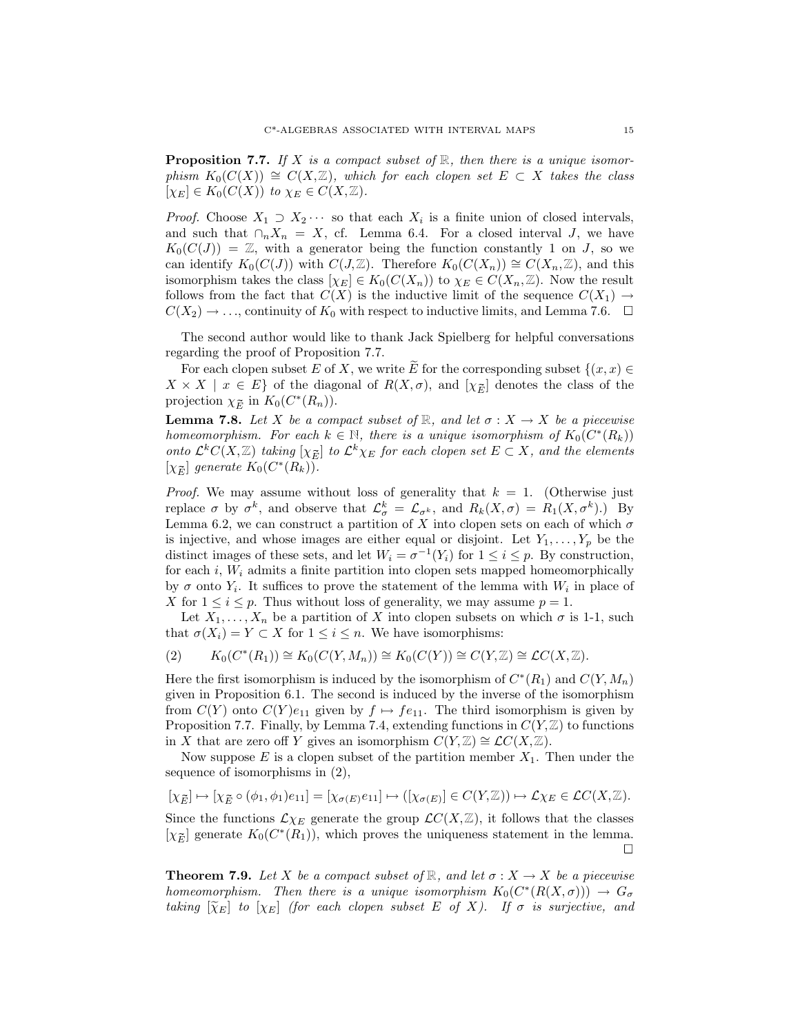**Proposition 7.7.** *If $X$ is a compact subset of $\mathbb{R}$, then there is a unique isomorphism $K_0(C(X)) \cong C(X,\mathbb{Z})$, which for each clopen set $E \subset X$ takes the class $[\chi_E] \in K_0(C(X))$ to $\chi_E \in C(X,\mathbb{Z})$.*

*Proof.* Choose $X_1 \supset X_2 \cdots$ so that each $X_i$ is a finite union of closed intervals, and such that $\cap_n X_n = X$, cf. Lemma 6.4. For a closed interval $J$, we have $K_0(C(J)) = \mathbb{Z}$, with a generator being the function constantly 1 on $J$, so we can identify $K_0(C(J))$ with $C(J,\mathbb{Z})$. Therefore $K_0(C(X_n)) \cong C(X_n,\mathbb{Z})$, and this isomorphism takes the class $[\chi_E] \in K_0(C(X_n))$ to $\chi_E \in C(X_n,\mathbb{Z})$. Now the result follows from the fact that $C(X)$ is the inductive limit of the sequence $C(X_1) \to C(X_2) \to \ldots$, continuity of $K_0$ with respect to inductive limits, and Lemma 7.6. $\square$

The second author would like to thank Jack Spielberg for helpful conversations regarding the proof of Proposition 7.7.

For each clopen subset $E$ of $X$, we write $\widetilde{E}$ for the corresponding subset $\{(x,x) \in X \times X \mid x \in E\}$ of the diagonal of $R(X,\sigma)$, and $[\chi_{\widetilde{E}}]$ denotes the class of the projection $\chi_{\widetilde{E}}$ in $K_0(C^*(R_n))$.

**Lemma 7.8.** *Let $X$ be a compact subset of $\mathbb{R}$, and let $\sigma : X \to X$ be a piecewise homeomorphism. For each $k \in \mathbb{N}$, there is a unique isomorphism of $K_0(C^*(R_k))$ onto $\mathcal{L}^k C(X,\mathbb{Z})$ taking $[\chi_{\widetilde{E}}]$ to $\mathcal{L}^k \chi_E$ for each clopen set $E \subset X$, and the elements $[\chi_{\widetilde{E}}]$ generate $K_0(C^*(R_k))$.*

*Proof.* We may assume without loss of generality that $k = 1$. (Otherwise just replace $\sigma$ by $\sigma^k$, and observe that $\mathcal{L}_\sigma^k = \mathcal{L}_{\sigma^k}$, and $R_k(X,\sigma) = R_1(X,\sigma^k)$.) By Lemma 6.2, we can construct a partition of $X$ into clopen sets on each of which $\sigma$ is injective, and whose images are either equal or disjoint. Let $Y_1,\ldots,Y_p$ be the distinct images of these sets, and let $W_i = \sigma^{-1}(Y_i)$ for $1 \le i \le p$. By construction, for each $i$, $W_i$ admits a finite partition into clopen sets mapped homeomorphically by $\sigma$ onto $Y_i$. It suffices to prove the statement of the lemma with $W_i$ in place of $X$ for $1 \le i \le p$. Thus without loss of generality, we may assume $p = 1$.

Let $X_1,\ldots,X_n$ be a partition of $X$ into clopen subsets on which $\sigma$ is 1-1, such that $\sigma(X_i) = Y \subset X$ for $1 \le i \le n$. We have isomorphisms:

$$K_0(C^*(R_1)) \cong K_0(C(Y,M_n)) \cong K_0(C(Y)) \cong C(Y,\mathbb{Z}) \cong \mathcal{L}C(X,\mathbb{Z}). \tag{2}$$

Here the first isomorphism is induced by the isomorphism of $C^*(R_1)$ and $C(Y,M_n)$ given in Proposition 6.1. The second is induced by the inverse of the isomorphism from $C(Y)$ onto $C(Y)e_{11}$ given by $f \mapsto fe_{11}$. The third isomorphism is given by Proposition 7.7. Finally, by Lemma 7.4, extending functions in $C(Y,\mathbb{Z})$ to functions in $X$ that are zero off $Y$ gives an isomorphism $C(Y,\mathbb{Z}) \cong \mathcal{L}C(X,\mathbb{Z})$.

Now suppose $E$ is a clopen subset of the partition member $X_1$. Then under the sequence of isomorphisms in (2),

$$[\chi_{\widetilde{E}}] \mapsto [\chi_{\widetilde{E}} \circ (\phi_1,\phi_1)e_{11}] = [\chi_{\sigma(E)}e_{11}] \mapsto ([\chi_{\sigma(E)}] \in C(Y,\mathbb{Z})) \mapsto \mathcal{L}\chi_E \in \mathcal{L}C(X,\mathbb{Z}).$$

Since the functions $\mathcal{L}\chi_E$ generate the group $\mathcal{L}C(X,\mathbb{Z})$, it follows that the classes $[\chi_{\widetilde{E}}]$ generate $K_0(C^*(R_1))$, which proves the uniqueness statement in the lemma. $\square$

**Theorem 7.9.** *Let $X$ be a compact subset of $\mathbb{R}$, and let $\sigma : X \to X$ be a piecewise homeomorphism. Then there is a unique isomorphism $K_0(C^*(R(X,\sigma))) \to G_\sigma$ taking $[\widetilde{\chi}_E]$ to $[\chi_E]$ (for each clopen subset $E$ of $X$). If $\sigma$ is surjective, and*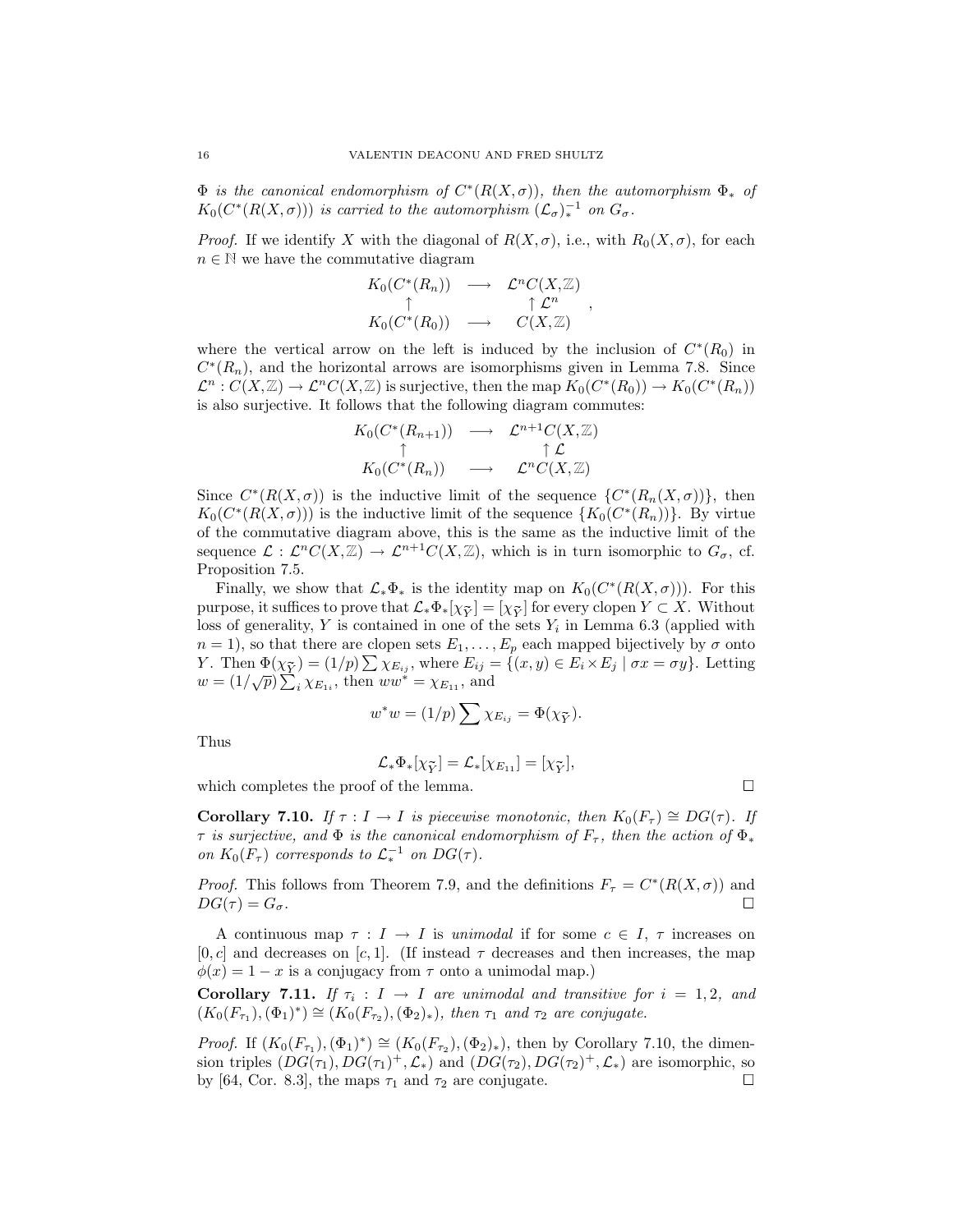*$\Phi$ is the canonical endomorphism of $C^*(R(X,\sigma))$, then the automorphism $\Phi_*$ of $K_0(C^*(R(X,\sigma)))$ is carried to the automorphism $(\mathcal{L}_\sigma)_*^{-1}$ on $G_\sigma$.*

*Proof.* If we identify $X$ with the diagonal of $R(X,\sigma)$, i.e., with $R_0(X,\sigma)$, for each $n \in \mathbb{N}$ we have the commutative diagram

$$\begin{array}{ccc} K_0(C^*(R_n)) & \longrightarrow & \mathcal{L}^n C(X,\mathbb{Z}) \\ \uparrow & & \uparrow \mathcal{L}^n \\ K_0(C^*(R_0)) & \longrightarrow & C(X,\mathbb{Z}) \end{array},$$

where the vertical arrow on the left is induced by the inclusion of $C^*(R_0)$ in $C^*(R_n)$, and the horizontal arrows are isomorphisms given in Lemma 7.8. Since $\mathcal{L}^n : C(X,\mathbb{Z}) \to \mathcal{L}^n C(X,\mathbb{Z})$ is surjective, then the map $K_0(C^*(R_0)) \to K_0(C^*(R_n))$ is also surjective. It follows that the following diagram commutes:

$$\begin{array}{ccc} K_0(C^*(R_{n+1})) & \longrightarrow & \mathcal{L}^{n+1} C(X,\mathbb{Z}) \\ \uparrow & & \uparrow \mathcal{L} \\ K_0(C^*(R_n)) & \longrightarrow & \mathcal{L}^n C(X,\mathbb{Z}) \end{array}$$

Since $C^*(R(X,\sigma))$ is the inductive limit of the sequence $\{C^*(R_n(X,\sigma))\}$, then $K_0(C^*(R(X,\sigma)))$ is the inductive limit of the sequence $\{K_0(C^*(R_n))\}$. By virtue of the commutative diagram above, this is the same as the inductive limit of the sequence $\mathcal{L} : \mathcal{L}^n C(X,\mathbb{Z}) \to \mathcal{L}^{n+1} C(X,\mathbb{Z})$, which is in turn isomorphic to $G_\sigma$, cf. Proposition 7.5.

Finally, we show that $\mathcal{L}_*\Phi_*$ is the identity map on $K_0(C^*(R(X,\sigma)))$. For this purpose, it suffices to prove that $\mathcal{L}_*\Phi_*[\chi_{\widetilde{Y}}] = [\chi_{\widetilde{Y}}]$ for every clopen $Y \subset X$. Without loss of generality, $Y$ is contained in one of the sets $Y_i$ in Lemma 6.3 (applied with $n = 1$), so that there are clopen sets $E_1, \ldots, E_p$ each mapped bijectively by $\sigma$ onto $Y$. Then $\Phi(\chi_{\widetilde{Y}}) = (1/p)\sum \chi_{E_{ij}}$, where $E_{ij} = \{(x,y) \in E_i \times E_j \mid \sigma x = \sigma y\}$. Letting $w = (1/\sqrt{p})\sum_i \chi_{E_{1i}}$, then $ww^* = \chi_{E_{11}}$, and

$$w^*w = (1/p)\sum \chi_{E_{ij}} = \Phi(\chi_{\widetilde{Y}}).$$

Thus

$$\mathcal{L}_*\Phi_*[\chi_{\widetilde{Y}}] = \mathcal{L}_*[\chi_{E_{11}}] = [\chi_{\widetilde{Y}}],$$

which completes the proof of the lemma. $\square$

**Corollary 7.10.** *If $\tau : I \to I$ is piecewise monotonic, then $K_0(F_\tau) \cong DG(\tau)$. If $\tau$ is surjective, and $\Phi$ is the canonical endomorphism of $F_\tau$, then the action of $\Phi_*$ on $K_0(F_\tau)$ corresponds to $\mathcal{L}_*^{-1}$ on $DG(\tau)$.*

*Proof.* This follows from Theorem 7.9, and the definitions $F_\tau = C^*(R(X,\sigma))$ and $DG(\tau) = G_\sigma$. $\square$

A continuous map $\tau : I \to I$ is *unimodal* if for some $c \in I$, $\tau$ increases on $[0,c]$ and decreases on $[c,1]$. (If instead $\tau$ decreases and then increases, the map $\phi(x) = 1 - x$ is a conjugacy from $\tau$ onto a unimodal map.)

**Corollary 7.11.** *If $\tau_i : I \to I$ are unimodal and transitive for $i = 1,2$, and $(K_0(F_{\tau_1}), (\Phi_1)^*) \cong (K_0(F_{\tau_2}), (\Phi_2)_*)$, then $\tau_1$ and $\tau_2$ are conjugate.*

*Proof.* If $(K_0(F_{\tau_1}), (\Phi_1)^*) \cong (K_0(F_{\tau_2}), (\Phi_2)_*)$, then by Corollary 7.10, the dimension triples $(DG(\tau_1), DG(\tau_1)^+, \mathcal{L}_*)$ and $(DG(\tau_2), DG(\tau_2)^+, \mathcal{L}_*)$ are isomorphic, so by [64, Cor. 8.3], the maps $\tau_1$ and $\tau_2$ are conjugate. $\square$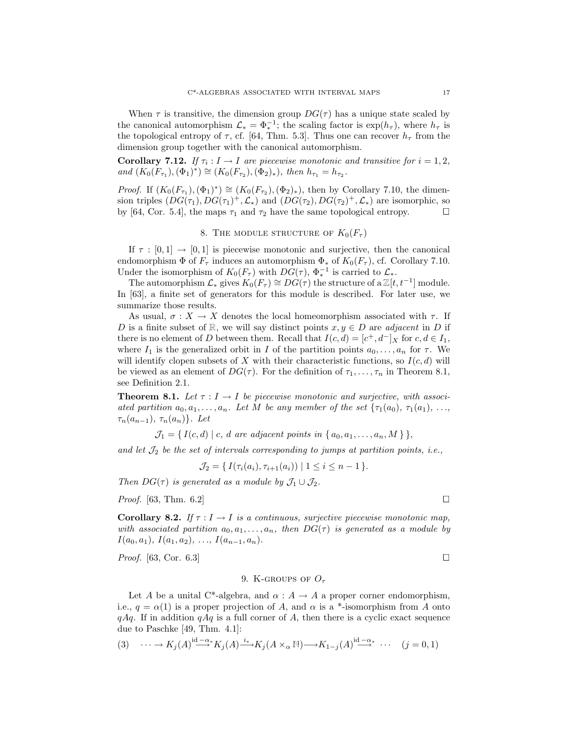When $\tau$ is transitive, the dimension group $DG(\tau)$ has a unique state scaled by the canonical automorphism $\mathcal{L}_* = \Phi_*^{-1}$; the scaling factor is $\exp(h_\tau)$, where $h_\tau$ is the topological entropy of $\tau$, cf. [64, Thm. 5.3]. Thus one can recover $h_\tau$ from the dimension group together with the canonical automorphism.

**Corollary 7.12.** *If $\tau_i : I \to I$ are piecewise monotonic and transitive for $i = 1, 2$, and $(K_0(F_{\tau_1}), (\Phi_1)^*) \cong (K_0(F_{\tau_2}), (\Phi_2)_*)$, then $h_{\tau_1} = h_{\tau_2}$.*

*Proof.* If $(K_0(F_{\tau_1}), (\Phi_1)^*) \cong (K_0(F_{\tau_2}), (\Phi_2)_*)$, then by Corollary 7.10, the dimension triples $(DG(\tau_1), DG(\tau_1)^+, \mathcal{L}_*)$ and $(DG(\tau_2), DG(\tau_2)^+, \mathcal{L}_*)$ are isomorphic, so by [64, Cor. 5.4], the maps $\tau_1$ and $\tau_2$ have the same topological entropy. □

## 8. The module structure of $K_0(F_\tau)$

If $\tau : [0, 1] \to [0, 1]$ is piecewise monotonic and surjective, then the canonical endomorphism $\Phi$ of $F_\tau$ induces an automorphism $\Phi_*$ of $K_0(F_\tau)$, cf. Corollary 7.10. Under the isomorphism of $K_0(F_\tau)$ with $DG(\tau)$, $\Phi_*^{-1}$ is carried to $\mathcal{L}_*$.

The automorphism $\mathcal{L}_*$ gives $K_0(F_\tau) \cong DG(\tau)$ the structure of a $\mathbb{Z}[t, t^{-1}]$ module. In [63], a finite set of generators for this module is described. For later use, we summarize those results.

As usual, $\sigma : X \to X$ denotes the local homeomorphism associated with $\tau$. If $D$ is a finite subset of $\mathbb{R}$, we will say distinct points $x, y \in D$ are *adjacent* in $D$ if there is no element of $D$ between them. Recall that $I(c, d) = [c^+, d^-]_X$ for $c, d \in I_1$, where $I_1$ is the generalized orbit in $I$ of the partition points $a_0, \ldots, a_n$ for $\tau$. We will identify clopen subsets of $X$ with their characteristic functions, so $I(c, d)$ will be viewed as an element of $DG(\tau)$. For the definition of $\tau_1, \ldots, \tau_n$ in Theorem 8.1, see Definition 2.1.

**Theorem 8.1.** *Let $\tau : I \to I$ be piecewise monotonic and surjective, with associated partition $a_0, a_1, \ldots, a_n$. Let $M$ be any member of the set $\{\tau_1(a_0), \tau_1(a_1), \ldots, \tau_n(a_{n-1}), \tau_n(a_n)\}$. Let*

$$\mathcal{J}_1 = \{\, I(c, d) \mid c,\ d \text{ are adjacent points in } \{\, a_0, a_1, \ldots, a_n, M \,\}\,\},$$

*and let $\mathcal{J}_2$ be the set of intervals corresponding to jumps at partition points, i.e.,*

$$\mathcal{J}_2 = \{\, I(\tau_i(a_i), \tau_{i+1}(a_i)) \mid 1 \le i \le n - 1 \,\}.$$

*Then $DG(\tau)$ is generated as a module by $\mathcal{J}_1 \cup \mathcal{J}_2$.*

*Proof.* [63, Thm. 6.2] □

**Corollary 8.2.** *If $\tau : I \to I$ is a continuous, surjective piecewise monotonic map, with associated partition $a_0, a_1, \ldots, a_n$, then $DG(\tau)$ is generated as a module by $I(a_0, a_1)$, $I(a_1, a_2)$, $\ldots$, $I(a_{n-1}, a_n)$.*

*Proof.* [63, Cor. 6.3] □

## 9. K-groups of $O_\tau$

Let $A$ be a unital C*-algebra, and $\alpha : A \to A$ a proper corner endomorphism, i.e., $q = \alpha(1)$ is a proper projection of $A$, and $\alpha$ is a *-isomorphism from $A$ onto $qAq$. If in addition $qAq$ is a full corner of $A$, then there is a cyclic exact sequence due to Paschke [49, Thm. 4.1]:

$$(3) \qquad \cdots \to K_j(A) \xrightarrow{\mathrm{id} - \alpha_*} K_j(A) \xrightarrow{i_*} K_j(A \times_\alpha \mathbb{N}) \longrightarrow K_{1-j}(A) \xrightarrow{\mathrm{id} - \alpha_*} \cdots \quad (j = 0, 1)$$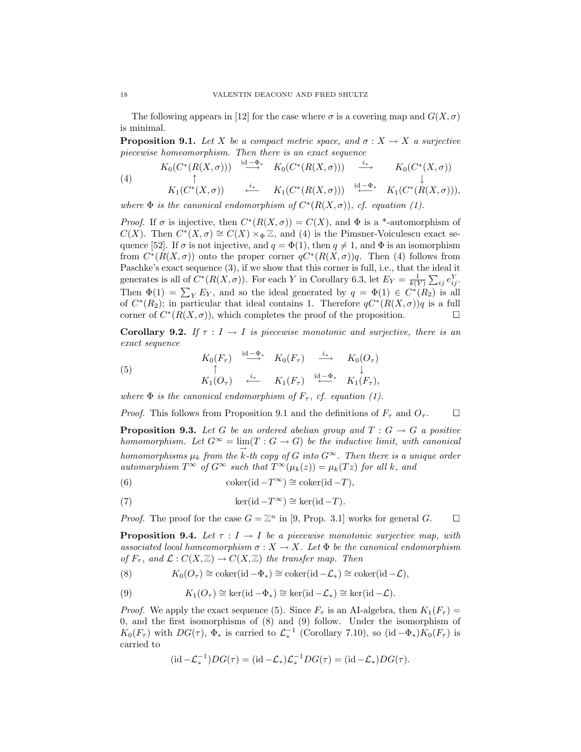The following appears in [12] for the case where $\sigma$ is a covering map and $G(X, \sigma)$ is minimal.

**Proposition 9.1.** *Let $X$ be a compact metric space, and $\sigma : X \to X$ a surjective piecewise homeomorphism. Then there is an exact sequence*

$$
\begin{array}{ccccc}
K_0(C^*(R(X,\sigma))) & \xrightarrow{\mathrm{id}-\Phi_*} & K_0(C^*(R(X,\sigma))) & \xrightarrow{i_*} & K_0(C^*(X,\sigma)) \\
\uparrow & & & & \downarrow \\
K_1(C^*(X,\sigma)) & \xleftarrow{i_*} & K_1(C^*(R(X,\sigma))) & \xleftarrow{\mathrm{id}-\Phi_*} & K_1(C^*(R(X,\sigma))),
\end{array}
\tag{4}
$$

*where $\Phi$ is the canonical endomorphism of $C^*(R(X,\sigma))$, cf. equation (1).*

*Proof.* If $\sigma$ is injective, then $C^*(R(X,\sigma)) = C(X)$, and $\Phi$ is a \*-automorphism of $C(X)$. Then $C^*(X,\sigma) \cong C(X) \times_\Phi \mathbb{Z}$, and (4) is the Pimsner-Voiculescu exact sequence [52]. If $\sigma$ is not injective, and $q = \Phi(1)$, then $q \neq 1$, and $\Phi$ is an isomorphism from $C^*(R(X,\sigma))$ onto the proper corner $qC^*(R(X,\sigma))q$. Then (4) follows from Paschke's exact sequence (3), if we show that this corner is full, i.e., that the ideal it generates is all of $C^*(R(X,\sigma))$. For each $Y$ in Corollary 6.3, let $E_Y = \frac{1}{k(Y)} \sum_{ij} e^Y_{ij}$. Then $\Phi(1) = \sum_Y E_Y$, and so the ideal generated by $q = \Phi(1) \in C^*(R_2)$ is all of $C^*(R_2)$; in particular that ideal contains 1. Therefore $qC^*(R(X,\sigma))q$ is a full corner of $C^*(R(X,\sigma))$, which completes the proof of the proposition. $\square$

**Corollary 9.2.** *If $\tau : I \to I$ is piecewise monotonic and surjective, there is an exact sequence*

$$
\begin{array}{ccccc}
K_0(F_\tau) & \xrightarrow{\mathrm{id}-\Phi_*} & K_0(F_\tau) & \xrightarrow{i_*} & K_0(O_\tau) \\
\uparrow & & & & \downarrow \\
K_1(O_\tau) & \xleftarrow{i_*} & K_1(F_\tau) & \xleftarrow{\mathrm{id}-\Phi_*} & K_1(F_\tau),
\end{array}
\tag{5}
$$

*where $\Phi$ is the canonical endomorphism of $F_\tau$, cf. equation (1).*

*Proof.* This follows from Proposition 9.1 and the definitions of $F_\tau$ and $O_\tau$. $\square$

**Proposition 9.3.** *Let $G$ be an ordered abelian group and $T : G \to G$ a positive homomorphism. Let $G^\infty = \varinjlim(T : G \to G)$ be the inductive limit, with canonical homomorphisms $\mu_k$ from the $k$-th copy of $G$ into $G^\infty$. Then there is a unique order automorphism $T^\infty$ of $G^\infty$ such that $T^\infty(\mu_k(z)) = \mu_k(Tz)$ for all $k$, and*

$$\operatorname{coker}(\mathrm{id} - T^\infty) \cong \operatorname{coker}(\mathrm{id} - T), \tag{6}$$

$$\ker(\mathrm{id} - T^\infty) \cong \ker(\mathrm{id} - T). \tag{7}$$

*Proof.* The proof for the case $G = \mathbb{Z}^n$ in [9, Prop. 3.1] works for general $G$. $\square$

**Proposition 9.4.** *Let $\tau : I \to I$ be a piecewise monotonic surjective map, with associated local homeomorphism $\sigma : X \to X$. Let $\Phi$ be the canonical endomorphism of $F_\tau$, and $\mathcal{L} : C(X,\mathbb{Z}) \to C(X,\mathbb{Z})$ the transfer map. Then*

$$K_0(O_\tau) \cong \operatorname{coker}(\mathrm{id} - \Phi_*) \cong \operatorname{coker}(\mathrm{id} - \mathcal{L}_*) \cong \operatorname{coker}(\mathrm{id} - \mathcal{L}), \tag{8}$$

$$K_1(O_\tau) \cong \ker(\mathrm{id} - \Phi_*) \cong \ker(\mathrm{id} - \mathcal{L}_*) \cong \ker(\mathrm{id} - \mathcal{L}). \tag{9}$$

*Proof.* We apply the exact sequence (5). Since $F_\tau$ is an AI-algebra, then $K_1(F_\tau) = 0$, and the first isomorphisms of (8) and (9) follow. Under the isomorphism of $K_0(F_\tau)$ with $DG(\tau)$, $\Phi_*$ is carried to $\mathcal{L}_*^{-1}$ (Corollary 7.10), so $(\mathrm{id} - \Phi_*)K_0(F_\tau)$ is carried to

$$(\mathrm{id} - \mathcal{L}_*^{-1})DG(\tau) = (\mathrm{id} - \mathcal{L}_*)\mathcal{L}_*^{-1}DG(\tau) = (\mathrm{id} - \mathcal{L}_*)DG(\tau).$$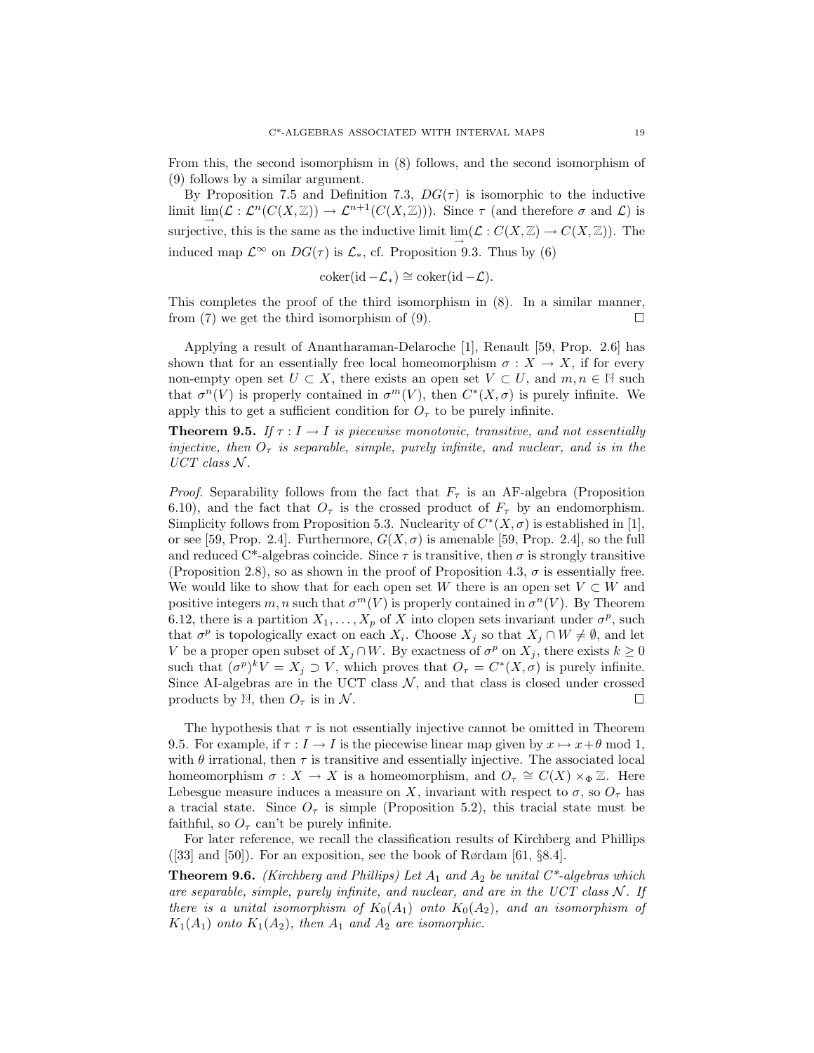From this, the second isomorphism in (8) follows, and the second isomorphism of (9) follows by a similar argument.

By Proposition 7.5 and Definition 7.3, $DG(\tau)$ is isomorphic to the inductive limit $\varinjlim(\mathcal{L} : \mathcal{L}^n(C(X,\mathbb{Z})) \to \mathcal{L}^{n+1}(C(X,\mathbb{Z})))$. Since $\tau$ (and therefore $\sigma$ and $\mathcal{L}$) is surjective, this is the same as the inductive limit $\varinjlim(\mathcal{L} : C(X,\mathbb{Z}) \to C(X,\mathbb{Z}))$. The induced map $\mathcal{L}^\infty$ on $DG(\tau)$ is $\mathcal{L}_*$, cf. Proposition 9.3. Thus by (6)

$$\operatorname{coker}(\operatorname{id} - \mathcal{L}_*) \cong \operatorname{coker}(\operatorname{id} - \mathcal{L}).$$

This completes the proof of the third isomorphism in (8). In a similar manner, from (7) we get the third isomorphism of (9). $\square$

Applying a result of Anantharaman-Delaroche [1], Renault [59, Prop. 2.6] has shown that for an essentially free local homeomorphism $\sigma : X \to X$, if for every non-empty open set $U \subset X$, there exists an open set $V \subset U$, and $m, n \in \mathbb{N}$ such that $\sigma^n(V)$ is properly contained in $\sigma^m(V)$, then $C^*(X,\sigma)$ is purely infinite. We apply this to get a sufficient condition for $O_\tau$ to be purely infinite.

**Theorem 9.5.** *If $\tau : I \to I$ is piecewise monotonic, transitive, and not essentially injective, then $O_\tau$ is separable, simple, purely infinite, and nuclear, and is in the UCT class $\mathcal{N}$.*

*Proof.* Separability follows from the fact that $F_\tau$ is an AF-algebra (Proposition 6.10), and the fact that $O_\tau$ is the crossed product of $F_\tau$ by an endomorphism. Simplicity follows from Proposition 5.3. Nuclearity of $C^*(X,\sigma)$ is established in [1], or see [59, Prop. 2.4]. Furthermore, $G(X,\sigma)$ is amenable [59, Prop. 2.4], so the full and reduced C\*-algebras coincide. Since $\tau$ is transitive, then $\sigma$ is strongly transitive (Proposition 2.8), so as shown in the proof of Proposition 4.3, $\sigma$ is essentially free. We would like to show that for each open set $W$ there is an open set $V \subset W$ and positive integers $m, n$ such that $\sigma^m(V)$ is properly contained in $\sigma^n(V)$. By Theorem 6.12, there is a partition $X_1, \ldots, X_p$ of $X$ into clopen sets invariant under $\sigma^p$, such that $\sigma^p$ is topologically exact on each $X_i$. Choose $X_j$ so that $X_j \cap W \neq \emptyset$, and let $V$ be a proper open subset of $X_j \cap W$. By exactness of $\sigma^p$ on $X_j$, there exists $k \geq 0$ such that $(\sigma^p)^k V = X_j \supset V$, which proves that $O_\tau = C^*(X,\sigma)$ is purely infinite. Since AI-algebras are in the UCT class $\mathcal{N}$, and that class is closed under crossed products by $\mathbb{N}$, then $O_\tau$ is in $\mathcal{N}$. $\square$

The hypothesis that $\tau$ is not essentially injective cannot be omitted in Theorem 9.5. For example, if $\tau : I \to I$ is the piecewise linear map given by $x \mapsto x + \theta \bmod 1$, with $\theta$ irrational, then $\tau$ is transitive and essentially injective. The associated local homeomorphism $\sigma : X \to X$ is a homeomorphism, and $O_\tau \cong C(X) \times_\Phi \mathbb{Z}$. Here Lebesgue measure induces a measure on $X$, invariant with respect to $\sigma$, so $O_\tau$ has a tracial state. Since $O_\tau$ is simple (Proposition 5.2), this tracial state must be faithful, so $O_\tau$ can't be purely infinite.

For later reference, we recall the classification results of Kirchberg and Phillips ([33] and [50]). For an exposition, see the book of Rørdam [61, §8.4].

**Theorem 9.6.** *(Kirchberg and Phillips) Let $A_1$ and $A_2$ be unital C\*-algebras which are separable, simple, purely infinite, and nuclear, and are in the UCT class $\mathcal{N}$. If there is a unital isomorphism of $K_0(A_1)$ onto $K_0(A_2)$, and an isomorphism of $K_1(A_1)$ onto $K_1(A_2)$, then $A_1$ and $A_2$ are isomorphic.*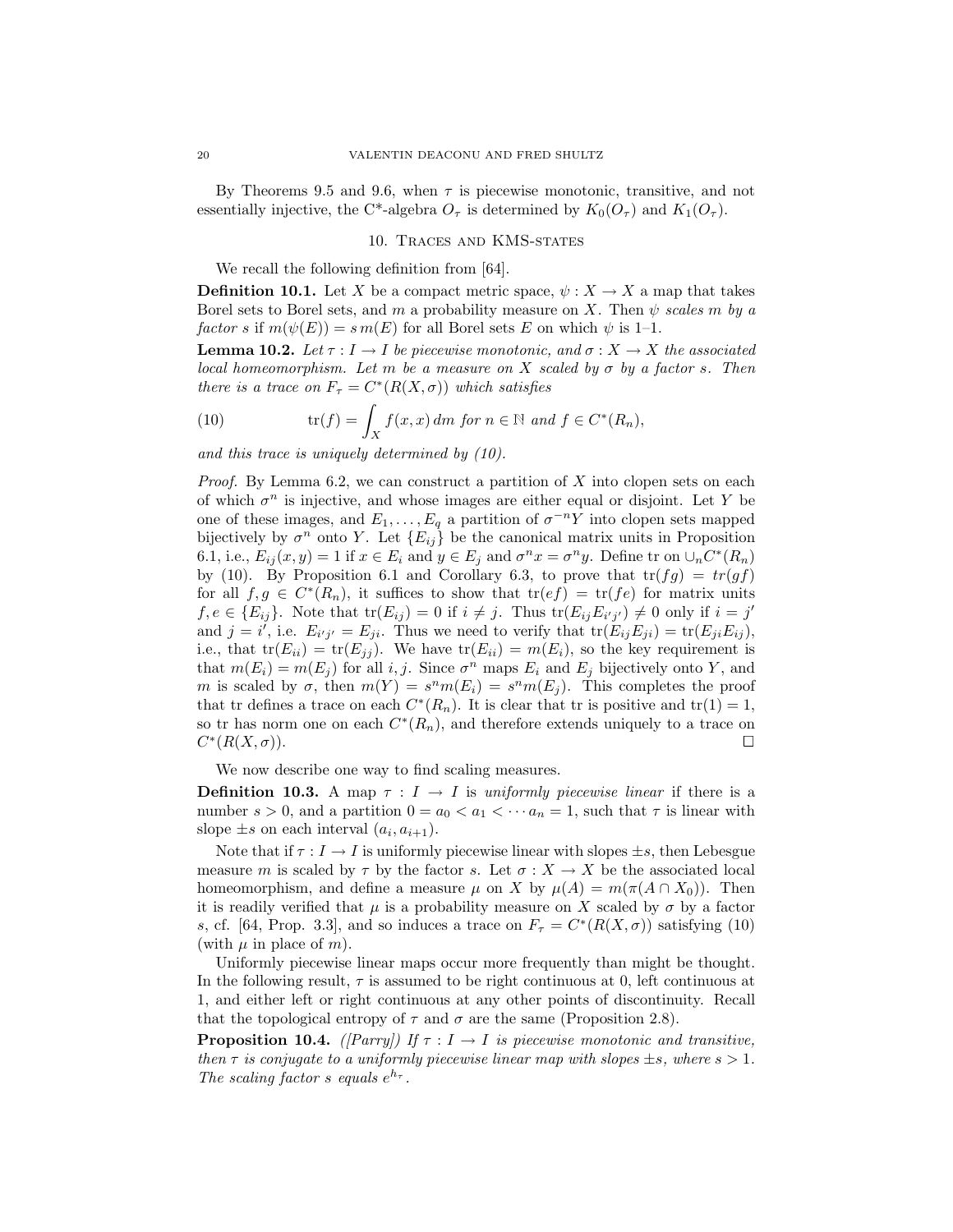By Theorems 9.5 and 9.6, when $\tau$ is piecewise monotonic, transitive, and not essentially injective, the C*-algebra $O_\tau$ is determined by $K_0(O_\tau)$ and $K_1(O_\tau)$.

## 10. Traces and KMS-states

We recall the following definition from [64].

**Definition 10.1.** Let $X$ be a compact metric space, $\psi : X \to X$ a map that takes Borel sets to Borel sets, and $m$ a probability measure on $X$. Then $\psi$ *scales* $m$ *by a factor* $s$ if $m(\psi(E)) = s\, m(E)$ for all Borel sets $E$ on which $\psi$ is 1–1.

**Lemma 10.2.** *Let $\tau : I \to I$ be piecewise monotonic, and $\sigma : X \to X$ the associated local homeomorphism. Let $m$ be a measure on $X$ scaled by $\sigma$ by a factor $s$. Then there is a trace on $F_\tau = C^*(R(X, \sigma))$ which satisfies*

$$\mathrm{tr}(f) = \int_X f(x,x)\, dm \text{ for } n \in \mathbb{N} \text{ and } f \in C^*(R_n), \tag{10}$$

*and this trace is uniquely determined by (10).*

*Proof.* By Lemma 6.2, we can construct a partition of $X$ into clopen sets on each of which $\sigma^n$ is injective, and whose images are either equal or disjoint. Let $Y$ be one of these images, and $E_1, \ldots, E_q$ a partition of $\sigma^{-n}Y$ into clopen sets mapped bijectively by $\sigma^n$ onto $Y$. Let $\{E_{ij}\}$ be the canonical matrix units in Proposition 6.1, i.e., $E_{ij}(x, y) = 1$ if $x \in E_i$ and $y \in E_j$ and $\sigma^n x = \sigma^n y$. Define tr on $\cup_n C^*(R_n)$ by (10). By Proposition 6.1 and Corollary 6.3, to prove that $\mathrm{tr}(fg) = tr(gf)$ for all $f, g \in C^*(R_n)$, it suffices to show that $\mathrm{tr}(ef) = \mathrm{tr}(fe)$ for matrix units $f, e \in \{E_{ij}\}$. Note that $\mathrm{tr}(E_{ij}) = 0$ if $i \neq j$. Thus $\mathrm{tr}(E_{ij}E_{i'j'}) \neq 0$ only if $i = j'$ and $j = i'$, i.e. $E_{i'j'} = E_{ji}$. Thus we need to verify that $\mathrm{tr}(E_{ij}E_{ji}) = \mathrm{tr}(E_{ji}E_{ij})$, i.e., that $\mathrm{tr}(E_{ii}) = \mathrm{tr}(E_{jj})$. We have $\mathrm{tr}(E_{ii}) = m(E_i)$, so the key requirement is that $m(E_i) = m(E_j)$ for all $i, j$. Since $\sigma^n$ maps $E_i$ and $E_j$ bijectively onto $Y$, and $m$ is scaled by $\sigma$, then $m(Y) = s^n m(E_i) = s^n m(E_j)$. This completes the proof that tr defines a trace on each $C^*(R_n)$. It is clear that tr is positive and $\mathrm{tr}(1) = 1$, so tr has norm one on each $C^*(R_n)$, and therefore extends uniquely to a trace on $C^*(R(X, \sigma))$. $\square$

We now describe one way to find scaling measures.

**Definition 10.3.** A map $\tau : I \to I$ is *uniformly piecewise linear* if there is a number $s > 0$, and a partition $0 = a_0 < a_1 < \cdots a_n = 1$, such that $\tau$ is linear with slope $\pm s$ on each interval $(a_i, a_{i+1})$.

Note that if $\tau : I \to I$ is uniformly piecewise linear with slopes $\pm s$, then Lebesgue measure $m$ is scaled by $\tau$ by the factor $s$. Let $\sigma : X \to X$ be the associated local homeomorphism, and define a measure $\mu$ on $X$ by $\mu(A) = m(\pi(A \cap X_0))$. Then it is readily verified that $\mu$ is a probability measure on $X$ scaled by $\sigma$ by a factor $s$, cf. [64, Prop. 3.3], and so induces a trace on $F_\tau = C^*(R(X, \sigma))$ satisfying (10) (with $\mu$ in place of $m$).

Uniformly piecewise linear maps occur more frequently than might be thought. In the following result, $\tau$ is assumed to be right continuous at 0, left continuous at 1, and either left or right continuous at any other points of discontinuity. Recall that the topological entropy of $\tau$ and $\sigma$ are the same (Proposition 2.8).

**Proposition 10.4.** *([Parry]) If $\tau : I \to I$ is piecewise monotonic and transitive, then $\tau$ is conjugate to a uniformly piecewise linear map with slopes $\pm s$, where $s > 1$. The scaling factor $s$ equals $e^{h_\tau}$.*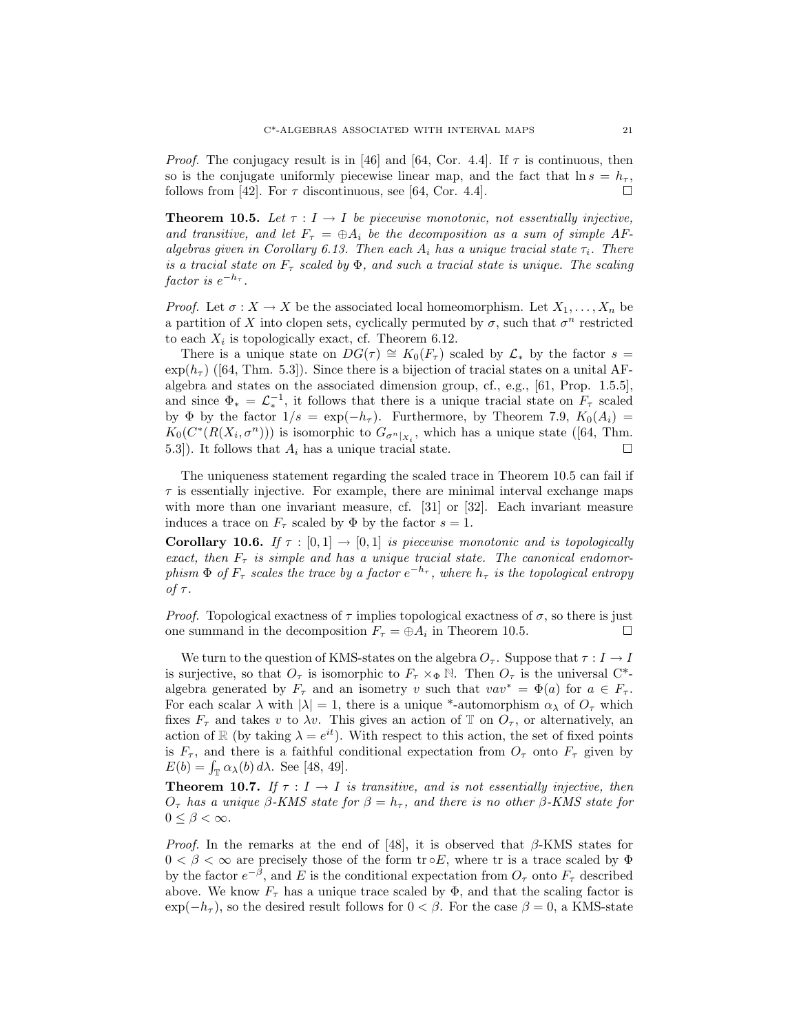*Proof.* The conjugacy result is in [46] and [64, Cor. 4.4]. If $\tau$ is continuous, then so is the conjugate uniformly piecewise linear map, and the fact that $\ln s = h_\tau$, follows from [42]. For $\tau$ discontinuous, see [64, Cor. 4.4]. □

**Theorem 10.5.** *Let $\tau : I \to I$ be piecewise monotonic, not essentially injective, and transitive, and let $F_\tau = \oplus A_i$ be the decomposition as a sum of simple AF-algebras given in Corollary 6.13. Then each $A_i$ has a unique tracial state $\tau_i$. There is a tracial state on $F_\tau$ scaled by $\Phi$, and such a tracial state is unique. The scaling factor is $e^{-h_\tau}$.*

*Proof.* Let $\sigma : X \to X$ be the associated local homeomorphism. Let $X_1, \ldots, X_n$ be a partition of $X$ into clopen sets, cyclically permuted by $\sigma$, such that $\sigma^n$ restricted to each $X_i$ is topologically exact, cf. Theorem 6.12.

There is a unique state on $DG(\tau) \cong K_0(F_\tau)$ scaled by $\mathcal{L}_*$ by the factor $s = \exp(h_\tau)$ ([64, Thm. 5.3]). Since there is a bijection of tracial states on a unital AF-algebra and states on the associated dimension group, cf., e.g., [61, Prop. 1.5.5], and since $\Phi_* = \mathcal{L}_*^{-1}$, it follows that there is a unique tracial state on $F_\tau$ scaled by $\Phi$ by the factor $1/s = \exp(-h_\tau)$. Furthermore, by Theorem 7.9, $K_0(A_i) = K_0(C^*(R(X_i, \sigma^n)))$ is isomorphic to $G_{\sigma^n|_{X_i}}$, which has a unique state ([64, Thm. 5.3]). It follows that $A_i$ has a unique tracial state. □

The uniqueness statement regarding the scaled trace in Theorem 10.5 can fail if $\tau$ is essentially injective. For example, there are minimal interval exchange maps with more than one invariant measure, cf. [31] or [32]. Each invariant measure induces a trace on $F_\tau$ scaled by $\Phi$ by the factor $s = 1$.

**Corollary 10.6.** *If $\tau : [0, 1] \to [0, 1]$ is piecewise monotonic and is topologically exact, then $F_\tau$ is simple and has a unique tracial state. The canonical endomorphism $\Phi$ of $F_\tau$ scales the trace by a factor $e^{-h_\tau}$, where $h_\tau$ is the topological entropy of $\tau$.*

*Proof.* Topological exactness of $\tau$ implies topological exactness of $\sigma$, so there is just one summand in the decomposition $F_\tau = \oplus A_i$ in Theorem 10.5. □

We turn to the question of KMS-states on the algebra $O_\tau$. Suppose that $\tau : I \to I$ is surjective, so that $O_\tau$ is isomorphic to $F_\tau \times_\Phi \mathbb{N}$. Then $O_\tau$ is the universal C*-algebra generated by $F_\tau$ and an isometry $v$ such that $vav^* = \Phi(a)$ for $a \in F_\tau$. For each scalar $\lambda$ with $|\lambda| = 1$, there is a unique *-automorphism $\alpha_\lambda$ of $O_\tau$ which fixes $F_\tau$ and takes $v$ to $\lambda v$. This gives an action of $\mathbb{T}$ on $O_\tau$, or alternatively, an action of $\mathbb{R}$ (by taking $\lambda = e^{it}$). With respect to this action, the set of fixed points is $F_\tau$, and there is a faithful conditional expectation from $O_\tau$ onto $F_\tau$ given by $E(b) = \int_{\mathbb{T}} \alpha_\lambda(b)\, d\lambda$. See [48, 49].

**Theorem 10.7.** *If $\tau : I \to I$ is transitive, and is not essentially injective, then $O_\tau$ has a unique $\beta$-KMS state for $\beta = h_\tau$, and there is no other $\beta$-KMS state for $0 \le \beta < \infty$.*

*Proof.* In the remarks at the end of [48], it is observed that $\beta$-KMS states for $0 < \beta < \infty$ are precisely those of the form $\mathrm{tr} \circ E$, where tr is a trace scaled by $\Phi$ by the factor $e^{-\beta}$, and $E$ is the conditional expectation from $O_\tau$ onto $F_\tau$ described above. We know $F_\tau$ has a unique trace scaled by $\Phi$, and that the scaling factor is $\exp(-h_\tau)$, so the desired result follows for $0 < \beta$. For the case $\beta = 0$, a KMS-state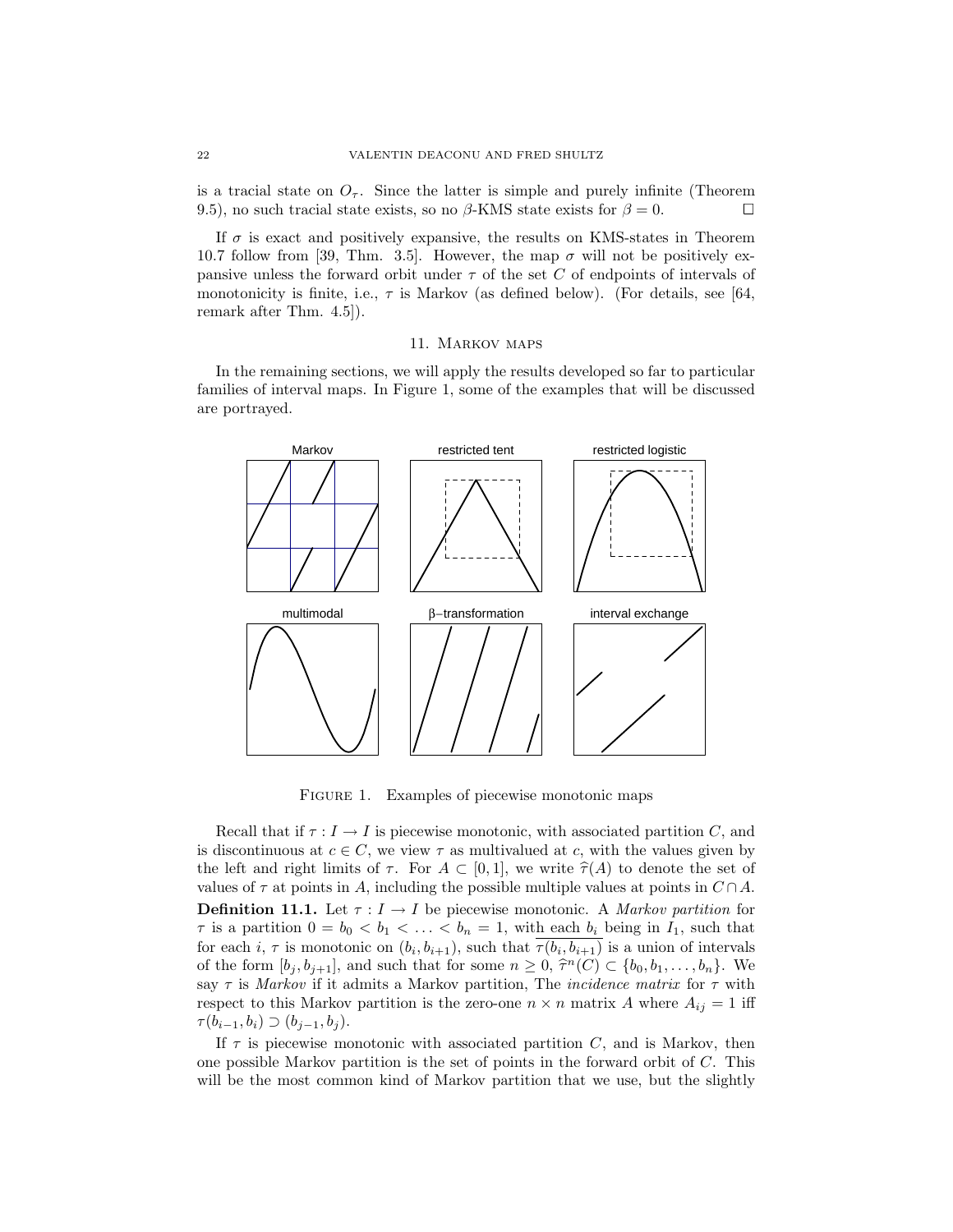is a tracial state on $O_\tau$. Since the latter is simple and purely infinite (Theorem 9.5), no such tracial state exists, so no $\beta$-KMS state exists for $\beta = 0$. $\square$

If $\sigma$ is exact and positively expansive, the results on KMS-states in Theorem 10.7 follow from [39, Thm. 3.5]. However, the map $\sigma$ will not be positively expansive unless the forward orbit under $\tau$ of the set $C$ of endpoints of intervals of monotonicity is finite, i.e., $\tau$ is Markov (as defined below). (For details, see [64, remark after Thm. 4.5]).

## 11. Markov maps

In the remaining sections, we will apply the results developed so far to particular families of interval maps. In Figure 1, some of the examples that will be discussed are portrayed.

Figure 1. Examples of piecewise monotonic maps

Recall that if $\tau : I \to I$ is piecewise monotonic, with associated partition $C$, and is discontinuous at $c \in C$, we view $\tau$ as multivalued at $c$, with the values given by the left and right limits of $\tau$. For $A \subset [0,1]$, we write $\widehat{\tau}(A)$ to denote the set of values of $\tau$ at points in $A$, including the possible multiple values at points in $C \cap A$.

**Definition 11.1.** Let $\tau : I \to I$ be piecewise monotonic. A *Markov partition* for $\tau$ is a partition $0 = b_0 < b_1 < \ldots < b_n = 1$, with each $b_i$ being in $I_1$, such that for each $i$, $\tau$ is monotonic on $(b_i, b_{i+1})$, such that $\overline{\tau(b_i, b_{i+1})}$ is a union of intervals of the form $[b_j, b_{j+1}]$, and such that for some $n \geq 0$, $\widehat{\tau}^n(C) \subset \{b_0, b_1, \ldots, b_n\}$. We say $\tau$ is *Markov* if it admits a Markov partition, The *incidence matrix* for $\tau$ with respect to this Markov partition is the zero-one $n \times n$ matrix $A$ where $A_{ij} = 1$ iff $\tau(b_{i-1}, b_i) \supset (b_{j-1}, b_j)$.

If $\tau$ is piecewise monotonic with associated partition $C$, and is Markov, then one possible Markov partition is the set of points in the forward orbit of $C$. This will be the most common kind of Markov partition that we use, but the slightly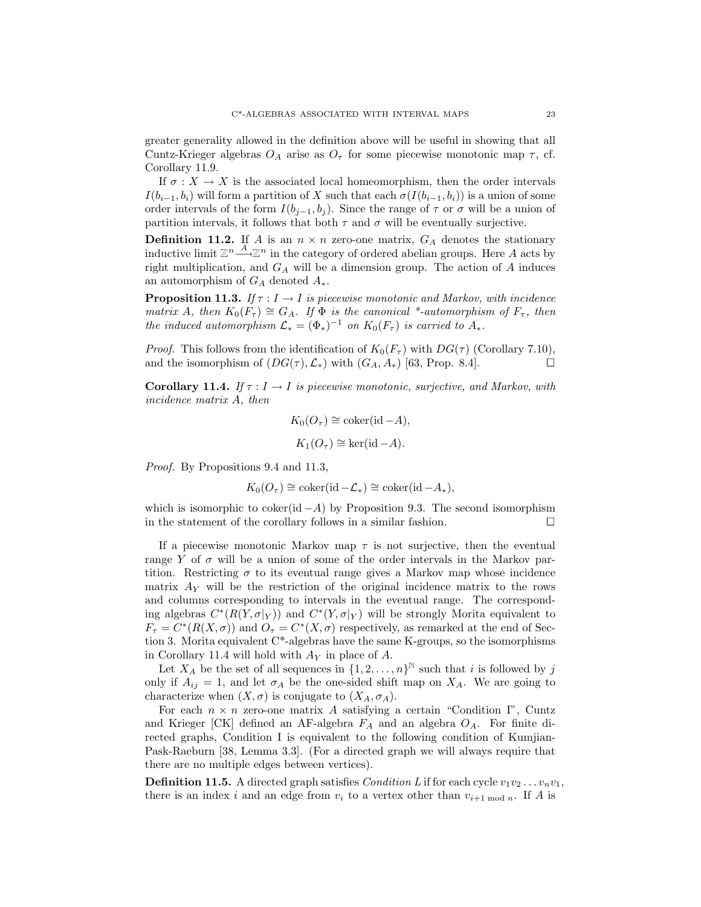greater generality allowed in the definition above will be useful in showing that all Cuntz-Krieger algebras $O_A$ arise as $O_\tau$ for some piecewise monotonic map $\tau$, cf. Corollary 11.9.

If $\sigma : X \to X$ is the associated local homeomorphism, then the order intervals $I(b_{i-1}, b_i)$ will form a partition of $X$ such that each $\sigma(I(b_{i-1}, b_i))$ is a union of some order intervals of the form $I(b_{j-1}, b_j)$. Since the range of $\tau$ or $\sigma$ will be a union of partition intervals, it follows that both $\tau$ and $\sigma$ will be eventually surjective.

**Definition 11.2.** If $A$ is an $n \times n$ zero-one matrix, $G_A$ denotes the stationary inductive limit $\mathbb{Z}^n \xrightarrow{A} \mathbb{Z}^n$ in the category of ordered abelian groups. Here $A$ acts by right multiplication, and $G_A$ will be a dimension group. The action of $A$ induces an automorphism of $G_A$ denoted $A_*$.

**Proposition 11.3.** *If $\tau : I \to I$ is piecewise monotonic and Markov, with incidence matrix $A$, then $K_0(F_\tau) \cong G_A$. If $\Phi$ is the canonical \*-automorphism of $F_\tau$, then the induced automorphism $\mathcal{L}_* = (\Phi_*)^{-1}$ on $K_0(F_\tau)$ is carried to $A_*$.*

*Proof.* This follows from the identification of $K_0(F_\tau)$ with $DG(\tau)$ (Corollary 7.10), and the isomorphism of $(DG(\tau), \mathcal{L}_*)$ with $(G_A, A_*)$ [63, Prop. 8.4]. $\square$

**Corollary 11.4.** *If $\tau : I \to I$ is piecewise monotonic, surjective, and Markov, with incidence matrix $A$, then*

$$K_0(O_\tau) \cong \operatorname{coker}(\operatorname{id} - A),$$

$$K_1(O_\tau) \cong \ker(\operatorname{id} - A).$$

*Proof.* By Propositions 9.4 and 11.3,

$$K_0(O_\tau) \cong \operatorname{coker}(\operatorname{id} - \mathcal{L}_*) \cong \operatorname{coker}(\operatorname{id} - A_*),$$

which is isomorphic to $\operatorname{coker}(\operatorname{id} - A)$ by Proposition 9.3. The second isomorphism in the statement of the corollary follows in a similar fashion. $\square$

If a piecewise monotonic Markov map $\tau$ is not surjective, then the eventual range $Y$ of $\sigma$ will be a union of some of the order intervals in the Markov partition. Restricting $\sigma$ to its eventual range gives a Markov map whose incidence matrix $A_Y$ will be the restriction of the original incidence matrix to the rows and columns corresponding to intervals in the eventual range. The corresponding algebras $C^*(R(Y, \sigma|_Y))$ and $C^*(Y, \sigma|_Y)$ will be strongly Morita equivalent to $F_\tau = C^*(R(X, \sigma))$ and $O_\tau = C^*(X, \sigma)$ respectively, as remarked at the end of Section 3. Morita equivalent C\*-algebras have the same K-groups, so the isomorphisms in Corollary 11.4 will hold with $A_Y$ in place of $A$.

Let $X_A$ be the set of all sequences in $\{1, 2, \ldots, n\}^{\mathbb{N}}$ such that $i$ is followed by $j$ only if $A_{ij} = 1$, and let $\sigma_A$ be the one-sided shift map on $X_A$. We are going to characterize when $(X, \sigma)$ is conjugate to $(X_A, \sigma_A)$.

For each $n \times n$ zero-one matrix $A$ satisfying a certain "Condition I", Cuntz and Krieger [CK] defined an AF-algebra $F_A$ and an algebra $O_A$. For finite directed graphs, Condition I is equivalent to the following condition of Kumjian-Pask-Raeburn [38, Lemma 3.3]. (For a directed graph we will always require that there are no multiple edges between vertices).

**Definition 11.5.** A directed graph satisfies *Condition L* if for each cycle $v_1 v_2 \ldots v_n v_1$, there is an index $i$ and an edge from $v_i$ to a vertex other than $v_{i+1 \bmod n}$. If $A$ is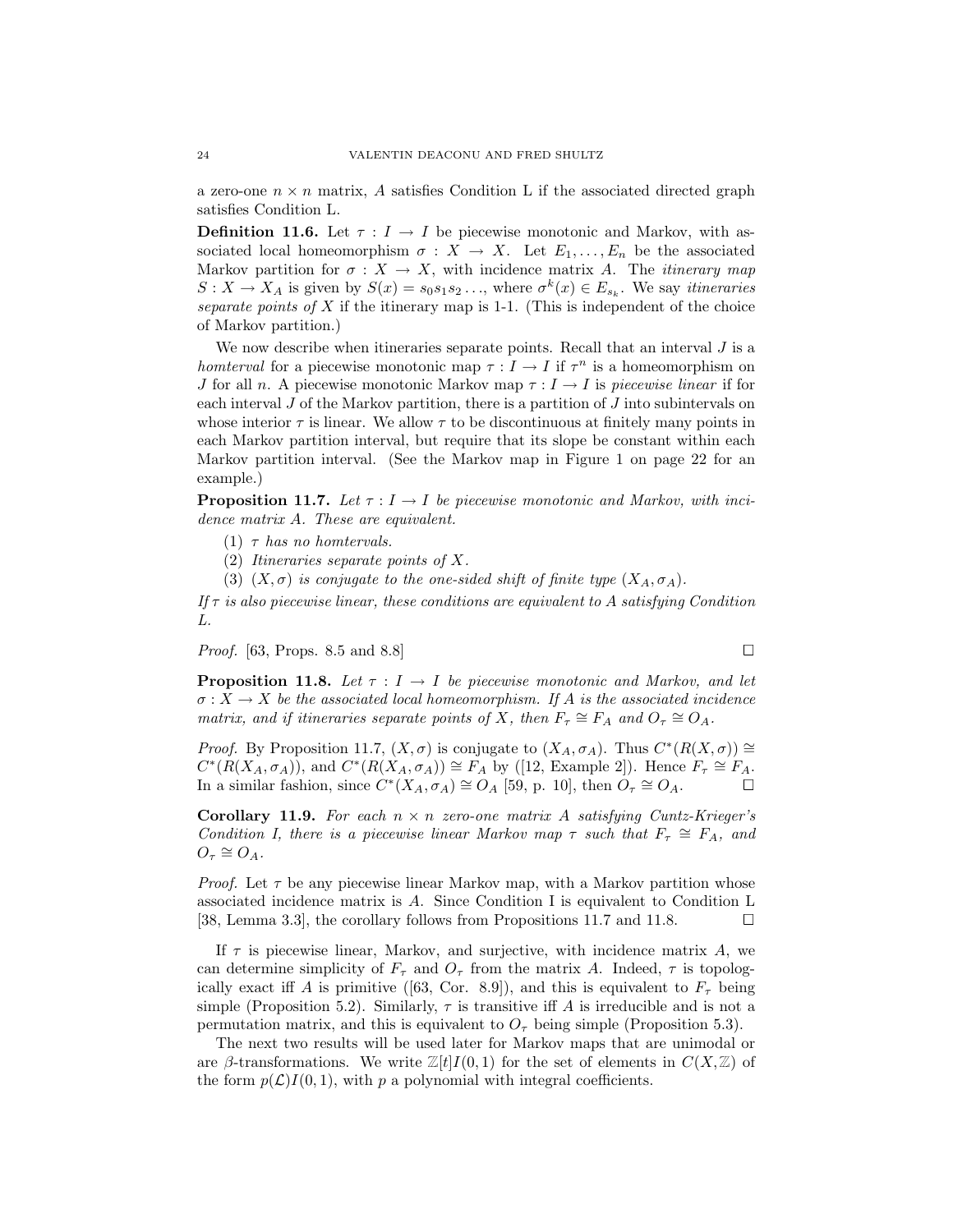a zero-one $n \times n$ matrix, $A$ satisfies Condition L if the associated directed graph satisfies Condition L.

**Definition 11.6.** Let $\tau : I \to I$ be piecewise monotonic and Markov, with associated local homeomorphism $\sigma : X \to X$. Let $E_1, \ldots, E_n$ be the associated Markov partition for $\sigma : X \to X$, with incidence matrix $A$. The *itinerary map* $S : X \to X_A$ is given by $S(x) = s_0 s_1 s_2 \ldots$, where $\sigma^k(x) \in E_{s_k}$. We say *itineraries separate points of* $X$ if the itinerary map is 1-1. (This is independent of the choice of Markov partition.)

We now describe when itineraries separate points. Recall that an interval $J$ is a *homterval* for a piecewise monotonic map $\tau : I \to I$ if $\tau^n$ is a homeomorphism on $J$ for all $n$. A piecewise monotonic Markov map $\tau : I \to I$ is *piecewise linear* if for each interval $J$ of the Markov partition, there is a partition of $J$ into subintervals on whose interior $\tau$ is linear. We allow $\tau$ to be discontinuous at finitely many points in each Markov partition interval, but require that its slope be constant within each Markov partition interval. (See the Markov map in Figure 1 on page 22 for an example.)

**Proposition 11.7.** *Let $\tau : I \to I$ be piecewise monotonic and Markov, with incidence matrix $A$. These are equivalent.*

1. *$\tau$ has no homtervals.*
2. *Itineraries separate points of $X$.*
3. *$(X, \sigma)$ is conjugate to the one-sided shift of finite type $(X_A, \sigma_A)$.*

*If $\tau$ is also piecewise linear, these conditions are equivalent to $A$ satisfying Condition L.*

*Proof.* [63, Props. 8.5 and 8.8] ☐

**Proposition 11.8.** *Let $\tau : I \to I$ be piecewise monotonic and Markov, and let $\sigma : X \to X$ be the associated local homeomorphism. If $A$ is the associated incidence matrix, and if itineraries separate points of $X$, then $F_\tau \cong F_A$ and $O_\tau \cong O_A$.*

*Proof.* By Proposition 11.7, $(X, \sigma)$ is conjugate to $(X_A, \sigma_A)$. Thus $C^*(R(X, \sigma)) \cong C^*(R(X_A, \sigma_A))$, and $C^*(R(X_A, \sigma_A)) \cong F_A$ by ([12, Example 2]). Hence $F_\tau \cong F_A$. In a similar fashion, since $C^*(X_A, \sigma_A) \cong O_A$ [59, p. 10], then $O_\tau \cong O_A$. ☐

**Corollary 11.9.** *For each $n \times n$ zero-one matrix $A$ satisfying Cuntz-Krieger's Condition I, there is a piecewise linear Markov map $\tau$ such that $F_\tau \cong F_A$, and $O_\tau \cong O_A$.*

*Proof.* Let $\tau$ be any piecewise linear Markov map, with a Markov partition whose associated incidence matrix is $A$. Since Condition I is equivalent to Condition L [38, Lemma 3.3], the corollary follows from Propositions 11.7 and 11.8. ☐

If $\tau$ is piecewise linear, Markov, and surjective, with incidence matrix $A$, we can determine simplicity of $F_\tau$ and $O_\tau$ from the matrix $A$. Indeed, $\tau$ is topologically exact iff $A$ is primitive ([63, Cor. 8.9]), and this is equivalent to $F_\tau$ being simple (Proposition 5.2). Similarly, $\tau$ is transitive iff $A$ is irreducible and is not a permutation matrix, and this is equivalent to $O_\tau$ being simple (Proposition 5.3).

The next two results will be used later for Markov maps that are unimodal or are $\beta$-transformations. We write $\mathbb{Z}[t]I(0,1)$ for the set of elements in $C(X, \mathbb{Z})$ of the form $p(\mathcal{L})I(0,1)$, with $p$ a polynomial with integral coefficients.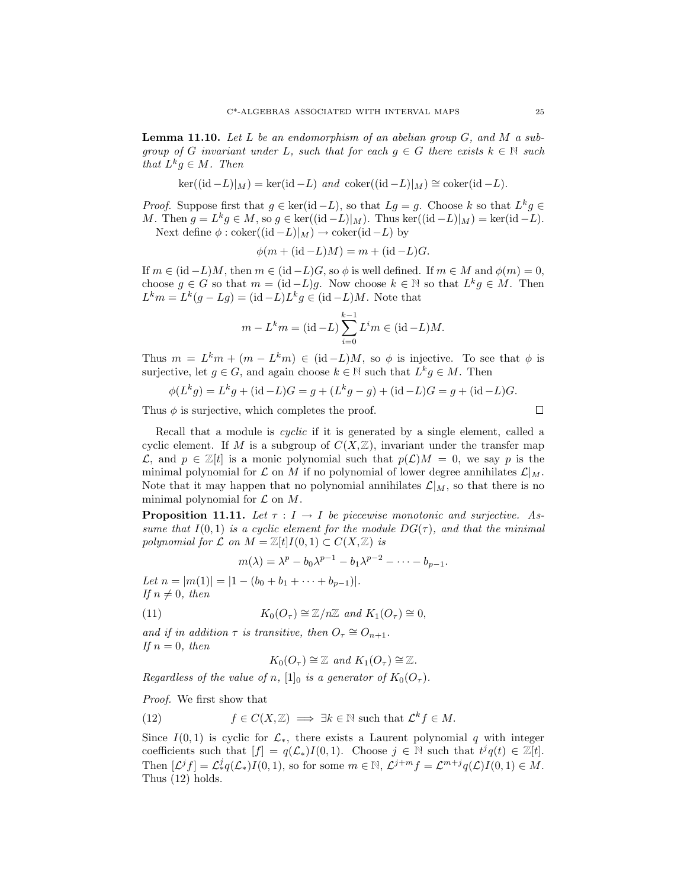**Lemma 11.10.** *Let $L$ be an endomorphism of an abelian group $G$, and $M$ a subgroup of $G$ invariant under $L$, such that for each $g \in G$ there exists $k \in \mathbb{N}$ such that $L^k g \in M$. Then*

$$\ker((\mathrm{id} - L)|_M) = \ker(\mathrm{id} - L) \text{ and } \operatorname{coker}((\mathrm{id} - L)|_M) \cong \operatorname{coker}(\mathrm{id} - L).$$

*Proof.* Suppose first that $g \in \ker(\mathrm{id} - L)$, so that $Lg = g$. Choose $k$ so that $L^k g \in M$. Then $g = L^k g \in M$, so $g \in \ker((\mathrm{id} - L)|_M)$. Thus $\ker((\mathrm{id} - L)|_M) = \ker(\mathrm{id} - L)$.

Next define $\phi : \operatorname{coker}((\mathrm{id} - L)|_M) \to \operatorname{coker}(\mathrm{id} - L)$ by

$$\phi(m + (\mathrm{id} - L)M) = m + (\mathrm{id} - L)G.$$

If $m \in (\mathrm{id} - L)M$, then $m \in (\mathrm{id} - L)G$, so $\phi$ is well defined. If $m \in M$ and $\phi(m) = 0$, choose $g \in G$ so that $m = (\mathrm{id} - L)g$. Now choose $k \in \mathbb{N}$ so that $L^k g \in M$. Then $L^k m = L^k(g - Lg) = (\mathrm{id} - L)L^k g \in (\mathrm{id} - L)M$. Note that

$$m - L^k m = (\mathrm{id} - L) \sum_{i=0}^{k-1} L^i m \in (\mathrm{id} - L)M.$$

Thus $m = L^k m + (m - L^k m) \in (\mathrm{id} - L)M$, so $\phi$ is injective. To see that $\phi$ is surjective, let $g \in G$, and again choose $k \in \mathbb{N}$ such that $L^k g \in M$. Then

$$\phi(L^k g) = L^k g + (\mathrm{id} - L)G = g + (L^k g - g) + (\mathrm{id} - L)G = g + (\mathrm{id} - L)G.$$

Thus $\phi$ is surjective, which completes the proof. $\square$

Recall that a module is *cyclic* if it is generated by a single element, called a cyclic element. If $M$ is a subgroup of $C(X, \mathbb{Z})$, invariant under the transfer map $\mathcal{L}$, and $p \in \mathbb{Z}[t]$ is a monic polynomial such that $p(\mathcal{L})M = 0$, we say $p$ is the minimal polynomial for $\mathcal{L}$ on $M$ if no polynomial of lower degree annihilates $\mathcal{L}|_M$. Note that it may happen that no polynomial annihilates $\mathcal{L}|_M$, so that there is no minimal polynomial for $\mathcal{L}$ on $M$.

**Proposition 11.11.** *Let $\tau : I \to I$ be piecewise monotonic and surjective. Assume that $I(0,1)$ is a cyclic element for the module $DG(\tau)$, and that the minimal polynomial for $\mathcal{L}$ on $M = \mathbb{Z}[t]I(0,1) \subset C(X, \mathbb{Z})$ is*

$$m(\lambda) = \lambda^p - b_0 \lambda^{p-1} - b_1 \lambda^{p-2} - \cdots - b_{p-1}.$$

*Let $n = |m(1)| = |1 - (b_0 + b_1 + \cdots + b_{p-1})|$.*
*If $n \neq 0$, then*

$$K_0(O_\tau) \cong \mathbb{Z}/n\mathbb{Z} \text{ and } K_1(O_\tau) \cong 0, \tag{11}$$

*and if in addition $\tau$ is transitive, then $O_\tau \cong O_{n+1}$.*
*If $n = 0$, then*

$$K_0(O_\tau) \cong \mathbb{Z} \text{ and } K_1(O_\tau) \cong \mathbb{Z}.$$

*Regardless of the value of $n$, $[1]_0$ is a generator of $K_0(O_\tau)$.*

*Proof.* We first show that

$$f \in C(X, \mathbb{Z}) \implies \exists k \in \mathbb{N} \text{ such that } \mathcal{L}^k f \in M. \tag{12}$$

Since $I(0,1)$ is cyclic for $\mathcal{L}_*$, there exists a Laurent polynomial $q$ with integer coefficients such that $[f] = q(\mathcal{L}_*)I(0,1)$. Choose $j \in \mathbb{N}$ such that $t^j q(t) \in \mathbb{Z}[t]$. Then $[\mathcal{L}^j f] = \mathcal{L}_*^j q(\mathcal{L}_*)I(0,1)$, so for some $m \in \mathbb{N}$, $\mathcal{L}^{j+m} f = \mathcal{L}^{m+j} q(\mathcal{L})I(0,1) \in M$. Thus (12) holds.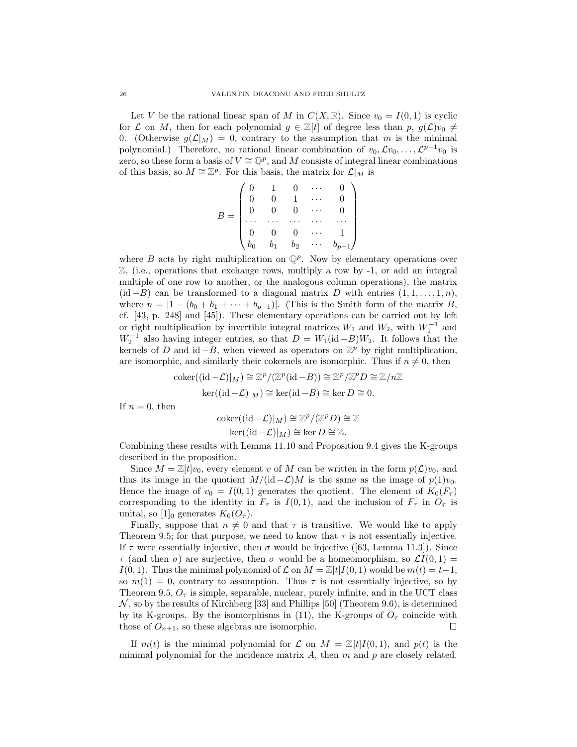Let $V$ be the rational linear span of $M$ in $C(X, \mathbb{R})$. Since $v_0 = I(0,1)$ is cyclic for $\mathcal{L}$ on $M$, then for each polynomial $g \in \mathbb{Z}[t]$ of degree less than $p$, $g(\mathcal{L})v_0 \neq 0$. (Otherwise $g(\mathcal{L}|_M) = 0$, contrary to the assumption that $m$ is the minimal polynomial.) Therefore, no rational linear combination of $v_0, \mathcal{L}v_0, \ldots, \mathcal{L}^{p-1}v_0$ is zero, so these form a basis of $V \cong \mathbb{Q}^p$, and $M$ consists of integral linear combinations of this basis, so $M \cong \mathbb{Z}^p$. For this basis, the matrix for $\mathcal{L}|_M$ is

$$B = \begin{pmatrix} 0 & 1 & 0 & \cdots & 0 \\ 0 & 0 & 1 & \cdots & 0 \\ 0 & 0 & 0 & \cdots & 0 \\ \cdots & \cdots & \cdots & \cdots & \cdots \\ 0 & 0 & 0 & \cdots & 1 \\ b_0 & b_1 & b_2 & \cdots & b_{p-1} \end{pmatrix}$$

where $B$ acts by right multiplication on $\mathbb{Q}^p$. Now by elementary operations over $\mathbb{Z}$, (i.e., operations that exchange rows, multiply a row by -1, or add an integral multiple of one row to another, or the analogous column operations), the matrix $(\mathrm{id} - B)$ can be transformed to a diagonal matrix $D$ with entries $(1, 1, \ldots, 1, n)$, where $n = |1 - (b_0 + b_1 + \cdots + b_{p-1})|$. (This is the Smith form of the matrix $B$, cf. [43, p. 248] and [45]). These elementary operations can be carried out by left or right multiplication by invertible integral matrices $W_1$ and $W_2$, with $W_1^{-1}$ and $W_2^{-1}$ also having integer entries, so that $D = W_1(\mathrm{id} - B)W_2$. It follows that the kernels of $D$ and $\mathrm{id} - B$, when viewed as operators on $\mathbb{Z}^p$ by right multiplication, are isomorphic, and similarly their cokernels are isomorphic. Thus if $n \neq 0$, then

$$\mathrm{coker}((\mathrm{id} - \mathcal{L})|_M) \cong \mathbb{Z}^p/(\mathbb{Z}^p(\mathrm{id} - B)) \cong \mathbb{Z}^p/\mathbb{Z}^p D \cong \mathbb{Z}/n\mathbb{Z}$$

$$\ker((\mathrm{id} - \mathcal{L})|_M) \cong \ker(\mathrm{id} - B) \cong \ker D \cong 0.$$

If $n = 0$, then

$$\mathrm{coker}((\mathrm{id} - \mathcal{L})|_M) \cong \mathbb{Z}^p/(\mathbb{Z}^p D) \cong \mathbb{Z}$$

$$\ker((\mathrm{id} - \mathcal{L})|_M) \cong \ker D \cong \mathbb{Z}.$$

Combining these results with Lemma 11.10 and Proposition 9.4 gives the K-groups described in the proposition.

Since $M = \mathbb{Z}[t]v_0$, every element $v$ of $M$ can be written in the form $p(\mathcal{L})v_0$, and thus its image in the quotient $M/(\mathrm{id} - \mathcal{L})M$ is the same as the image of $p(1)v_0$. Hence the image of $v_0 = I(0,1)$ generates the quotient. The element of $K_0(F_\tau)$ corresponding to the identity in $F_\tau$ is $I(0,1)$, and the inclusion of $F_\tau$ in $O_\tau$ is unital, so $[1]_0$ generates $K_0(O_\tau)$.

Finally, suppose that $n \neq 0$ and that $\tau$ is transitive. We would like to apply Theorem 9.5; for that purpose, we need to know that $\tau$ is not essentially injective. If $\tau$ were essentially injective, then $\sigma$ would be injective ([63, Lemma 11.3]). Since $\tau$ (and then $\sigma$) are surjective, then $\sigma$ would be a homeomorphism, so $\mathcal{L}I(0,1) = I(0,1)$. Thus the minimal polynomial of $\mathcal{L}$ on $M = \mathbb{Z}[t]I(0,1)$ would be $m(t) = t - 1$, so $m(1) = 0$, contrary to assumption. Thus $\tau$ is not essentially injective, so by Theorem 9.5, $O_\tau$ is simple, separable, nuclear, purely infinite, and in the UCT class $\mathcal{N}$, so by the results of Kirchberg [33] and Phillips [50] (Theorem 9.6), is determined by its K-groups. By the isomorphisms in (11), the K-groups of $O_\tau$ coincide with those of $O_{n+1}$, so these algebras are isomorphic. $\square$

If $m(t)$ is the minimal polynomial for $\mathcal{L}$ on $M = \mathbb{Z}[t]I(0,1)$, and $p(t)$ is the minimal polynomial for the incidence matrix $A$, then $m$ and $p$ are closely related.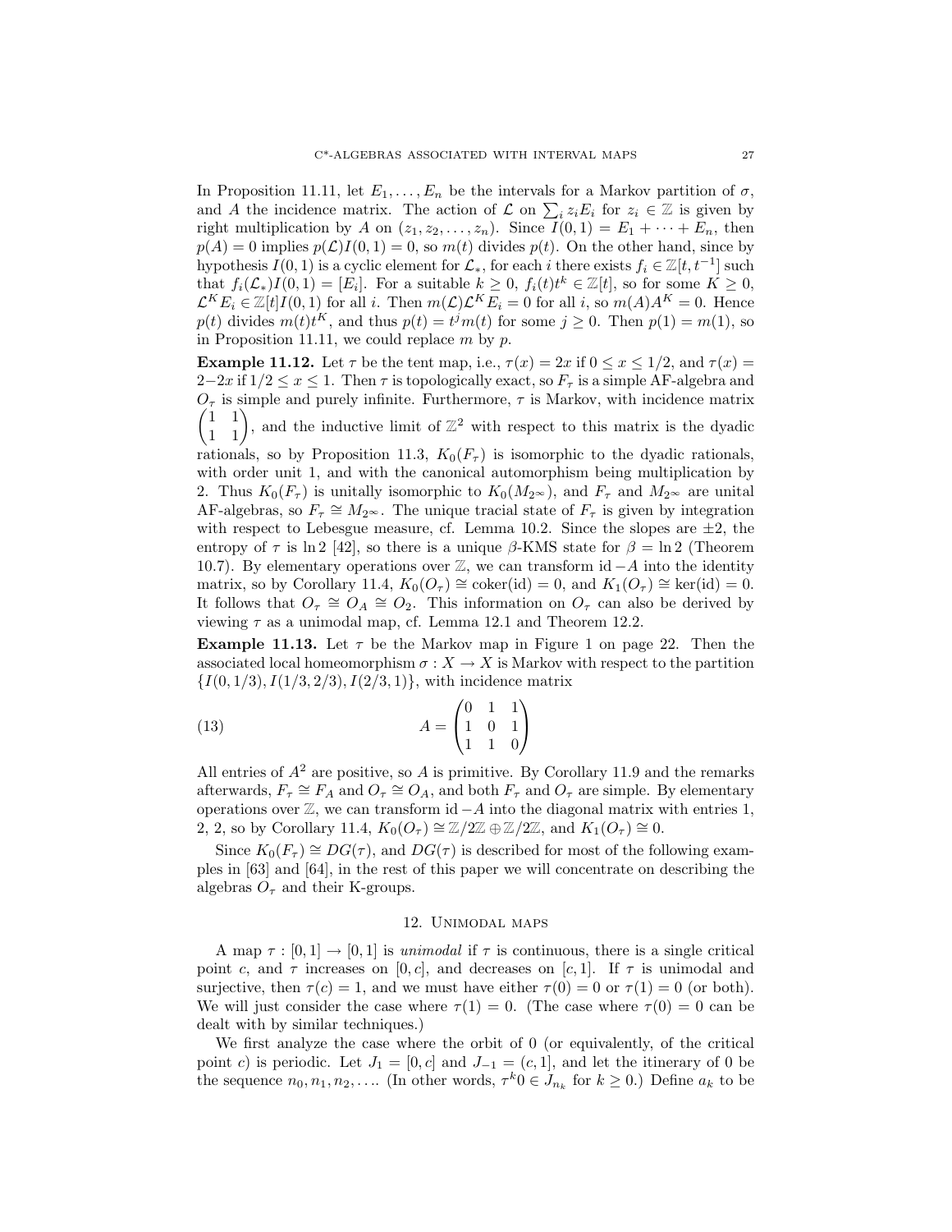In Proposition 11.11, let $E_1, \dots, E_n$ be the intervals for a Markov partition of $\sigma$, and $A$ the incidence matrix. The action of $\mathcal{L}$ on $\sum_i z_i E_i$ for $z_i \in \mathbb{Z}$ is given by right multiplication by $A$ on $(z_1, z_2, \dots, z_n)$. Since $I(0,1) = E_1 + \cdots + E_n$, then $p(A) = 0$ implies $p(\mathcal{L})I(0,1) = 0$, so $m(t)$ divides $p(t)$. On the other hand, since by hypothesis $I(0,1)$ is a cyclic element for $\mathcal{L}_*$, for each $i$ there exists $f_i \in \mathbb{Z}[t, t^{-1}]$ such that $f_i(\mathcal{L}_*)I(0,1) = [E_i]$. For a suitable $k \geq 0$, $f_i(t)t^k \in \mathbb{Z}[t]$, so for some $K \geq 0$, $\mathcal{L}^K E_i \in \mathbb{Z}[t]I(0,1)$ for all $i$. Then $m(\mathcal{L})\mathcal{L}^K E_i = 0$ for all $i$, so $m(A)A^K = 0$. Hence $p(t)$ divides $m(t)t^K$, and thus $p(t) = t^j m(t)$ for some $j \geq 0$. Then $p(1) = m(1)$, so in Proposition 11.11, we could replace $m$ by $p$.

**Example 11.12.** Let $\tau$ be the tent map, i.e., $\tau(x) = 2x$ if $0 \leq x \leq 1/2$, and $\tau(x) = 2-2x$ if $1/2 \leq x \leq 1$. Then $\tau$ is topologically exact, so $F_\tau$ is a simple AF-algebra and $O_\tau$ is simple and purely infinite. Furthermore, $\tau$ is Markov, with incidence matrix $\begin{pmatrix} 1 & 1 \\ 1 & 1 \end{pmatrix}$, and the inductive limit of $\mathbb{Z}^2$ with respect to this matrix is the dyadic rationals, so by Proposition 11.3, $K_0(F_\tau)$ is isomorphic to the dyadic rationals, with order unit 1, and with the canonical automorphism being multiplication by 2. Thus $K_0(F_\tau)$ is unitally isomorphic to $K_0(M_{2^\infty})$, and $F_\tau$ and $M_{2^\infty}$ are unital AF-algebras, so $F_\tau \cong M_{2^\infty}$. The unique tracial state of $F_\tau$ is given by integration with respect to Lebesgue measure, cf. Lemma 10.2. Since the slopes are $\pm 2$, the entropy of $\tau$ is $\ln 2$ [42], so there is a unique $\beta$-KMS state for $\beta = \ln 2$ (Theorem 10.7). By elementary operations over $\mathbb{Z}$, we can transform $\mathrm{id} - A$ into the identity matrix, so by Corollary 11.4, $K_0(O_\tau) \cong \operatorname{coker}(\mathrm{id}) = 0$, and $K_1(O_\tau) \cong \ker(\mathrm{id}) = 0$. It follows that $O_\tau \cong O_A \cong O_2$. This information on $O_\tau$ can also be derived by viewing $\tau$ as a unimodal map, cf. Lemma 12.1 and Theorem 12.2.

**Example 11.13.** Let $\tau$ be the Markov map in Figure 1 on page 22. Then the associated local homeomorphism $\sigma : X \to X$ is Markov with respect to the partition $\{I(0,1/3), I(1/3,2/3), I(2/3,1)\}$, with incidence matrix

$$A = \begin{pmatrix} 0 & 1 & 1 \\ 1 & 0 & 1 \\ 1 & 1 & 0 \end{pmatrix} \tag{13}$$

All entries of $A^2$ are positive, so $A$ is primitive. By Corollary 11.9 and the remarks afterwards, $F_\tau \cong F_A$ and $O_\tau \cong O_A$, and both $F_\tau$ and $O_\tau$ are simple. By elementary operations over $\mathbb{Z}$, we can transform $\mathrm{id} - A$ into the diagonal matrix with entries 1, 2, 2, so by Corollary 11.4, $K_0(O_\tau) \cong \mathbb{Z}/2\mathbb{Z} \oplus \mathbb{Z}/2\mathbb{Z}$, and $K_1(O_\tau) \cong 0$.

Since $K_0(F_\tau) \cong DG(\tau)$, and $DG(\tau)$ is described for most of the following examples in [63] and [64], in the rest of this paper we will concentrate on describing the algebras $O_\tau$ and their K-groups.

## 12. Unimodal maps

A map $\tau : [0,1] \to [0,1]$ is *unimodal* if $\tau$ is continuous, there is a single critical point $c$, and $\tau$ increases on $[0,c]$, and decreases on $[c,1]$. If $\tau$ is unimodal and surjective, then $\tau(c) = 1$, and we must have either $\tau(0) = 0$ or $\tau(1) = 0$ (or both). We will just consider the case where $\tau(1) = 0$. (The case where $\tau(0) = 0$ can be dealt with by similar techniques.)

We first analyze the case where the orbit of 0 (or equivalently, of the critical point $c$) is periodic. Let $J_1 = [0,c]$ and $J_{-1} = (c,1]$, and let the itinerary of 0 be the sequence $n_0, n_1, n_2, \dots$. (In other words, $\tau^k 0 \in J_{n_k}$ for $k \geq 0$.) Define $a_k$ to be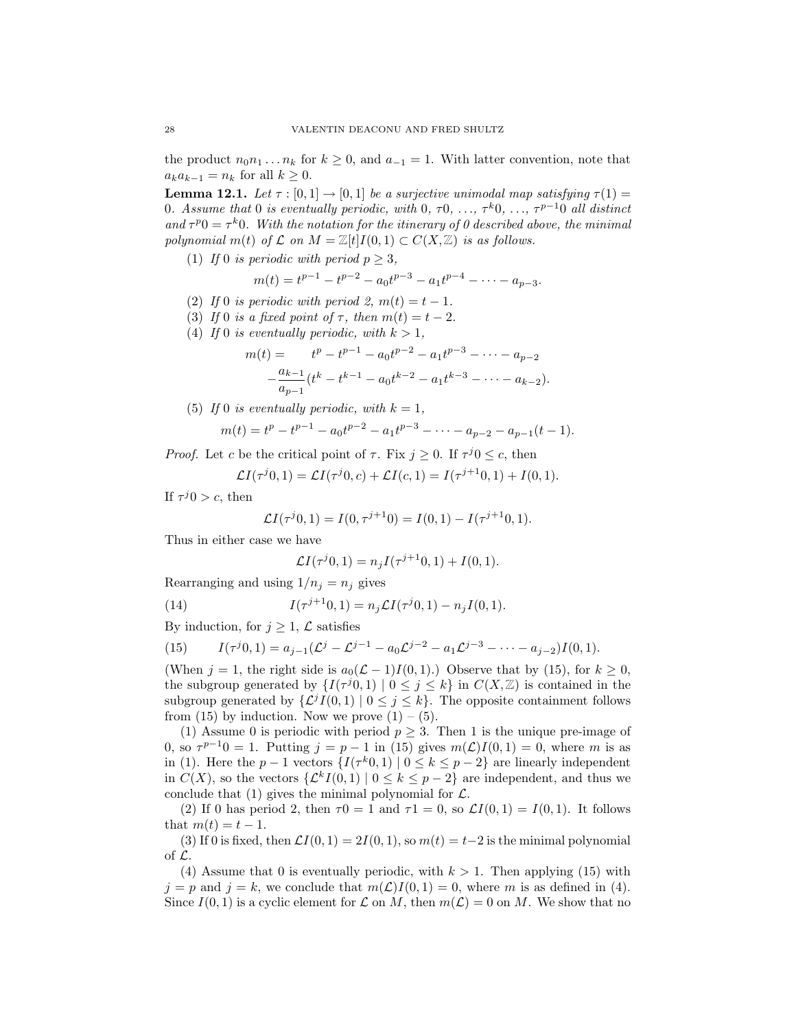the product $n_0 n_1 \dots n_k$ for $k \geq 0$, and $a_{-1} = 1$. With latter convention, note that $a_k a_{k-1} = n_k$ for all $k \geq 0$.

**Lemma 12.1.** *Let $\tau : [0,1] \to [0,1]$ be a surjective unimodal map satisfying $\tau(1) = 0$. Assume that 0 is eventually periodic, with $0, \tau 0, \dots, \tau^k 0, \dots, \tau^{p-1} 0$ all distinct and $\tau^p 0 = \tau^k 0$. With the notation for the itinerary of 0 described above, the minimal polynomial $m(t)$ of $\mathcal{L}$ on $M = \mathbb{Z}[t] I(0,1) \subset C(X, \mathbb{Z})$ is as follows.*

1. *If 0 is periodic with period $p \geq 3$,*
$$m(t) = t^{p-1} - t^{p-2} - a_0 t^{p-3} - a_1 t^{p-4} - \cdots - a_{p-3}.$$
2. *If 0 is periodic with period 2, $m(t) = t - 1$.*
3. *If 0 is a fixed point of $\tau$, then $m(t) = t - 2$.*
4. *If 0 is eventually periodic, with $k > 1$,*
$$\begin{aligned} m(t) = \quad & t^p - t^{p-1} - a_0 t^{p-2} - a_1 t^{p-3} - \cdots - a_{p-2} \\ & - \frac{a_{k-1}}{a_{p-1}} (t^k - t^{k-1} - a_0 t^{k-2} - a_1 t^{k-3} - \cdots - a_{k-2}). \end{aligned}$$
5. *If 0 is eventually periodic, with $k = 1$,*
$$m(t) = t^p - t^{p-1} - a_0 t^{p-2} - a_1 t^{p-3} - \cdots - a_{p-2} - a_{p-1}(t-1).$$

*Proof.* Let $c$ be the critical point of $\tau$. Fix $j \geq 0$. If $\tau^j 0 \leq c$, then
$$\mathcal{L} I(\tau^j 0, 1) = \mathcal{L} I(\tau^j 0, c) + \mathcal{L} I(c, 1) = I(\tau^{j+1} 0, 1) + I(0,1).$$
If $\tau^j 0 > c$, then
$$\mathcal{L} I(\tau^j 0, 1) = I(0, \tau^{j+1} 0) = I(0,1) - I(\tau^{j+1} 0, 1).$$
Thus in either case we have
$$\mathcal{L} I(\tau^j 0, 1) = n_j I(\tau^{j+1} 0, 1) + I(0,1).$$
Rearranging and using $1/n_j = n_j$ gives

$$I(\tau^{j+1} 0, 1) = n_j \mathcal{L} I(\tau^j 0, 1) - n_j I(0,1). \tag{14}$$

By induction, for $j \geq 1$, $\mathcal{L}$ satisfies

$$I(\tau^j 0, 1) = a_{j-1}(\mathcal{L}^j - \mathcal{L}^{j-1} - a_0 \mathcal{L}^{j-2} - a_1 \mathcal{L}^{j-3} - \cdots - a_{j-2}) I(0,1). \tag{15}$$

(When $j = 1$, the right side is $a_0(\mathcal{L} - 1) I(0,1)$.) Observe that by (15), for $k \geq 0$, the subgroup generated by $\{I(\tau^j 0, 1) \mid 0 \leq j \leq k\}$ in $C(X, \mathbb{Z})$ is contained in the subgroup generated by $\{\mathcal{L}^j I(0,1) \mid 0 \leq j \leq k\}$. The opposite containment follows from (15) by induction. Now we prove (1) – (5).

(1) Assume 0 is periodic with period $p \geq 3$. Then 1 is the unique pre-image of 0, so $\tau^{p-1} 0 = 1$. Putting $j = p - 1$ in (15) gives $m(\mathcal{L}) I(0,1) = 0$, where $m$ is as in (1). Here the $p - 1$ vectors $\{I(\tau^k 0, 1) \mid 0 \leq k \leq p-2\}$ are linearly independent in $C(X)$, so the vectors $\{\mathcal{L}^k I(0,1) \mid 0 \leq k \leq p-2\}$ are independent, and thus we conclude that (1) gives the minimal polynomial for $\mathcal{L}$.

(2) If 0 has period 2, then $\tau 0 = 1$ and $\tau 1 = 0$, so $\mathcal{L} I(0,1) = I(0,1)$. It follows that $m(t) = t - 1$.

(3) If 0 is fixed, then $\mathcal{L} I(0,1) = 2 I(0,1)$, so $m(t) = t - 2$ is the minimal polynomial of $\mathcal{L}$.

(4) Assume that 0 is eventually periodic, with $k > 1$. Then applying (15) with $j = p$ and $j = k$, we conclude that $m(\mathcal{L}) I(0,1) = 0$, where $m$ is as defined in (4). Since $I(0,1)$ is a cyclic element for $\mathcal{L}$ on $M$, then $m(\mathcal{L}) = 0$ on $M$. We show that no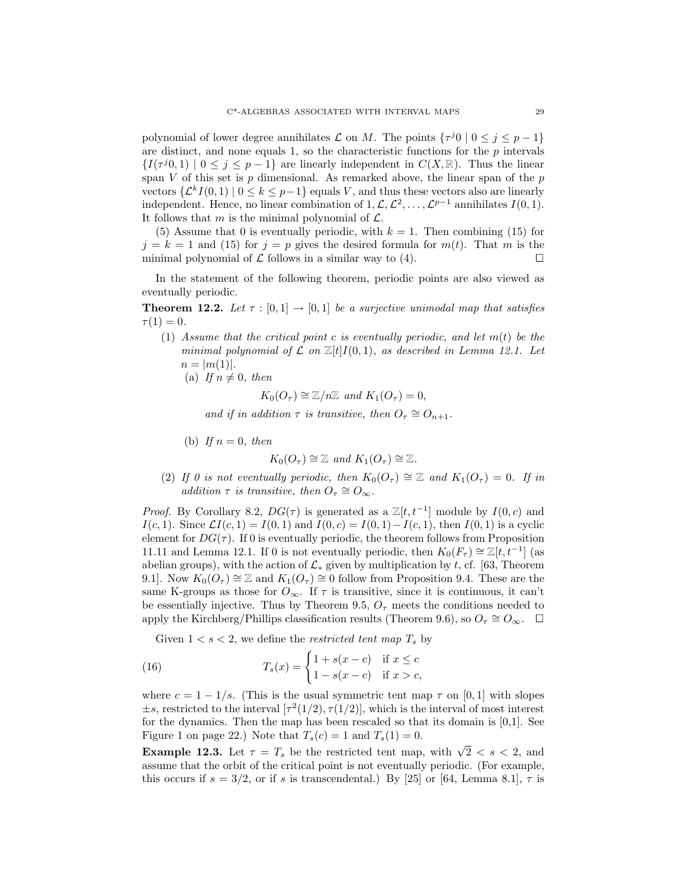polynomial of lower degree annihilates $\mathcal{L}$ on $M$. The points $\{\tau^j 0 \mid 0 \le j \le p-1\}$ are distinct, and none equals 1, so the characteristic functions for the $p$ intervals $\{I(\tau^j 0, 1) \mid 0 \le j \le p-1\}$ are linearly independent in $C(X, \mathbb{R})$. Thus the linear span $V$ of this set is $p$ dimensional. As remarked above, the linear span of the $p$ vectors $\{\mathcal{L}^k I(0,1) \mid 0 \le k \le p-1\}$ equals $V$, and thus these vectors also are linearly independent. Hence, no linear combination of $1, \mathcal{L}, \mathcal{L}^2, \ldots, \mathcal{L}^{p-1}$ annihilates $I(0,1)$. It follows that $m$ is the minimal polynomial of $\mathcal{L}$.

(5) Assume that 0 is eventually periodic, with $k = 1$. Then combining (15) for $j = k = 1$ and (15) for $j = p$ gives the desired formula for $m(t)$. That $m$ is the minimal polynomial of $\mathcal{L}$ follows in a similar way to (4). □

In the statement of the following theorem, periodic points are also viewed as eventually periodic.

**Theorem 12.2.** *Let $\tau : [0,1] \to [0,1]$ be a surjective unimodal map that satisfies $\tau(1) = 0$.*

1. *Assume that the critical point $c$ is eventually periodic, and let $m(t)$ be the minimal polynomial of $\mathcal{L}$ on $\mathbb{Z}[t]I(0,1)$, as described in Lemma 12.1. Let $n = |m(1)|$.*
   (a) *If $n \neq 0$, then*
   $$K_0(O_\tau) \cong \mathbb{Z}/n\mathbb{Z} \text{ and } K_1(O_\tau) = 0,$$
   *and if in addition $\tau$ is transitive, then $O_\tau \cong O_{n+1}$.*

   (b) *If $n = 0$, then*
   $$K_0(O_\tau) \cong \mathbb{Z} \text{ and } K_1(O_\tau) \cong \mathbb{Z}.$$
2. *If 0 is not eventually periodic, then $K_0(O_\tau) \cong \mathbb{Z}$ and $K_1(O_\tau) = 0$. If in addition $\tau$ is transitive, then $O_\tau \cong O_\infty$.*

*Proof.* By Corollary 8.2, $DG(\tau)$ is generated as a $\mathbb{Z}[t, t^{-1}]$ module by $I(0,c)$ and $I(c,1)$. Since $\mathcal{L}I(c,1) = I(0,1)$ and $I(0,c) = I(0,1) - I(c,1)$, then $I(0,1)$ is a cyclic element for $DG(\tau)$. If 0 is eventually periodic, the theorem follows from Proposition 11.11 and Lemma 12.1. If 0 is not eventually periodic, then $K_0(F_\tau) \cong \mathbb{Z}[t, t^{-1}]$ (as abelian groups), with the action of $\mathcal{L}_*$ given by multiplication by $t$, cf. [63, Theorem 9.1]. Now $K_0(O_\tau) \cong \mathbb{Z}$ and $K_1(O_\tau) \cong 0$ follow from Proposition 9.4. These are the same K-groups as those for $O_\infty$. If $\tau$ is transitive, since it is continuous, it can't be essentially injective. Thus by Theorem 9.5, $O_\tau$ meets the conditions needed to apply the Kirchberg/Phillips classification results (Theorem 9.6), so $O_\tau \cong O_\infty$. □

Given $1 < s < 2$, we define the *restricted tent map* $T_s$ by

$$T_s(x) = \begin{cases} 1 + s(x - c) & \text{if } x \le c \\ 1 - s(x - c) & \text{if } x > c, \end{cases} \tag{16}$$

where $c = 1 - 1/s$. (This is the usual symmetric tent map $\tau$ on $[0,1]$ with slopes $\pm s$, restricted to the interval $[\tau^2(1/2), \tau(1/2)]$, which is the interval of most interest for the dynamics. Then the map has been rescaled so that its domain is [0,1]. See Figure 1 on page 22.) Note that $T_s(c) = 1$ and $T_s(1) = 0$.

**Example 12.3.** Let $\tau = T_s$ be the restricted tent map, with $\sqrt{2} < s < 2$, and assume that the orbit of the critical point is not eventually periodic. (For example, this occurs if $s = 3/2$, or if $s$ is transcendental.) By [25] or [64, Lemma 8.1], $\tau$ is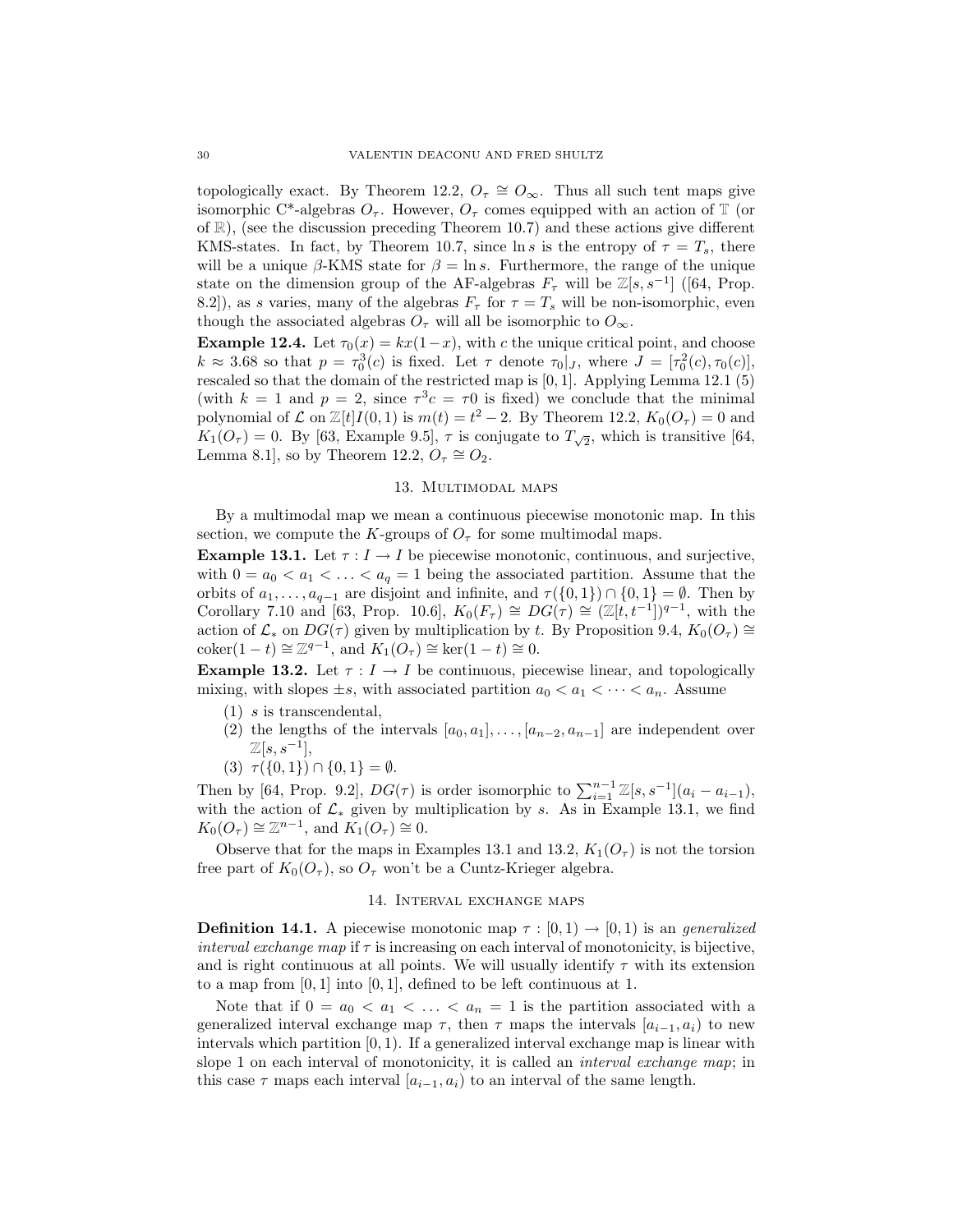topologically exact. By Theorem 12.2, $O_\tau \cong O_\infty$. Thus all such tent maps give isomorphic C*-algebras $O_\tau$. However, $O_\tau$ comes equipped with an action of $\mathbb{T}$ (or of $\mathbb{R}$), (see the discussion preceding Theorem 10.7) and these actions give different KMS-states. In fact, by Theorem 10.7, since $\ln s$ is the entropy of $\tau = T_s$, there will be a unique $\beta$-KMS state for $\beta = \ln s$. Furthermore, the range of the unique state on the dimension group of the AF-algebras $F_\tau$ will be $\mathbb{Z}[s, s^{-1}]$ ([64, Prop. 8.2]), as $s$ varies, many of the algebras $F_\tau$ for $\tau = T_s$ will be non-isomorphic, even though the associated algebras $O_\tau$ will all be isomorphic to $O_\infty$.

**Example 12.4.** Let $\tau_0(x) = kx(1-x)$, with $c$ the unique critical point, and choose $k \approx 3.68$ so that $p = \tau_0^3(c)$ is fixed. Let $\tau$ denote $\tau_0|_J$, where $J = [\tau_0^2(c), \tau_0(c)]$, rescaled so that the domain of the restricted map is $[0,1]$. Applying Lemma 12.1 (5) (with $k = 1$ and $p = 2$, since $\tau^3 c = \tau 0$ is fixed) we conclude that the minimal polynomial of $\mathcal{L}$ on $\mathbb{Z}[t]I(0,1)$ is $m(t) = t^2 - 2$. By Theorem 12.2, $K_0(O_\tau) = 0$ and $K_1(O_\tau) = 0$. By [63, Example 9.5], $\tau$ is conjugate to $T_{\sqrt{2}}$, which is transitive [64, Lemma 8.1], so by Theorem 12.2, $O_\tau \cong O_2$.

## 13. Multimodal maps

By a multimodal map we mean a continuous piecewise monotonic map. In this section, we compute the $K$-groups of $O_\tau$ for some multimodal maps.

**Example 13.1.** Let $\tau : I \to I$ be piecewise monotonic, continuous, and surjective, with $0 = a_0 < a_1 < \ldots < a_q = 1$ being the associated partition. Assume that the orbits of $a_1, \ldots, a_{q-1}$ are disjoint and infinite, and $\tau(\{0,1\}) \cap \{0,1\} = \emptyset$. Then by Corollary 7.10 and [63, Prop. 10.6], $K_0(F_\tau) \cong DG(\tau) \cong (\mathbb{Z}[t, t^{-1}])^{q-1}$, with the action of $\mathcal{L}_*$ on $DG(\tau)$ given by multiplication by $t$. By Proposition 9.4, $K_0(O_\tau) \cong \operatorname{coker}(1-t) \cong \mathbb{Z}^{q-1}$, and $K_1(O_\tau) \cong \ker(1-t) \cong 0$.

**Example 13.2.** Let $\tau : I \to I$ be continuous, piecewise linear, and topologically mixing, with slopes $\pm s$, with associated partition $a_0 < a_1 < \cdots < a_n$. Assume

1. $s$ is transcendental,
2. the lengths of the intervals $[a_0, a_1], \ldots, [a_{n-2}, a_{n-1}]$ are independent over $\mathbb{Z}[s, s^{-1}]$,
3. $\tau(\{0,1\}) \cap \{0,1\} = \emptyset$.

Then by [64, Prop. 9.2], $DG(\tau)$ is order isomorphic to $\sum_{i=1}^{n-1} \mathbb{Z}[s, s^{-1}](a_i - a_{i-1})$, with the action of $\mathcal{L}_*$ given by multiplication by $s$. As in Example 13.1, we find $K_0(O_\tau) \cong \mathbb{Z}^{n-1}$, and $K_1(O_\tau) \cong 0$.

Observe that for the maps in Examples 13.1 and 13.2, $K_1(O_\tau)$ is not the torsion free part of $K_0(O_\tau)$, so $O_\tau$ won't be a Cuntz-Krieger algebra.

## 14. Interval exchange maps

**Definition 14.1.** A piecewise monotonic map $\tau : [0,1) \to [0,1)$ is an *generalized interval exchange map* if $\tau$ is increasing on each interval of monotonicity, is bijective, and is right continuous at all points. We will usually identify $\tau$ with its extension to a map from $[0,1]$ into $[0,1]$, defined to be left continuous at 1.

Note that if $0 = a_0 < a_1 < \ldots < a_n = 1$ is the partition associated with a generalized interval exchange map $\tau$, then $\tau$ maps the intervals $[a_{i-1}, a_i)$ to new intervals which partition $[0,1)$. If a generalized interval exchange map is linear with slope 1 on each interval of monotonicity, it is called an *interval exchange map*; in this case $\tau$ maps each interval $[a_{i-1}, a_i)$ to an interval of the same length.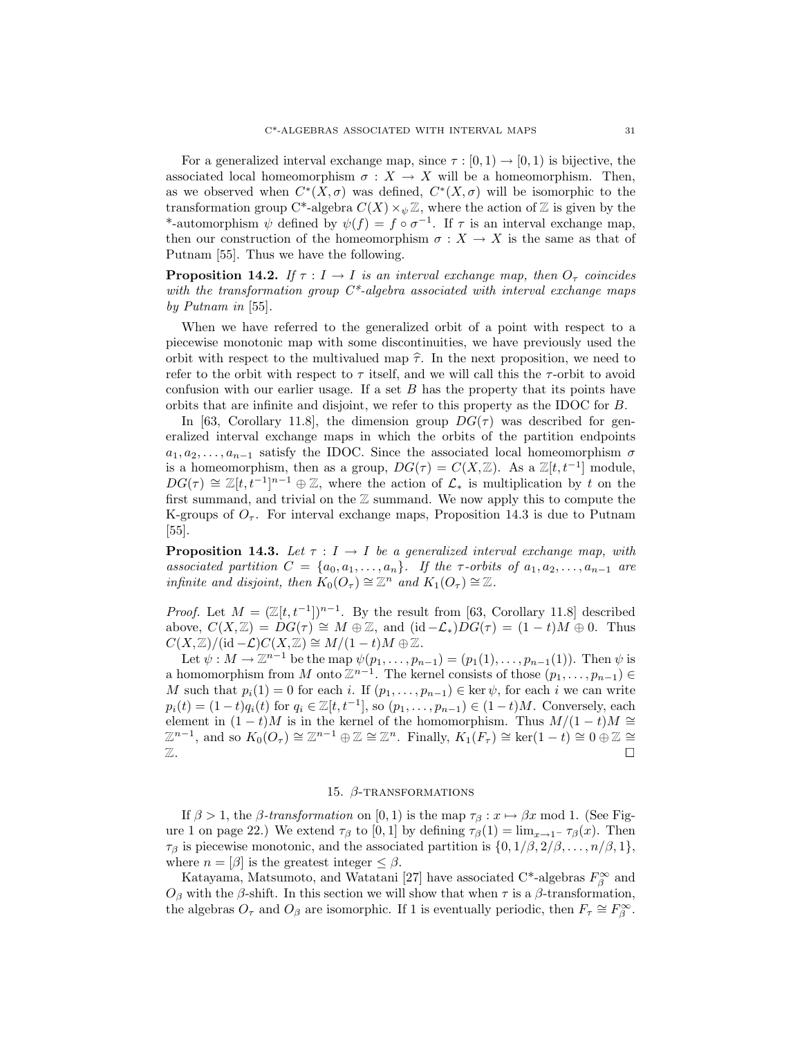For a generalized interval exchange map, since $\tau : [0,1) \to [0,1)$ is bijective, the associated local homeomorphism $\sigma : X \to X$ will be a homeomorphism. Then, as we observed when $C^*(X,\sigma)$ was defined, $C^*(X,\sigma)$ will be isomorphic to the transformation group C*-algebra $C(X) \times_\psi \mathbb{Z}$, where the action of $\mathbb{Z}$ is given by the *-automorphism $\psi$ defined by $\psi(f) = f \circ \sigma^{-1}$. If $\tau$ is an interval exchange map, then our construction of the homeomorphism $\sigma : X \to X$ is the same as that of Putnam [55]. Thus we have the following.

**Proposition 14.2.** *If $\tau : I \to I$ is an interval exchange map, then $O_\tau$ coincides with the transformation group C\*-algebra associated with interval exchange maps by Putnam in* [55].

When we have referred to the generalized orbit of a point with respect to a piecewise monotonic map with some discontinuities, we have previously used the orbit with respect to the multivalued map $\widehat{\tau}$. In the next proposition, we need to refer to the orbit with respect to $\tau$ itself, and we will call this the $\tau$-orbit to avoid confusion with our earlier usage. If a set $B$ has the property that its points have orbits that are infinite and disjoint, we refer to this property as the IDOC for $B$.

In [63, Corollary 11.8], the dimension group $DG(\tau)$ was described for generalized interval exchange maps in which the orbits of the partition endpoints $a_1, a_2, \ldots, a_{n-1}$ satisfy the IDOC. Since the associated local homeomorphism $\sigma$ is a homeomorphism, then as a group, $DG(\tau) = C(X,\mathbb{Z})$. As a $\mathbb{Z}[t,t^{-1}]$ module, $DG(\tau) \cong \mathbb{Z}[t,t^{-1}]^{n-1} \oplus \mathbb{Z}$, where the action of $\mathcal{L}_*$ is multiplication by $t$ on the first summand, and trivial on the $\mathbb{Z}$ summand. We now apply this to compute the K-groups of $O_\tau$. For interval exchange maps, Proposition 14.3 is due to Putnam [55].

**Proposition 14.3.** *Let $\tau : I \to I$ be a generalized interval exchange map, with associated partition $C = \{a_0, a_1, \ldots, a_n\}$. If the $\tau$-orbits of $a_1, a_2, \ldots, a_{n-1}$ are infinite and disjoint, then $K_0(O_\tau) \cong \mathbb{Z}^n$ and $K_1(O_\tau) \cong \mathbb{Z}$.*

*Proof.* Let $M = (\mathbb{Z}[t,t^{-1}])^{n-1}$. By the result from [63, Corollary 11.8] described above, $C(X,\mathbb{Z}) = DG(\tau) \cong M \oplus \mathbb{Z}$, and $(\mathrm{id} - \mathcal{L}_*)DG(\tau) = (1-t)M \oplus 0$. Thus $C(X,\mathbb{Z})/(\mathrm{id} - \mathcal{L})C(X,\mathbb{Z}) \cong M/(1-t)M \oplus \mathbb{Z}$.

Let $\psi : M \to \mathbb{Z}^{n-1}$ be the map $\psi(p_1, \ldots, p_{n-1}) = (p_1(1), \ldots, p_{n-1}(1))$. Then $\psi$ is a homomorphism from $M$ onto $\mathbb{Z}^{n-1}$. The kernel consists of those $(p_1, \ldots, p_{n-1}) \in M$ such that $p_i(1) = 0$ for each $i$. If $(p_1, \ldots, p_{n-1}) \in \ker \psi$, for each $i$ we can write $p_i(t) = (1-t)q_i(t)$ for $q_i \in \mathbb{Z}[t,t^{-1}]$, so $(p_1, \ldots, p_{n-1}) \in (1-t)M$. Conversely, each element in $(1-t)M$ is in the kernel of the homomorphism. Thus $M/(1-t)M \cong \mathbb{Z}^{n-1}$, and so $K_0(O_\tau) \cong \mathbb{Z}^{n-1} \oplus \mathbb{Z} \cong \mathbb{Z}^n$. Finally, $K_1(F_\tau) \cong \ker(1-t) \cong 0 \oplus \mathbb{Z} \cong \mathbb{Z}$. ∎

## 15. $\beta$-transformations

If $\beta > 1$, the *$\beta$-transformation* on $[0,1)$ is the map $\tau_\beta : x \mapsto \beta x \bmod 1$. (See Figure 1 on page 22.) We extend $\tau_\beta$ to $[0,1]$ by defining $\tau_\beta(1) = \lim_{x \to 1^-} \tau_\beta(x)$. Then $\tau_\beta$ is piecewise monotonic, and the associated partition is $\{0, 1/\beta, 2/\beta, \ldots, n/\beta, 1\}$, where $n = [\beta]$ is the greatest integer $\le \beta$.

Katayama, Matsumoto, and Watatani [27] have associated C*-algebras $F_\beta^\infty$ and $O_\beta$ with the $\beta$-shift. In this section we will show that when $\tau$ is a $\beta$-transformation, the algebras $O_\tau$ and $O_\beta$ are isomorphic. If 1 is eventually periodic, then $F_\tau \cong F_\beta^\infty$.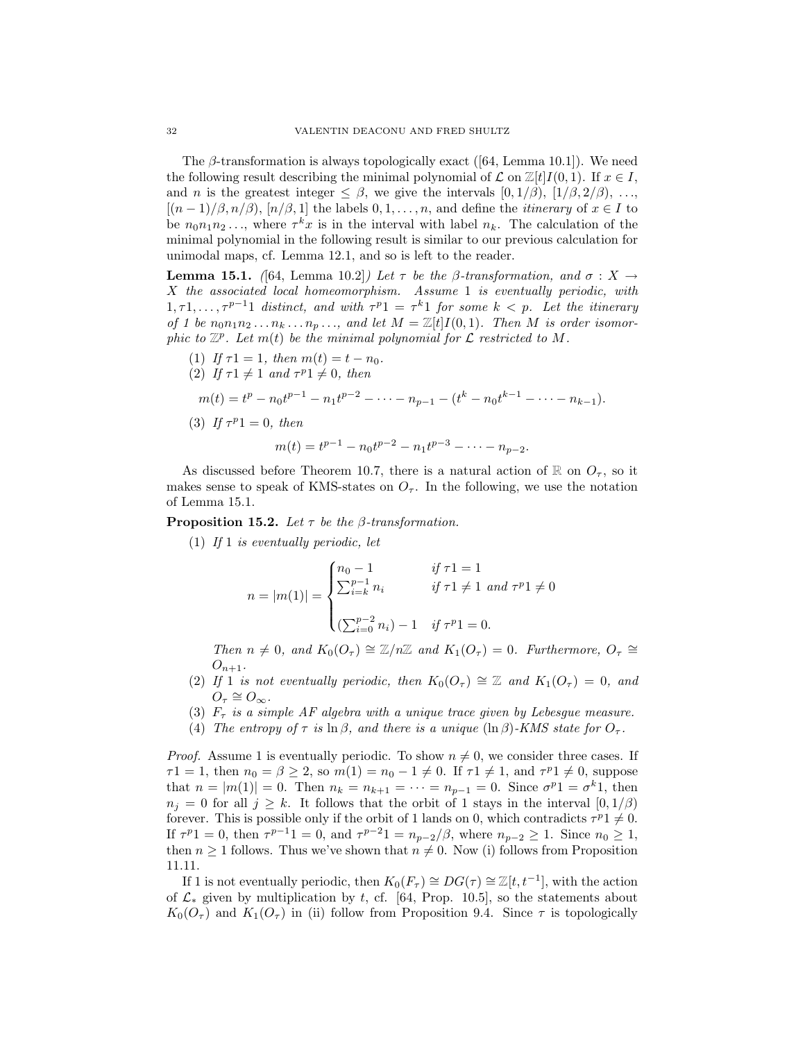The $\beta$-transformation is always topologically exact ([64, Lemma 10.1]). We need the following result describing the minimal polynomial of $\mathcal{L}$ on $\mathbb{Z}[t]I(0,1)$. If $x \in I$, and $n$ is the greatest integer $\leq \beta$, we give the intervals $[0, 1/\beta)$, $[1/\beta, 2/\beta)$, ..., $[(n-1)/\beta, n/\beta)$, $[n/\beta, 1]$ the labels $0, 1, \ldots, n$, and define the *itinerary* of $x \in I$ to be $n_0 n_1 n_2 \ldots$, where $\tau^k x$ is in the interval with label $n_k$. The calculation of the minimal polynomial in the following result is similar to our previous calculation for unimodal maps, cf. Lemma 12.1, and so is left to the reader.

**Lemma 15.1.** *([64, Lemma 10.2]) Let $\tau$ be the $\beta$-transformation, and $\sigma : X \to X$ the associated local homeomorphism. Assume 1 is eventually periodic, with $1, \tau 1, \ldots, \tau^{p-1} 1$ distinct, and with $\tau^p 1 = \tau^k 1$ for some $k < p$. Let the itinerary of 1 be $n_0 n_1 n_2 \ldots n_k \ldots n_p \ldots$, and let $M = \mathbb{Z}[t]I(0,1)$. Then $M$ is order isomorphic to $\mathbb{Z}^p$. Let $m(t)$ be the minimal polynomial for $\mathcal{L}$ restricted to $M$.*

1. *If $\tau 1 = 1$, then $m(t) = t - n_0$.*
2. *If $\tau 1 \neq 1$ and $\tau^p 1 \neq 0$, then*
$$m(t) = t^p - n_0 t^{p-1} - n_1 t^{p-2} - \cdots - n_{p-1} - (t^k - n_0 t^{k-1} - \cdots - n_{k-1}).$$
3. *If $\tau^p 1 = 0$, then*
$$m(t) = t^{p-1} - n_0 t^{p-2} - n_1 t^{p-3} - \cdots - n_{p-2}.$$

As discussed before Theorem 10.7, there is a natural action of $\mathbb{R}$ on $O_\tau$, so it makes sense to speak of KMS-states on $O_\tau$. In the following, we use the notation of Lemma 15.1.

**Proposition 15.2.** *Let $\tau$ be the $\beta$-transformation.*

1. *If 1 is eventually periodic, let*
$$n = |m(1)| = \begin{cases} n_0 - 1 & \text{if } \tau 1 = 1 \\ \sum_{i=k}^{p-1} n_i & \text{if } \tau 1 \neq 1 \text{ and } \tau^p 1 \neq 0 \\ (\sum_{i=0}^{p-2} n_i) - 1 & \text{if } \tau^p 1 = 0. \end{cases}$$
*Then $n \neq 0$, and $K_0(O_\tau) \cong \mathbb{Z}/n\mathbb{Z}$ and $K_1(O_\tau) = 0$. Furthermore, $O_\tau \cong O_{n+1}$.*
2. *If 1 is not eventually periodic, then $K_0(O_\tau) \cong \mathbb{Z}$ and $K_1(O_\tau) = 0$, and $O_\tau \cong O_\infty$.*
3. *$F_\tau$ is a simple AF algebra with a unique trace given by Lebesgue measure.*
4. *The entropy of $\tau$ is $\ln \beta$, and there is a unique $(\ln \beta)$-KMS state for $O_\tau$.*

*Proof.* Assume 1 is eventually periodic. To show $n \neq 0$, we consider three cases. If $\tau 1 = 1$, then $n_0 = \beta \geq 2$, so $m(1) = n_0 - 1 \neq 0$. If $\tau 1 \neq 1$, and $\tau^p 1 \neq 0$, suppose that $n = |m(1)| = 0$. Then $n_k = n_{k+1} = \cdots = n_{p-1} = 0$. Since $\sigma^p 1 = \sigma^k 1$, then $n_j = 0$ for all $j \geq k$. It follows that the orbit of 1 stays in the interval $[0, 1/\beta)$ forever. This is possible only if the orbit of 1 lands on 0, which contradicts $\tau^p 1 \neq 0$. If $\tau^p 1 = 0$, then $\tau^{p-1} 1 = 0$, and $\tau^{p-2} 1 = n_{p-2}/\beta$, where $n_{p-2} \geq 1$. Since $n_0 \geq 1$, then $n \geq 1$ follows. Thus we've shown that $n \neq 0$. Now (i) follows from Proposition 11.11.

If 1 is not eventually periodic, then $K_0(F_\tau) \cong DG(\tau) \cong \mathbb{Z}[t, t^{-1}]$, with the action of $\mathcal{L}_*$ given by multiplication by $t$, cf. [64, Prop. 10.5], so the statements about $K_0(O_\tau)$ and $K_1(O_\tau)$ in (ii) follow from Proposition 9.4. Since $\tau$ is topologically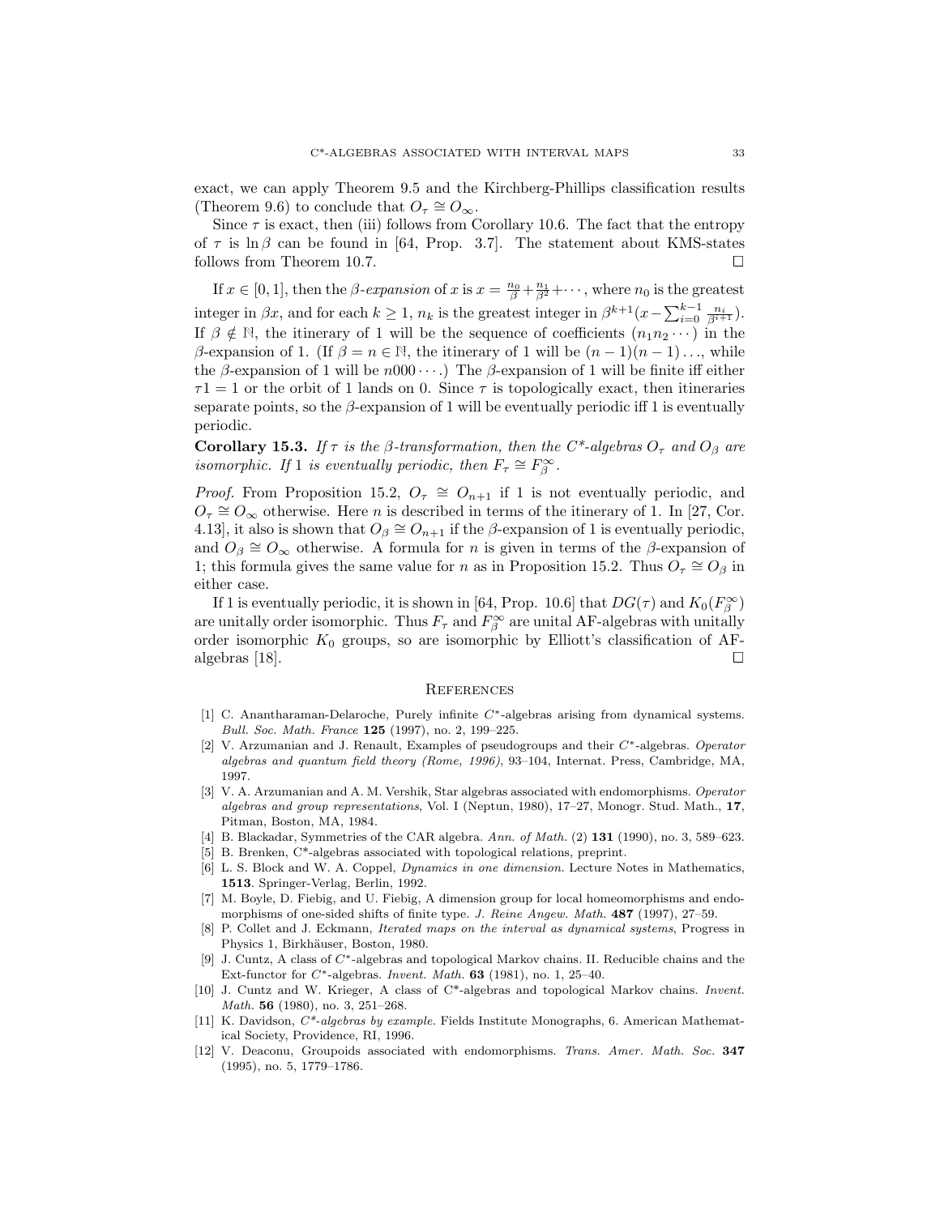exact, we can apply Theorem 9.5 and the Kirchberg-Phillips classification results (Theorem 9.6) to conclude that $O_\tau \cong O_\infty$.

Since $\tau$ is exact, then (iii) follows from Corollary 10.6. The fact that the entropy of $\tau$ is $\ln \beta$ can be found in [64, Prop. 3.7]. The statement about KMS-states follows from Theorem 10.7. □

If $x \in [0,1]$, then the *$\beta$-expansion* of $x$ is $x = \frac{n_0}{\beta} + \frac{n_1}{\beta^2} + \cdots$, where $n_0$ is the greatest integer in $\beta x$, and for each $k \geq 1$, $n_k$ is the greatest integer in $\beta^{k+1}(x - \sum_{i=0}^{k-1} \frac{n_i}{\beta^{i+1}})$. If $\beta \notin \mathbb{N}$, the itinerary of 1 will be the sequence of coefficients $(n_1 n_2 \cdots)$ in the $\beta$-expansion of 1. (If $\beta = n \in \mathbb{N}$, the itinerary of 1 will be $(n-1)(n-1)\ldots$, while the $\beta$-expansion of 1 will be $n000\cdots$.) The $\beta$-expansion of 1 will be finite iff either $\tau 1 = 1$ or the orbit of 1 lands on 0. Since $\tau$ is topologically exact, then itineraries separate points, so the $\beta$-expansion of 1 will be eventually periodic iff 1 is eventually periodic.

**Corollary 15.3.** *If $\tau$ is the $\beta$-transformation, then the C\*-algebras $O_\tau$ and $O_\beta$ are isomorphic. If 1 is eventually periodic, then $F_\tau \cong F_\beta^\infty$.*

*Proof.* From Proposition 15.2, $O_\tau \cong O_{n+1}$ if 1 is not eventually periodic, and $O_\tau \cong O_\infty$ otherwise. Here $n$ is described in terms of the itinerary of 1. In [27, Cor. 4.13], it also is shown that $O_\beta \cong O_{n+1}$ if the $\beta$-expansion of 1 is eventually periodic, and $O_\beta \cong O_\infty$ otherwise. A formula for $n$ is given in terms of the $\beta$-expansion of 1; this formula gives the same value for $n$ as in Proposition 15.2. Thus $O_\tau \cong O_\beta$ in either case.

If 1 is eventually periodic, it is shown in [64, Prop. 10.6] that $DG(\tau)$ and $K_0(F_\beta^\infty)$ are unitally order isomorphic. Thus $F_\tau$ and $F_\beta^\infty$ are unital AF-algebras with unitally order isomorphic $K_0$ groups, so are isomorphic by Elliott's classification of AF-algebras [18]. □

## References

[1] C. Anantharaman-Delaroche, Purely infinite $C^*$-algebras arising from dynamical systems. *Bull. Soc. Math. France* **125** (1997), no. 2, 199–225.

[2] V. Arzumanian and J. Renault, Examples of pseudogroups and their $C^*$-algebras. *Operator algebras and quantum field theory (Rome, 1996)*, 93–104, Internat. Press, Cambridge, MA, 1997.

[3] V. A. Arzumanian and A. M. Vershik, Star algebras associated with endomorphisms. *Operator algebras and group representations*, Vol. I (Neptun, 1980), 17–27, Monogr. Stud. Math., **17**, Pitman, Boston, MA, 1984.

[4] B. Blackadar, Symmetries of the CAR algebra. *Ann. of Math.* (2) **131** (1990), no. 3, 589–623.

[5] B. Brenken, C\*-algebras associated with topological relations, preprint.

[6] L. S. Block and W. A. Coppel, *Dynamics in one dimension.* Lecture Notes in Mathematics, **1513**. Springer-Verlag, Berlin, 1992.

[7] M. Boyle, D. Fiebig, and U. Fiebig, A dimension group for local homeomorphisms and endomorphisms of one-sided shifts of finite type. *J. Reine Angew. Math.* **487** (1997), 27–59.

[8] P. Collet and J. Eckmann, *Iterated maps on the interval as dynamical systems*, Progress in Physics 1, Birkhäuser, Boston, 1980.

[9] J. Cuntz, A class of $C^*$-algebras and topological Markov chains. II. Reducible chains and the Ext-functor for $C^*$-algebras. *Invent. Math.* **63** (1981), no. 1, 25–40.

[10] J. Cuntz and W. Krieger, A class of C\*-algebras and topological Markov chains. *Invent. Math.* **56** (1980), no. 3, 251–268.

[11] K. Davidson, *C\*-algebras by example.* Fields Institute Monographs, 6. American Mathematical Society, Providence, RI, 1996.

[12] V. Deaconu, Groupoids associated with endomorphisms. *Trans. Amer. Math. Soc.* **347** (1995), no. 5, 1779–1786.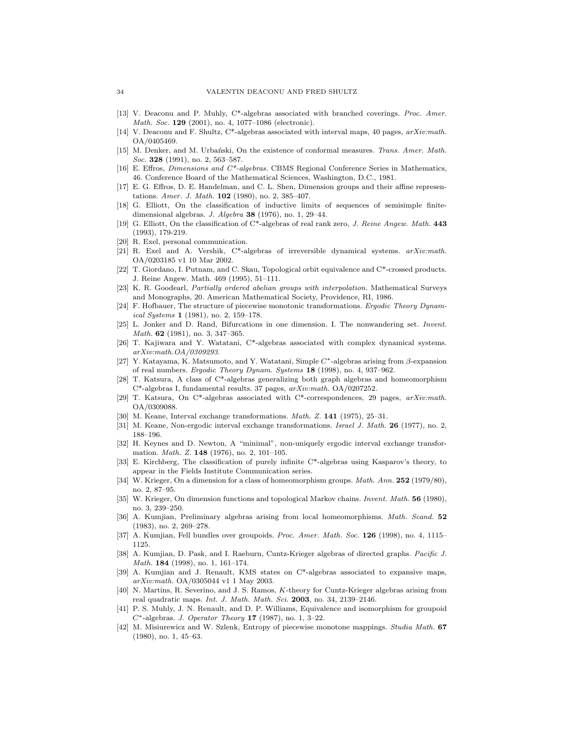[13] V. Deaconu and P. Muhly, C*-algebras associated with branched coverings. *Proc. Amer. Math. Soc.* **129** (2001), no. 4, 1077–1086 (electronic).

[14] V. Deaconu and F. Shultz, C*-algebras associated with interval maps, 40 pages, *arXiv:math.* OA/0405469.

[15] M. Denker, and M. Urbański, On the existence of conformal measures. *Trans. Amer. Math. Soc.* **328** (1991), no. 2, 563–587.

[16] E. Effros, *Dimensions and C*-algebras.* CBMS Regional Conference Series in Mathematics, 46. Conference Board of the Mathematical Sciences, Washington, D.C., 1981.

[17] E. G. Effros, D. E. Handelman, and C. L. Shen, Dimension groups and their affine representations. *Amer. J. Math.* **102** (1980), no. 2, 385–407.

[18] G. Elliott, On the classification of inductive limits of sequences of semisimple finite-dimensional algebras. *J. Algebra* **38** (1976), no. 1, 29–44.

[19] G. Elliott, On the classification of C*-algebras of real rank zero, *J. Reine Angew. Math.* **443** (1993), 179-219.

[20] R. Exel, personal communication.

[21] R. Exel and A. Vershik, C*-algebras of irreversible dynamical systems. *arXiv:math.* OA/0203185 v1 10 Mar 2002.

[22] T. Giordano, I. Putnam, and C. Skau, Topological orbit equivalence and C*-crossed products. J. Reine Angew. Math. 469 (1995), 51–111.

[23] K. R. Goodearl, *Partially ordered abelian groups with interpolation.* Mathematical Surveys and Monographs, 20. American Mathematical Society, Providence, RI, 1986.

[24] F. Hofbauer, The structure of piecewise monotonic transformations. *Ergodic Theory Dynamical Systems* **1** (1981), no. 2, 159–178.

[25] L. Jonker and D. Rand, Bifurcations in one dimension. I. The nonwandering set. *Invent. Math.* **62** (1981), no. 3, 347–365.

[26] T. Kajiwara and Y. Watatani, C*-algebras associated with complex dynamical systems. *arXiv:math.OA/0309293.*

[27] Y. Katayama, K. Matsumoto, and Y. Watatani, Simple $C^*$-algebras arising from $\beta$-expansion of real numbers. *Ergodic Theory Dynam. Systems* **18** (1998), no. 4, 937–962.

[28] T. Katsura, A class of C*-algebras generalizing both graph algebras and homeomorphism C*-algebras I, fundamental results. 37 pages, *arXiv:math.* OA/0207252.

[29] T. Katsura, On C*-algebras associated with C*-correspondences, 29 pages, *arXiv:math.* OA/0309088.

[30] M. Keane, Interval exchange transformations. *Math. Z.* **141** (1975), 25–31.

[31] M. Keane, Non-ergodic interval exchange transformations. *Israel J. Math.* **26** (1977), no. 2, 188–196.

[32] H. Keynes and D. Newton, A "minimal", non-uniquely ergodic interval exchange transformation. *Math. Z.* **148** (1976), no. 2, 101–105.

[33] E. Kirchberg, The classification of purely infinite C*-algebras using Kasparov's theory, to appear in the Fields Institute Communication series.

[34] W. Krieger, On a dimension for a class of homeomorphism groups. *Math. Ann.* **252** (1979/80), no. 2, 87–95.

[35] W. Krieger, On dimension functions and topological Markov chains. *Invent. Math.* **56** (1980), no. 3, 239–250.

[36] A. Kumjian, Preliminary algebras arising from local homeomorphisms. *Math. Scand.* **52** (1983), no. 2, 269–278.

[37] A. Kumjian, Fell bundles over groupoids. *Proc. Amer. Math. Soc.* **126** (1998), no. 4, 1115–1125.

[38] A. Kumjian, D. Pask, and I. Raeburn, Cuntz-Krieger algebras of directed graphs. *Pacific J. Math.* **184** (1998), no. 1, 161–174.

[39] A. Kumjian and J. Renault, KMS states on C*-algebras associated to expansive maps, *arXiv:math.* OA/0305044 v1 1 May 2003.

[40] N. Martins, R. Severino, and J. S. Ramos, *K*-theory for Cuntz-Krieger algebras arising from real quadratic maps. *Int. J. Math. Math. Sci.* **2003**, no. 34, 2139–2146.

[41] P. S. Muhly, J. N. Renault, and D. P. Williams, Equivalence and isomorphism for groupoid $C^*$-algebras. *J. Operator Theory* **17** (1987), no. 1, 3–22.

[42] M. Misiurewicz and W. Szlenk, Entropy of piecewise monotone mappings. *Studia Math.* **67** (1980), no. 1, 45–63.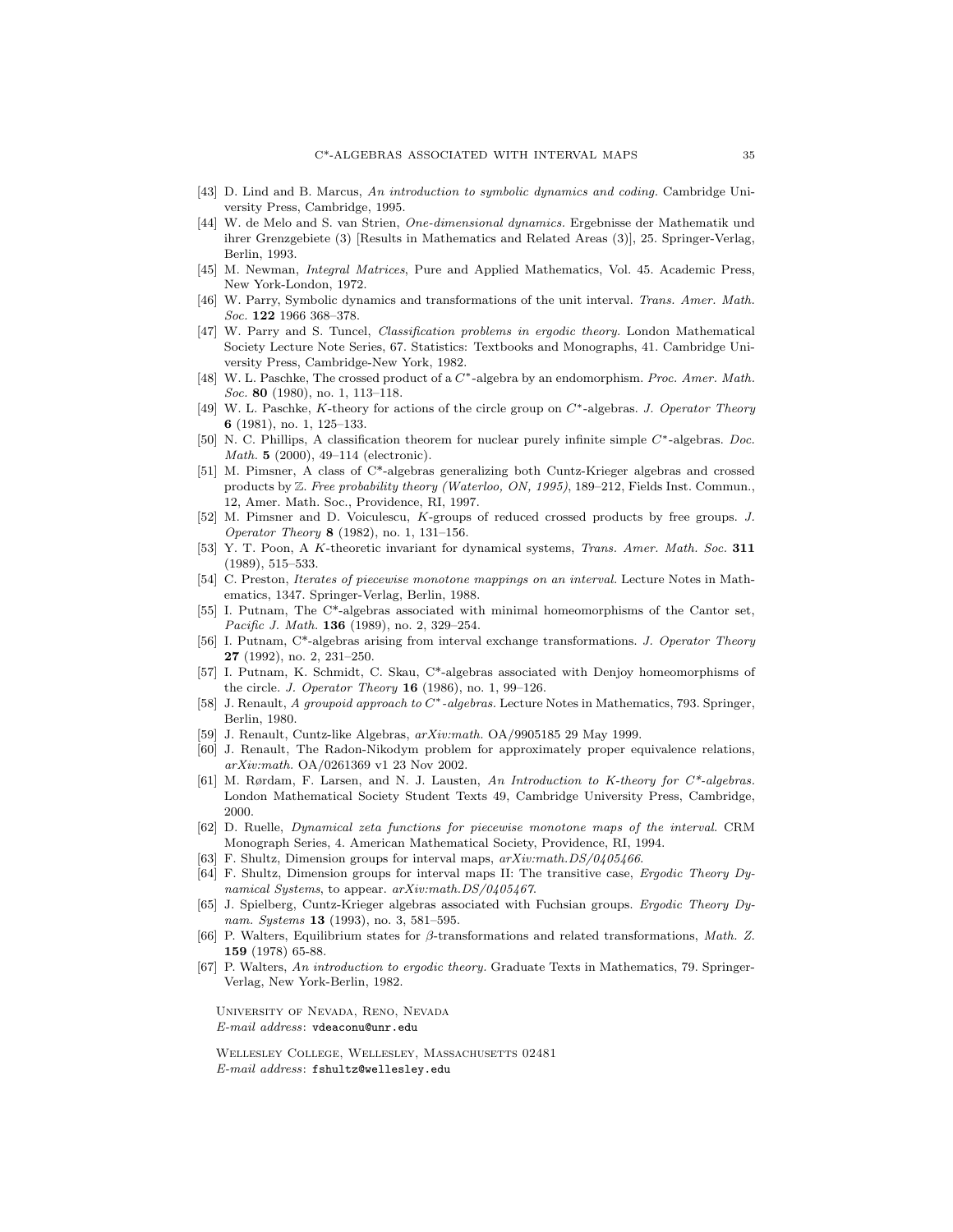[43] D. Lind and B. Marcus, *An introduction to symbolic dynamics and coding.* Cambridge University Press, Cambridge, 1995.

[44] W. de Melo and S. van Strien, *One-dimensional dynamics.* Ergebnisse der Mathematik und ihrer Grenzgebiete (3) [Results in Mathematics and Related Areas (3)], 25. Springer-Verlag, Berlin, 1993.

[45] M. Newman, *Integral Matrices*, Pure and Applied Mathematics, Vol. 45. Academic Press, New York-London, 1972.

[46] W. Parry, Symbolic dynamics and transformations of the unit interval. *Trans. Amer. Math. Soc.* **122** 1966 368–378.

[47] W. Parry and S. Tuncel, *Classification problems in ergodic theory.* London Mathematical Society Lecture Note Series, 67. Statistics: Textbooks and Monographs, 41. Cambridge University Press, Cambridge-New York, 1982.

[48] W. L. Paschke, The crossed product of a $C^*$-algebra by an endomorphism. *Proc. Amer. Math. Soc.* **80** (1980), no. 1, 113–118.

[49] W. L. Paschke, $K$-theory for actions of the circle group on $C^*$-algebras. *J. Operator Theory* **6** (1981), no. 1, 125–133.

[50] N. C. Phillips, A classification theorem for nuclear purely infinite simple $C^*$-algebras. *Doc. Math.* **5** (2000), 49–114 (electronic).

[51] M. Pimsner, A class of C*-algebras generalizing both Cuntz-Krieger algebras and crossed products by $\mathbb{Z}$. *Free probability theory (Waterloo, ON, 1995)*, 189–212, Fields Inst. Commun., 12, Amer. Math. Soc., Providence, RI, 1997.

[52] M. Pimsner and D. Voiculescu, $K$-groups of reduced crossed products by free groups. *J. Operator Theory* **8** (1982), no. 1, 131–156.

[53] Y. T. Poon, A $K$-theoretic invariant for dynamical systems, *Trans. Amer. Math. Soc.* **311** (1989), 515–533.

[54] C. Preston, *Iterates of piecewise monotone mappings on an interval.* Lecture Notes in Mathematics, 1347. Springer-Verlag, Berlin, 1988.

[55] I. Putnam, The C*-algebras associated with minimal homeomorphisms of the Cantor set, *Pacific J. Math.* **136** (1989), no. 2, 329–254.

[56] I. Putnam, C*-algebras arising from interval exchange transformations. *J. Operator Theory* **27** (1992), no. 2, 231–250.

[57] I. Putnam, K. Schmidt, C. Skau, C*-algebras associated with Denjoy homeomorphisms of the circle. *J. Operator Theory* **16** (1986), no. 1, 99–126.

[58] J. Renault, *A groupoid approach to $C^*$-algebras.* Lecture Notes in Mathematics, 793. Springer, Berlin, 1980.

[59] J. Renault, Cuntz-like Algebras, *arXiv:math.* OA/9905185 29 May 1999.

[60] J. Renault, The Radon-Nikodym problem for approximately proper equivalence relations, *arXiv:math.* OA/0261369 v1 23 Nov 2002.

[61] M. Rørdam, F. Larsen, and N. J. Lausten, *An Introduction to K-theory for C*-algebras.* London Mathematical Society Student Texts 49, Cambridge University Press, Cambridge, 2000.

[62] D. Ruelle, *Dynamical zeta functions for piecewise monotone maps of the interval.* CRM Monograph Series, 4. American Mathematical Society, Providence, RI, 1994.

[63] F. Shultz, Dimension groups for interval maps, *arXiv:math.DS/0405466.*

[64] F. Shultz, Dimension groups for interval maps II: The transitive case, *Ergodic Theory Dynamical Systems*, to appear. *arXiv:math.DS/0405467.*

[65] J. Spielberg, Cuntz-Krieger algebras associated with Fuchsian groups. *Ergodic Theory Dynam. Systems* **13** (1993), no. 3, 581–595.

[66] P. Walters, Equilibrium states for $\beta$-transformations and related transformations, *Math. Z.* **159** (1978) 65-88.

[67] P. Walters, *An introduction to ergodic theory.* Graduate Texts in Mathematics, 79. Springer-Verlag, New York-Berlin, 1982.

University of Nevada, Reno, Nevada
*E-mail address*: vdeaconu@unr.edu

Wellesley College, Wellesley, Massachusetts 02481
*E-mail address*: fshultz@wellesley.edu